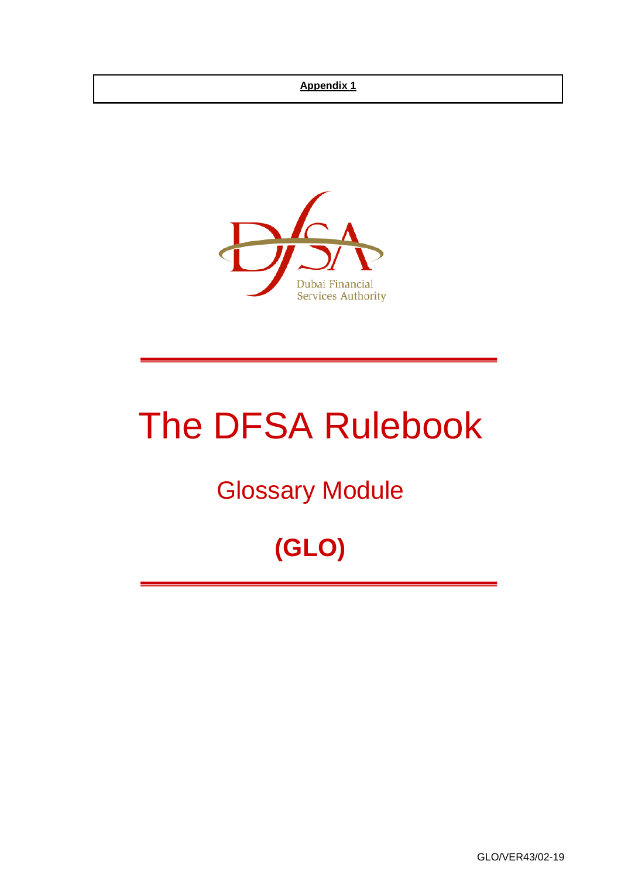**Appendix 1**

Dubai Financial
Services Authority

# The DFSA Rulebook

## Glossary Module

## (GLO)

GLO/VER43/02-19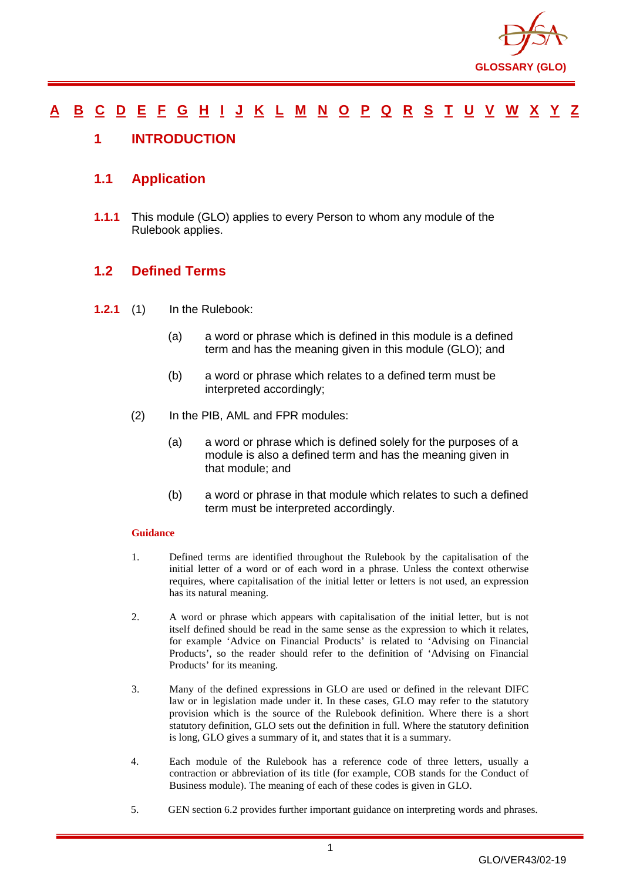[A](#) [B](#) [C](#) [D](#) [E](#) [F](#) [G](#) [H](#) [I](#) [J](#) [K](#) [L](#) [M](#) [N](#) [O](#) [P](#) [Q](#) [R](#) [S](#) [T](#) [U](#) [V](#) [W](#) [X](#) [Y](#) [Z](#)

# 1 INTRODUCTION

## 1.1 Application

**1.1.1** This module (GLO) applies to every Person to whom any module of the Rulebook applies.

## 1.2 Defined Terms

**1.2.1** (1) In the Rulebook:

(a) a word or phrase which is defined in this module is a defined term and has the meaning given in this module (GLO); and

(b) a word or phrase which relates to a defined term must be interpreted accordingly;

(2) In the PIB, AML and FPR modules:

(a) a word or phrase which is defined solely for the purposes of a module is also a defined term and has the meaning given in that module; and

(b) a word or phrase in that module which relates to such a defined term must be interpreted accordingly.

**Guidance**

1. Defined terms are identified throughout the Rulebook by the capitalisation of the initial letter of a word or of each word in a phrase. Unless the context otherwise requires, where capitalisation of the initial letter or letters is not used, an expression has its natural meaning.

2. A word or phrase which appears with capitalisation of the initial letter, but is not itself defined should be read in the same sense as the expression to which it relates, for example 'Advice on Financial Products' is related to 'Advising on Financial Products', so the reader should refer to the definition of 'Advising on Financial Products' for its meaning.

3. Many of the defined expressions in GLO are used or defined in the relevant DIFC law or in legislation made under it. In these cases, GLO may refer to the statutory provision which is the source of the Rulebook definition. Where there is a short statutory definition, GLO sets out the definition in full. Where the statutory definition is long, GLO gives a summary of it, and states that it is a summary.

4. Each module of the Rulebook has a reference code of three letters, usually a contraction or abbreviation of its title (for example, COB stands for the Conduct of Business module). The meaning of each of these codes is given in GLO.

5. GEN section 6.2 provides further important guidance on interpreting words and phrases.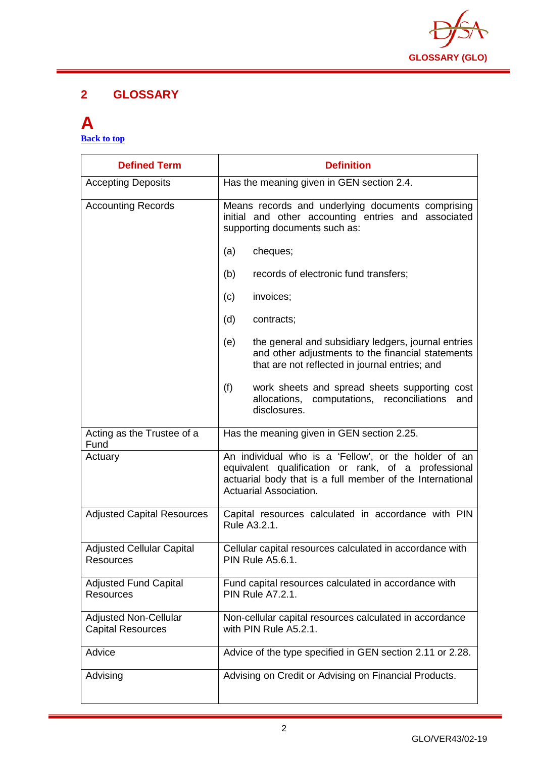## 2 GLOSSARY

# A

[Back to top](#)

| Defined Term | Definition |
|---|---|
| Accepting Deposits | Has the meaning given in GEN section 2.4. |
| Accounting Records | Means records and underlying documents comprising initial and other accounting entries and associated supporting documents such as:<br><br>(a) cheques;<br><br>(b) records of electronic fund transfers;<br><br>(c) invoices;<br><br>(d) contracts;<br><br>(e) the general and subsidiary ledgers, journal entries and other adjustments to the financial statements that are not reflected in journal entries; and<br><br>(f) work sheets and spread sheets supporting cost allocations, computations, reconciliations and disclosures. |
| Acting as the Trustee of a Fund | Has the meaning given in GEN section 2.25. |
| Actuary | An individual who is a 'Fellow', or the holder of an equivalent qualification or rank, of a professional actuarial body that is a full member of the International Actuarial Association. |
| Adjusted Capital Resources | Capital resources calculated in accordance with PIN Rule A3.2.1. |
| Adjusted Cellular Capital Resources | Cellular capital resources calculated in accordance with PIN Rule A5.6.1. |
| Adjusted Fund Capital Resources | Fund capital resources calculated in accordance with PIN Rule A7.2.1. |
| Adjusted Non-Cellular Capital Resources | Non-cellular capital resources calculated in accordance with PIN Rule A5.2.1. |
| Advice | Advice of the type specified in GEN section 2.11 or 2.28. |
| Advising | Advising on Credit or Advising on Financial Products. |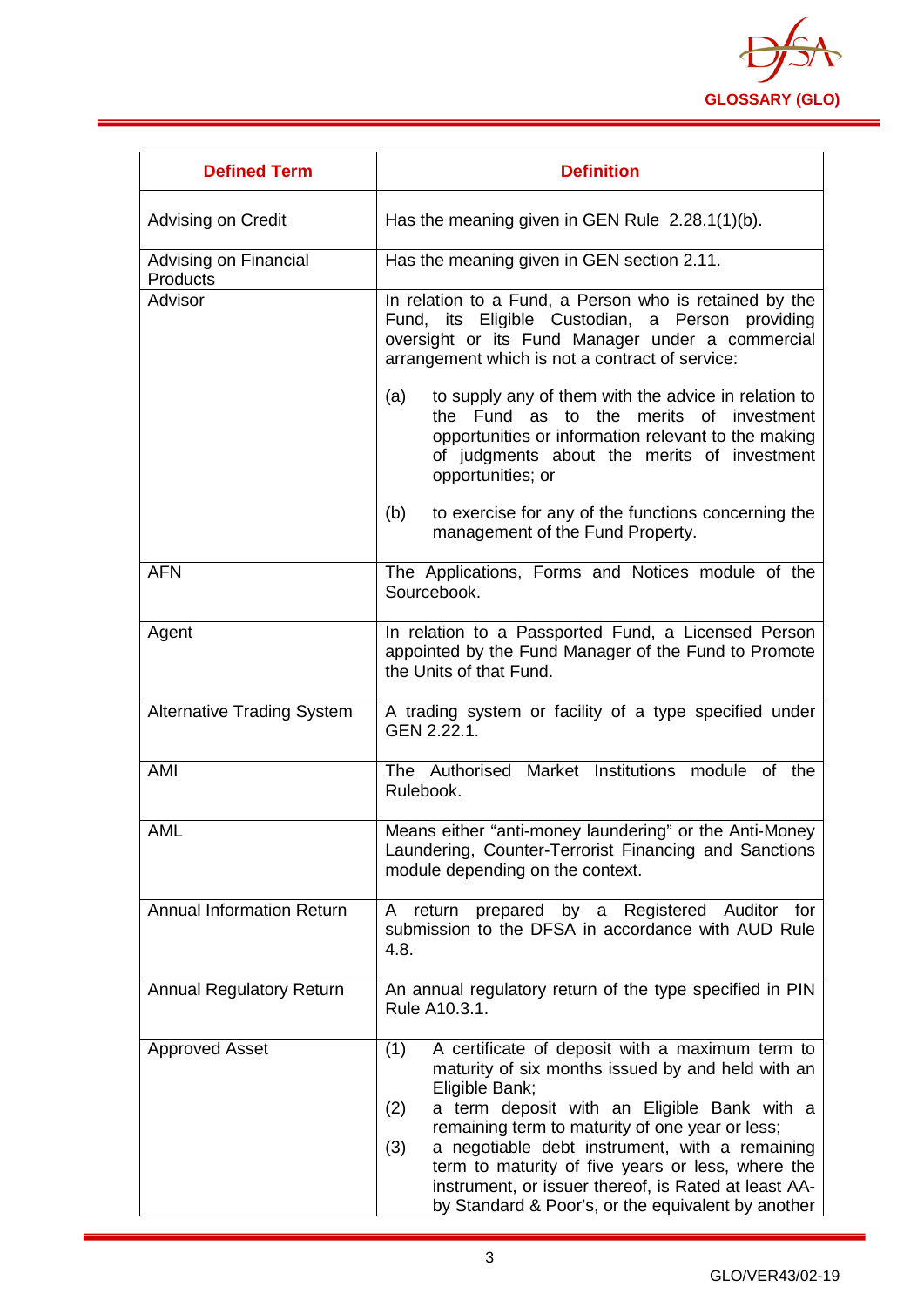| Defined Term | Definition |
|---|---|
| Advising on Credit | Has the meaning given in GEN Rule 2.28.1(1)(b). |
| Advising on Financial Products | Has the meaning given in GEN section 2.11. |
| Advisor | In relation to a Fund, a Person who is retained by the Fund, its Eligible Custodian, a Person providing oversight or its Fund Manager under a commercial arrangement which is not a contract of service:<br><br>(a) to supply any of them with the advice in relation to the Fund as to the merits of investment opportunities or information relevant to the making of judgments about the merits of investment opportunities; or<br><br>(b) to exercise for any of the functions concerning the management of the Fund Property. |
| AFN | The Applications, Forms and Notices module of the Sourcebook. |
| Agent | In relation to a Passported Fund, a Licensed Person appointed by the Fund Manager of the Fund to Promote the Units of that Fund. |
| Alternative Trading System | A trading system or facility of a type specified under GEN 2.22.1. |
| AMI | The Authorised Market Institutions module of the Rulebook. |
| AML | Means either "anti-money laundering" or the Anti-Money Laundering, Counter-Terrorist Financing and Sanctions module depending on the context. |
| Annual Information Return | A return prepared by a Registered Auditor for submission to the DFSA in accordance with AUD Rule 4.8. |
| Annual Regulatory Return | An annual regulatory return of the type specified in PIN Rule A10.3.1. |
| Approved Asset | (1) A certificate of deposit with a maximum term to maturity of six months issued by and held with an Eligible Bank;<br>(2) a term deposit with an Eligible Bank with a remaining term to maturity of one year or less;<br>(3) a negotiable debt instrument, with a remaining term to maturity of five years or less, where the instrument, or issuer thereof, is Rated at least AA- by Standard & Poor's, or the equivalent by another |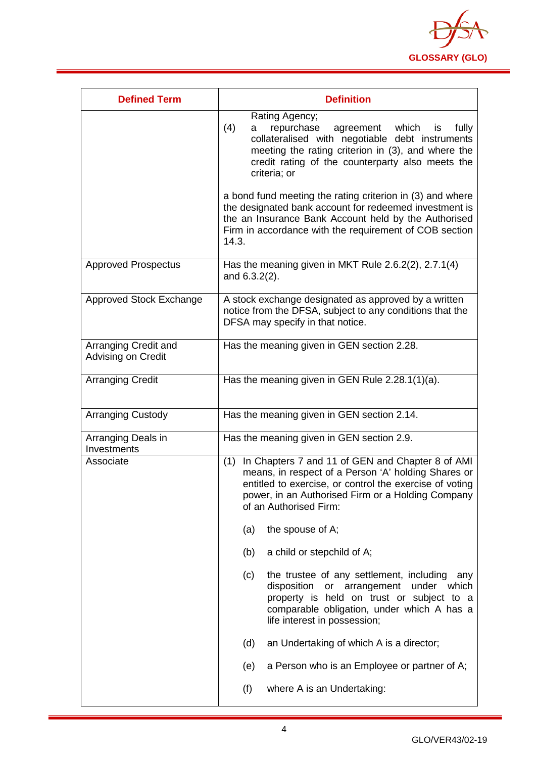| Defined Term | Definition |
|---|---|
| | Rating Agency;<br>(4) a repurchase agreement which is fully collateralised with negotiable debt instruments meeting the rating criterion in (3), and where the credit rating of the counterparty also meets the criteria; or<br><br>a bond fund meeting the rating criterion in (3) and where the designated bank account for redeemed investment is the an Insurance Bank Account held by the Authorised Firm in accordance with the requirement of COB section 14.3. |
| Approved Prospectus | Has the meaning given in MKT Rule 2.6.2(2), 2.7.1(4) and 6.3.2(2). |
| Approved Stock Exchange | A stock exchange designated as approved by a written notice from the DFSA, subject to any conditions that the DFSA may specify in that notice. |
| Arranging Credit and Advising on Credit | Has the meaning given in GEN section 2.28. |
| Arranging Credit | Has the meaning given in GEN Rule 2.28.1(1)(a). |
| Arranging Custody | Has the meaning given in GEN section 2.14. |
| Arranging Deals in Investments | Has the meaning given in GEN section 2.9. |
| Associate | (1) In Chapters 7 and 11 of GEN and Chapter 8 of AMI means, in respect of a Person 'A' holding Shares or entitled to exercise, or control the exercise of voting power, in an Authorised Firm or a Holding Company of an Authorised Firm:<br><br>(a) the spouse of A;<br><br>(b) a child or stepchild of A;<br><br>(c) the trustee of any settlement, including any disposition or arrangement under which property is held on trust or subject to a comparable obligation, under which A has a life interest in possession;<br><br>(d) an Undertaking of which A is a director;<br><br>(e) a Person who is an Employee or partner of A;<br><br>(f) where A is an Undertaking: |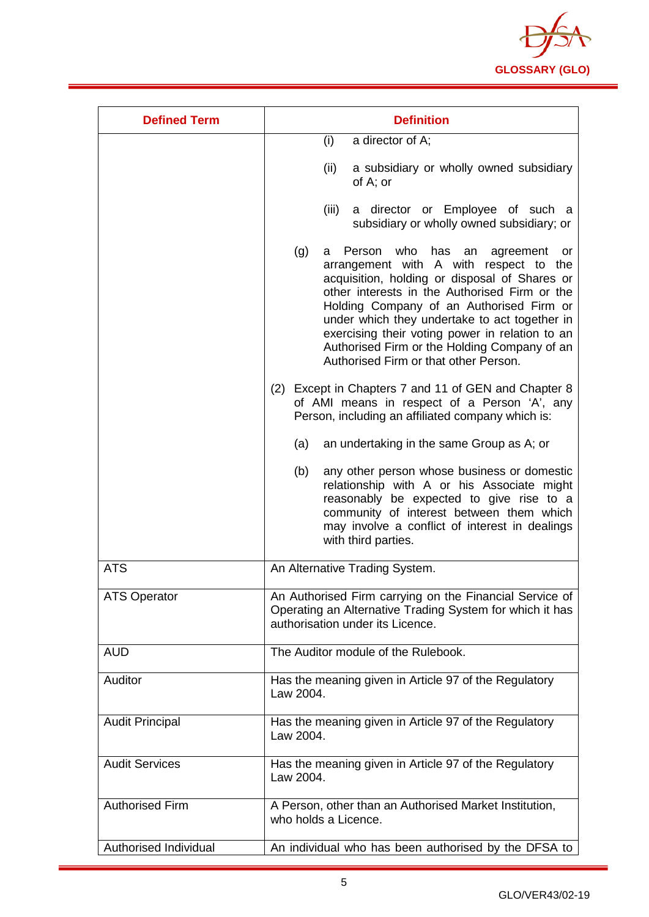| Defined Term | Definition |
|---|---|
| | (i) a director of A;<br><br>(ii) a subsidiary or wholly owned subsidiary of A; or<br><br>(iii) a director or Employee of such a subsidiary or wholly owned subsidiary; or<br><br>(g) a Person who has an agreement or arrangement with A with respect to the acquisition, holding or disposal of Shares or other interests in the Authorised Firm or the Holding Company of an Authorised Firm or under which they undertake to act together in exercising their voting power in relation to an Authorised Firm or the Holding Company of an Authorised Firm or that other Person.<br><br>(2) Except in Chapters 7 and 11 of GEN and Chapter 8 of AMI means in respect of a Person 'A', any Person, including an affiliated company which is:<br><br>(a) an undertaking in the same Group as A; or<br><br>(b) any other person whose business or domestic relationship with A or his Associate might reasonably be expected to give rise to a community of interest between them which may involve a conflict of interest in dealings with third parties. |
| ATS | An Alternative Trading System. |
| ATS Operator | An Authorised Firm carrying on the Financial Service of Operating an Alternative Trading System for which it has authorisation under its Licence. |
| AUD | The Auditor module of the Rulebook. |
| Auditor | Has the meaning given in Article 97 of the Regulatory Law 2004. |
| Audit Principal | Has the meaning given in Article 97 of the Regulatory Law 2004. |
| Audit Services | Has the meaning given in Article 97 of the Regulatory Law 2004. |
| Authorised Firm | A Person, other than an Authorised Market Institution, who holds a Licence. |
| Authorised Individual | An individual who has been authorised by the DFSA to |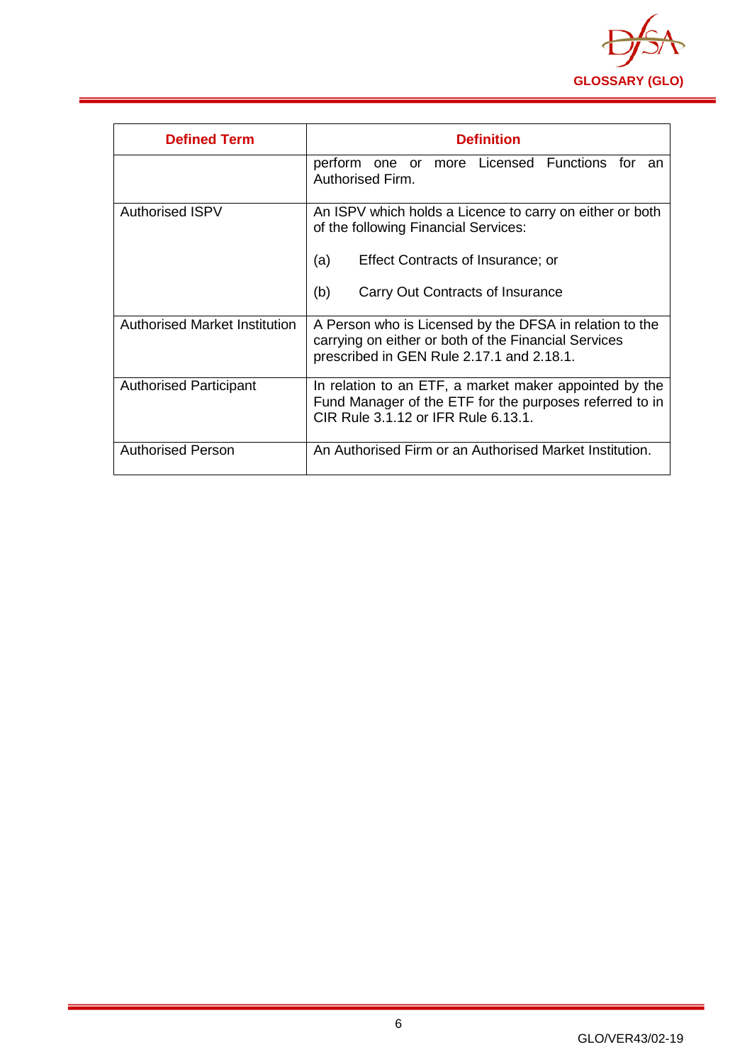| Defined Term | Definition |
|---|---|
| | perform one or more Licensed Functions for an Authorised Firm. |
| Authorised ISPV | An ISPV which holds a Licence to carry on either or both of the following Financial Services:<br><br>(a) Effect Contracts of Insurance; or<br><br>(b) Carry Out Contracts of Insurance |
| Authorised Market Institution | A Person who is Licensed by the DFSA in relation to the carrying on either or both of the Financial Services prescribed in GEN Rule 2.17.1 and 2.18.1. |
| Authorised Participant | In relation to an ETF, a market maker appointed by the Fund Manager of the ETF for the purposes referred to in CIR Rule 3.1.12 or IFR Rule 6.13.1. |
| Authorised Person | An Authorised Firm or an Authorised Market Institution. |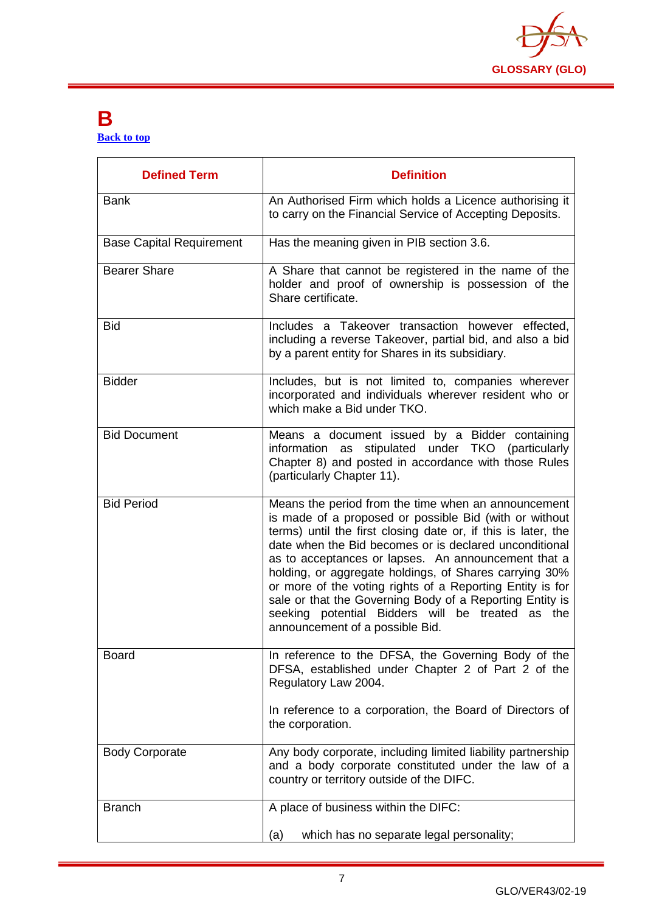# B

[Back to top]

| Defined Term | Definition |
|---|---|
| Bank | An Authorised Firm which holds a Licence authorising it to carry on the Financial Service of Accepting Deposits. |
| Base Capital Requirement | Has the meaning given in PIB section 3.6. |
| Bearer Share | A Share that cannot be registered in the name of the holder and proof of ownership is possession of the Share certificate. |
| Bid | Includes a Takeover transaction however effected, including a reverse Takeover, partial bid, and also a bid by a parent entity for Shares in its subsidiary. |
| Bidder | Includes, but is not limited to, companies wherever incorporated and individuals wherever resident who or which make a Bid under TKO. |
| Bid Document | Means a document issued by a Bidder containing information as stipulated under TKO (particularly Chapter 8) and posted in accordance with those Rules (particularly Chapter 11). |
| Bid Period | Means the period from the time when an announcement is made of a proposed or possible Bid (with or without terms) until the first closing date or, if this is later, the date when the Bid becomes or is declared unconditional as to acceptances or lapses. An announcement that a holding, or aggregate holdings, of Shares carrying 30% or more of the voting rights of a Reporting Entity is for sale or that the Governing Body of a Reporting Entity is seeking potential Bidders will be treated as the announcement of a possible Bid. |
| Board | In reference to the DFSA, the Governing Body of the DFSA, established under Chapter 2 of Part 2 of the Regulatory Law 2004.<br><br>In reference to a corporation, the Board of Directors of the corporation. |
| Body Corporate | Any body corporate, including limited liability partnership and a body corporate constituted under the law of a country or territory outside of the DIFC. |
| Branch | A place of business within the DIFC:<br><br>(a) which has no separate legal personality; |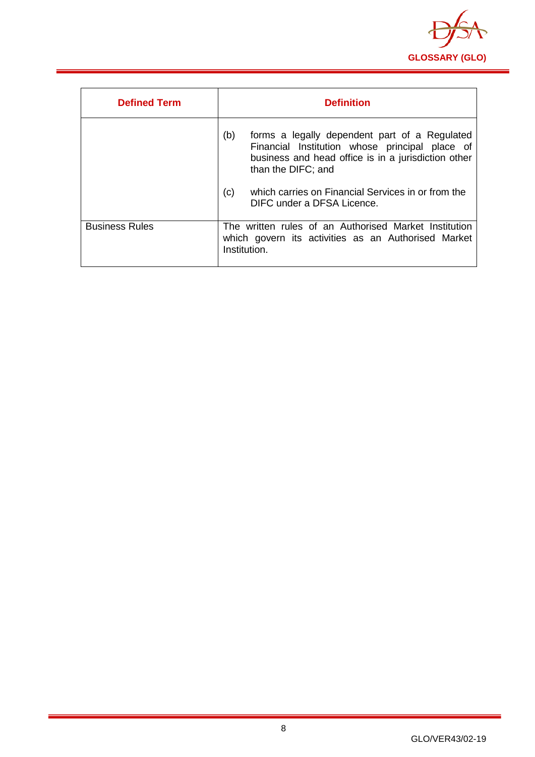| Defined Term | Definition |
|---|---|
| | (b) forms a legally dependent part of a Regulated Financial Institution whose principal place of business and head office is in a jurisdiction other than the DIFC; and<br><br>(c) which carries on Financial Services in or from the DIFC under a DFSA Licence. |
| Business Rules | The written rules of an Authorised Market Institution which govern its activities as an Authorised Market Institution. |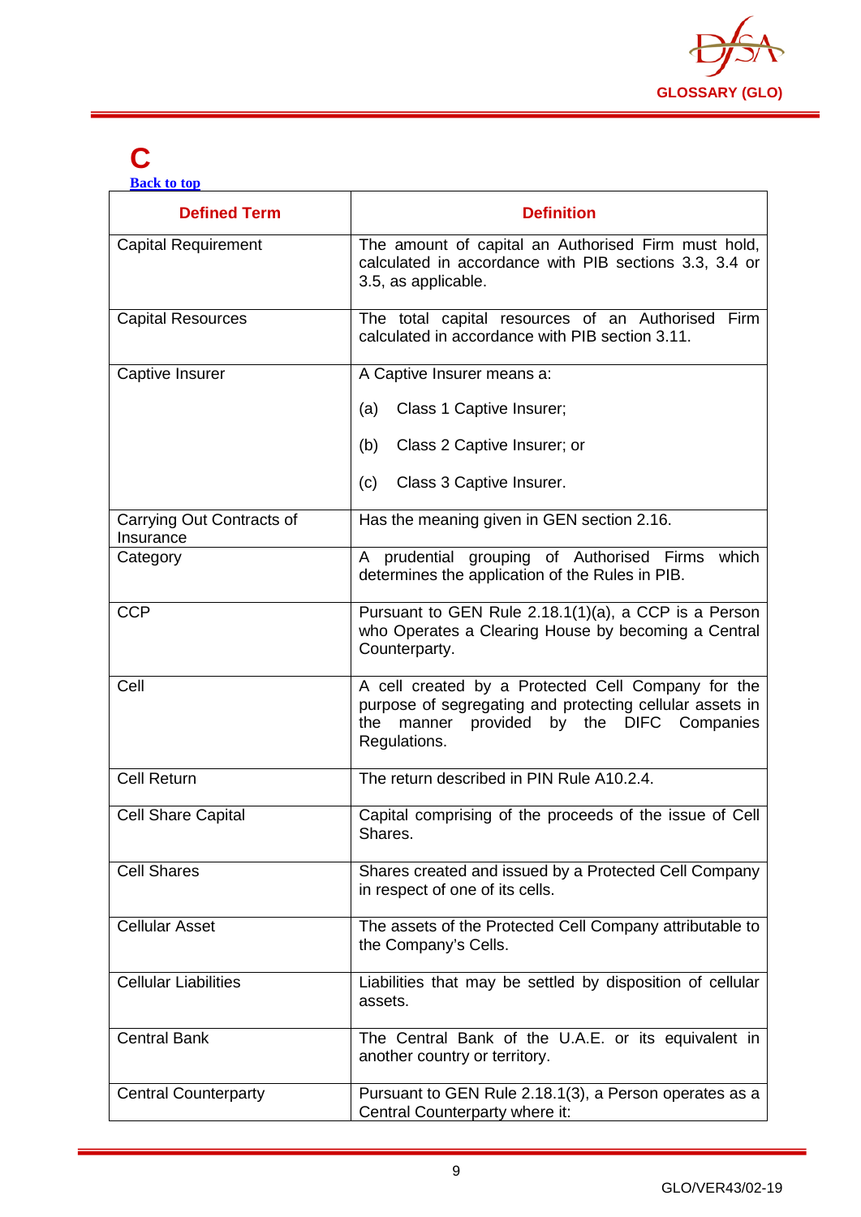# C

Back to top

| Defined Term | Definition |
|---|---|
| Capital Requirement | The amount of capital an Authorised Firm must hold, calculated in accordance with PIB sections 3.3, 3.4 or 3.5, as applicable. |
| Capital Resources | The total capital resources of an Authorised Firm calculated in accordance with PIB section 3.11. |
| Captive Insurer | A Captive Insurer means a: (a) Class 1 Captive Insurer; (b) Class 2 Captive Insurer; or (c) Class 3 Captive Insurer. |
| Carrying Out Contracts of Insurance | Has the meaning given in GEN section 2.16. |
| Category | A prudential grouping of Authorised Firms which determines the application of the Rules in PIB. |
| CCP | Pursuant to GEN Rule 2.18.1(1)(a), a CCP is a Person who Operates a Clearing House by becoming a Central Counterparty. |
| Cell | A cell created by a Protected Cell Company for the purpose of segregating and protecting cellular assets in the manner provided by the DIFC Companies Regulations. |
| Cell Return | The return described in PIN Rule A10.2.4. |
| Cell Share Capital | Capital comprising of the proceeds of the issue of Cell Shares. |
| Cell Shares | Shares created and issued by a Protected Cell Company in respect of one of its cells. |
| Cellular Asset | The assets of the Protected Cell Company attributable to the Company's Cells. |
| Cellular Liabilities | Liabilities that may be settled by disposition of cellular assets. |
| Central Bank | The Central Bank of the U.A.E. or its equivalent in another country or territory. |
| Central Counterparty | Pursuant to GEN Rule 2.18.1(3), a Person operates as a Central Counterparty where it: |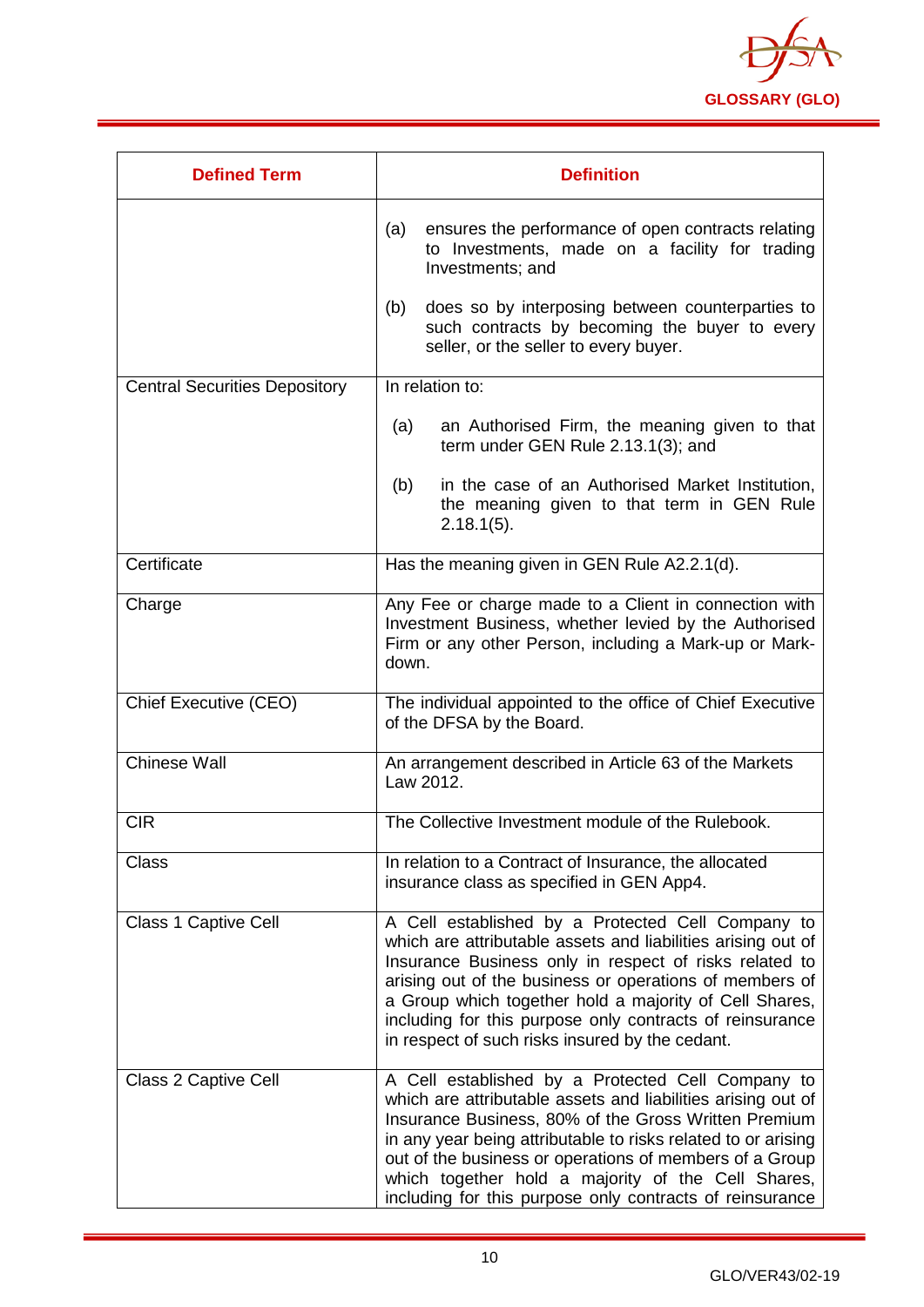| Defined Term | Definition |
|---|---|
| | (a) ensures the performance of open contracts relating to Investments, made on a facility for trading Investments; and<br><br>(b) does so by interposing between counterparties to such contracts by becoming the buyer to every seller, or the seller to every buyer. |
| Central Securities Depository | In relation to:<br><br>(a) an Authorised Firm, the meaning given to that term under GEN Rule 2.13.1(3); and<br><br>(b) in the case of an Authorised Market Institution, the meaning given to that term in GEN Rule 2.18.1(5). |
| Certificate | Has the meaning given in GEN Rule A2.2.1(d). |
| Charge | Any Fee or charge made to a Client in connection with Investment Business, whether levied by the Authorised Firm or any other Person, including a Mark-up or Mark-down. |
| Chief Executive (CEO) | The individual appointed to the office of Chief Executive of the DFSA by the Board. |
| Chinese Wall | An arrangement described in Article 63 of the Markets Law 2012. |
| CIR | The Collective Investment module of the Rulebook. |
| Class | In relation to a Contract of Insurance, the allocated insurance class as specified in GEN App4. |
| Class 1 Captive Cell | A Cell established by a Protected Cell Company to which are attributable assets and liabilities arising out of Insurance Business only in respect of risks related to arising out of the business or operations of members of a Group which together hold a majority of Cell Shares, including for this purpose only contracts of reinsurance in respect of such risks insured by the cedant. |
| Class 2 Captive Cell | A Cell established by a Protected Cell Company to which are attributable assets and liabilities arising out of Insurance Business, 80% of the Gross Written Premium in any year being attributable to risks related to or arising out of the business or operations of members of a Group which together hold a majority of the Cell Shares, including for this purpose only contracts of reinsurance |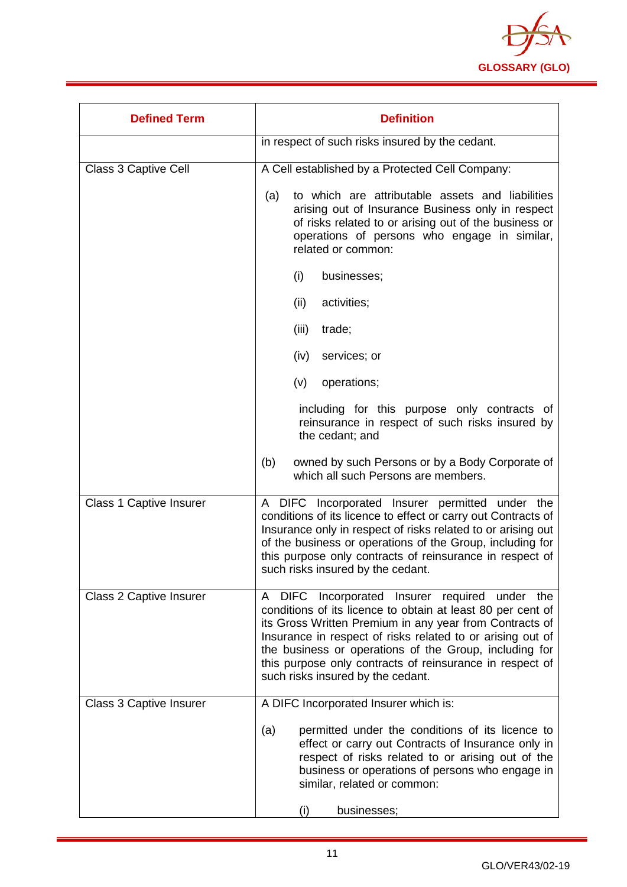| Defined Term | Definition |
|---|---|
| | in respect of such risks insured by the cedant. |
| Class 3 Captive Cell | A Cell established by a Protected Cell Company:<br><br>(a) to which are attributable assets and liabilities arising out of Insurance Business only in respect of risks related to or arising out of the business or operations of persons who engage in similar, related or common:<br><br>(i) businesses;<br><br>(ii) activities;<br><br>(iii) trade;<br><br>(iv) services; or<br><br>(v) operations;<br><br>including for this purpose only contracts of reinsurance in respect of such risks insured by the cedant; and<br><br>(b) owned by such Persons or by a Body Corporate of which all such Persons are members. |
| Class 1 Captive Insurer | A DIFC Incorporated Insurer permitted under the conditions of its licence to effect or carry out Contracts of Insurance only in respect of risks related to or arising out of the business or operations of the Group, including for this purpose only contracts of reinsurance in respect of such risks insured by the cedant. |
| Class 2 Captive Insurer | A DIFC Incorporated Insurer required under the conditions of its licence to obtain at least 80 per cent of its Gross Written Premium in any year from Contracts of Insurance in respect of risks related to or arising out of the business or operations of the Group, including for this purpose only contracts of reinsurance in respect of such risks insured by the cedant. |
| Class 3 Captive Insurer | A DIFC Incorporated Insurer which is:<br><br>(a) permitted under the conditions of its licence to effect or carry out Contracts of Insurance only in respect of risks related to or arising out of the business or operations of persons who engage in similar, related or common:<br><br>(i) businesses; |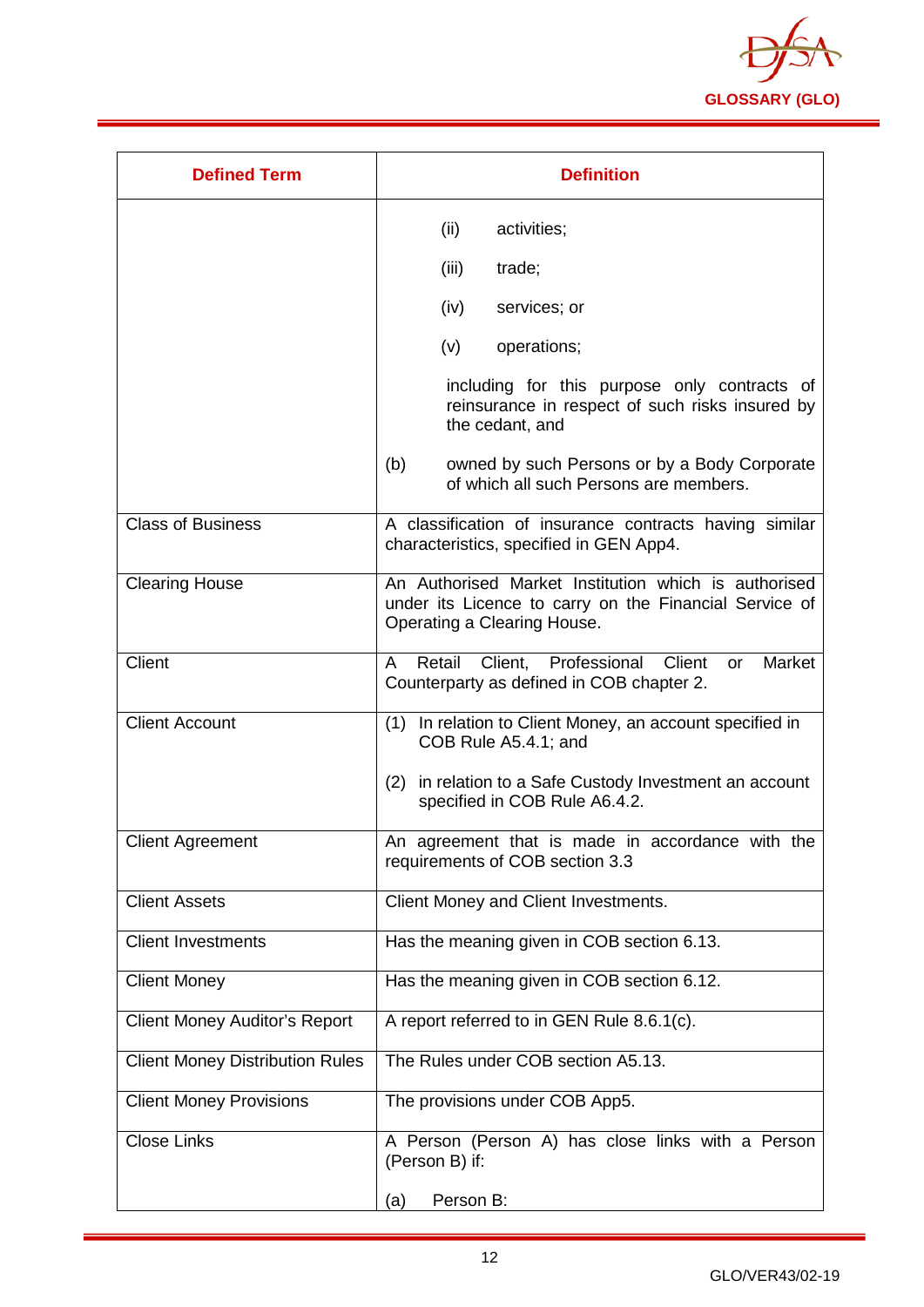| Defined Term | Definition |
|---|---|
| | (ii) activities;<br><br>(iii) trade;<br><br>(iv) services; or<br><br>(v) operations;<br><br>including for this purpose only contracts of reinsurance in respect of such risks insured by the cedant, and<br><br>(b) owned by such Persons or by a Body Corporate of which all such Persons are members. |
| Class of Business | A classification of insurance contracts having similar characteristics, specified in GEN App4. |
| Clearing House | An Authorised Market Institution which is authorised under its Licence to carry on the Financial Service of Operating a Clearing House. |
| Client | A Retail Client, Professional Client or Market Counterparty as defined in COB chapter 2. |
| Client Account | (1) In relation to Client Money, an account specified in COB Rule A5.4.1; and<br><br>(2) in relation to a Safe Custody Investment an account specified in COB Rule A6.4.2. |
| Client Agreement | An agreement that is made in accordance with the requirements of COB section 3.3 |
| Client Assets | Client Money and Client Investments. |
| Client Investments | Has the meaning given in COB section 6.13. |
| Client Money | Has the meaning given in COB section 6.12. |
| Client Money Auditor's Report | A report referred to in GEN Rule 8.6.1(c). |
| Client Money Distribution Rules | The Rules under COB section A5.13. |
| Client Money Provisions | The provisions under COB App5. |
| Close Links | A Person (Person A) has close links with a Person (Person B) if:<br><br>(a) Person B: |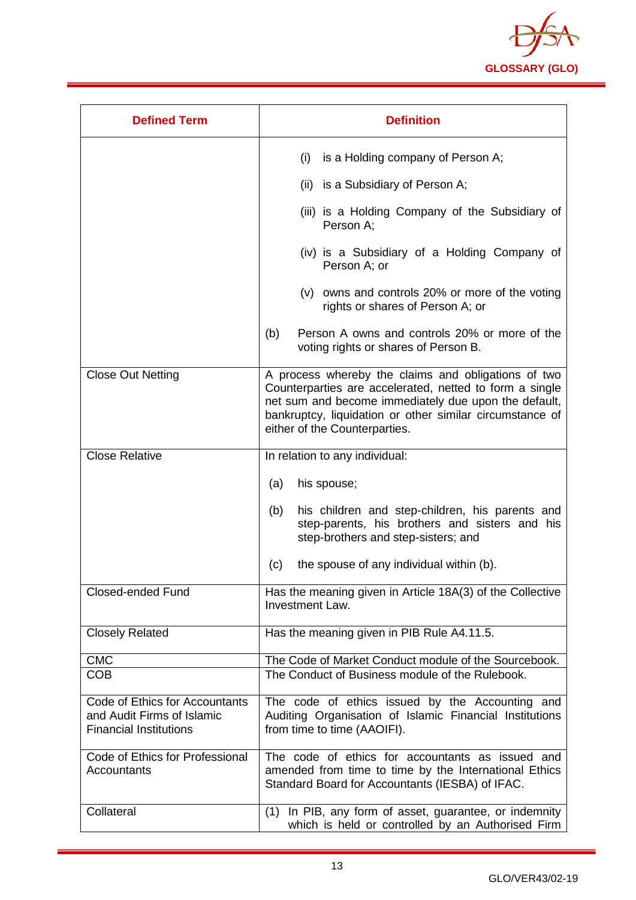| Defined Term | Definition |
|---|---|
| | (i) is a Holding company of Person A;<br><br>(ii) is a Subsidiary of Person A;<br><br>(iii) is a Holding Company of the Subsidiary of Person A;<br><br>(iv) is a Subsidiary of a Holding Company of Person A; or<br><br>(v) owns and controls 20% or more of the voting rights or shares of Person A; or<br><br>(b) Person A owns and controls 20% or more of the voting rights or shares of Person B. |
| Close Out Netting | A process whereby the claims and obligations of two Counterparties are accelerated, netted to form a single net sum and become immediately due upon the default, bankruptcy, liquidation or other similar circumstance of either of the Counterparties. |
| Close Relative | In relation to any individual:<br><br>(a) his spouse;<br><br>(b) his children and step-children, his parents and step-parents, his brothers and sisters and his step-brothers and step-sisters; and<br><br>(c) the spouse of any individual within (b). |
| Closed-ended Fund | Has the meaning given in Article 18A(3) of the Collective Investment Law. |
| Closely Related | Has the meaning given in PIB Rule A4.11.5. |
| CMC | The Code of Market Conduct module of the Sourcebook. |
| COB | The Conduct of Business module of the Rulebook. |
| Code of Ethics for Accountants and Audit Firms of Islamic Financial Institutions | The code of ethics issued by the Accounting and Auditing Organisation of Islamic Financial Institutions from time to time (AAOIFI). |
| Code of Ethics for Professional Accountants | The code of ethics for accountants as issued and amended from time to time by the International Ethics Standard Board for Accountants (IESBA) of IFAC. |
| Collateral | (1) In PIB, any form of asset, guarantee, or indemnity which is held or controlled by an Authorised Firm |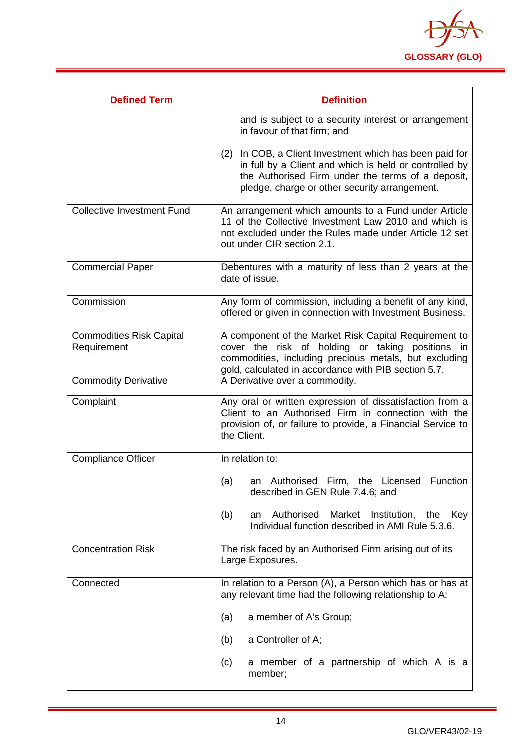| Defined Term | Definition |
| --- | --- |
| | and is subject to a security interest or arrangement in favour of that firm; and<br><br>(2) In COB, a Client Investment which has been paid for in full by a Client and which is held or controlled by the Authorised Firm under the terms of a deposit, pledge, charge or other security arrangement. |
| Collective Investment Fund | An arrangement which amounts to a Fund under Article 11 of the Collective Investment Law 2010 and which is not excluded under the Rules made under Article 12 set out under CIR section 2.1. |
| Commercial Paper | Debentures with a maturity of less than 2 years at the date of issue. |
| Commission | Any form of commission, including a benefit of any kind, offered or given in connection with Investment Business. |
| Commodities Risk Capital Requirement | A component of the Market Risk Capital Requirement to cover the risk of holding or taking positions in commodities, including precious metals, but excluding gold, calculated in accordance with PIB section 5.7. |
| Commodity Derivative | A Derivative over a commodity. |
| Complaint | Any oral or written expression of dissatisfaction from a Client to an Authorised Firm in connection with the provision of, or failure to provide, a Financial Service to the Client. |
| Compliance Officer | In relation to:<br><br>(a) an Authorised Firm, the Licensed Function described in GEN Rule 7.4.6; and<br><br>(b) an Authorised Market Institution, the Key Individual function described in AMI Rule 5.3.6. |
| Concentration Risk | The risk faced by an Authorised Firm arising out of its Large Exposures. |
| Connected | In relation to a Person (A), a Person which has or has at any relevant time had the following relationship to A:<br><br>(a) a member of A's Group;<br><br>(b) a Controller of A;<br><br>(c) a member of a partnership of which A is a member; |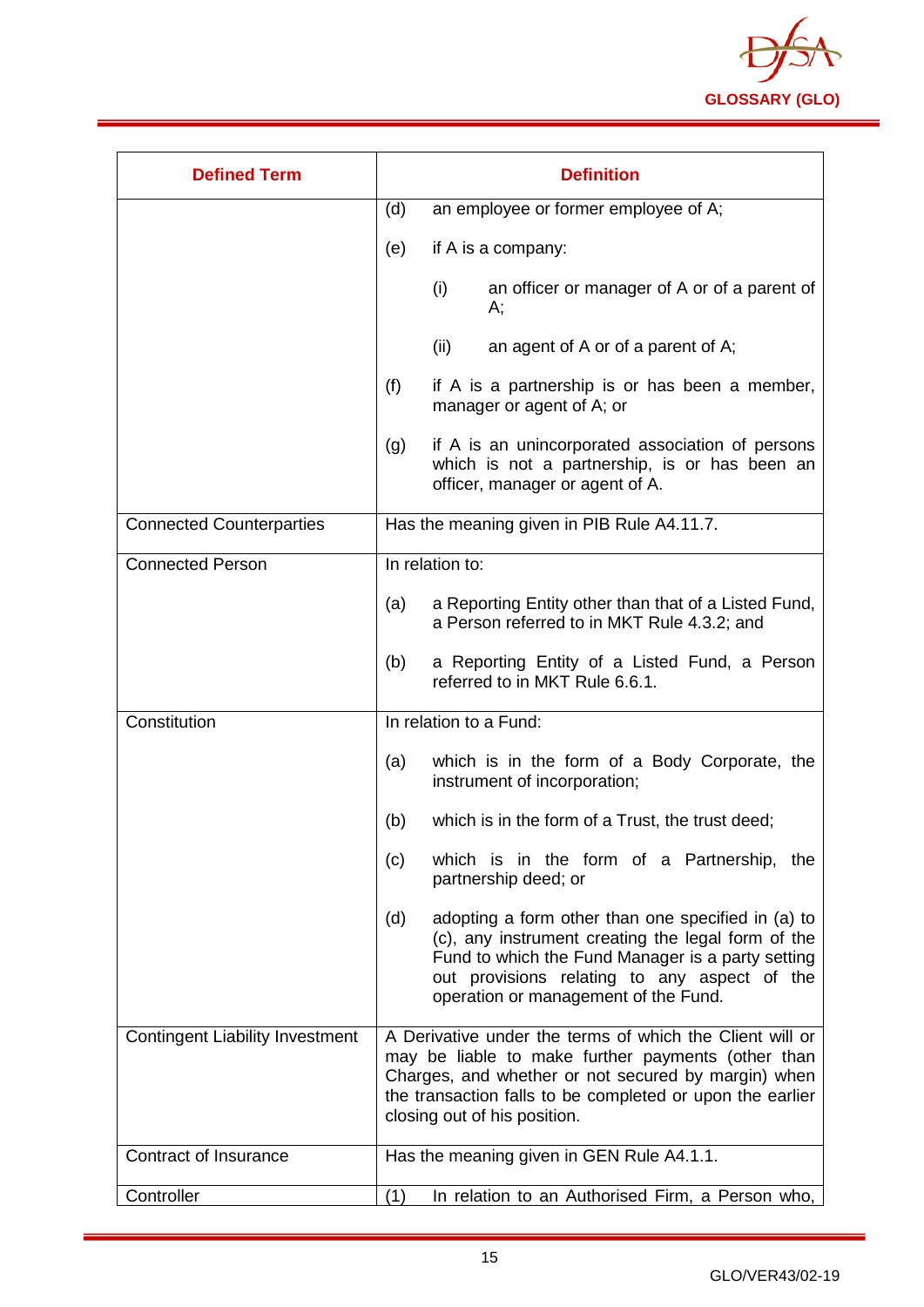| Defined Term | Definition |
|---|---|
| | (d) an employee or former employee of A;<br><br>(e) if A is a company:<br><br>(i) an officer or manager of A or of a parent of A;<br><br>(ii) an agent of A or of a parent of A;<br><br>(f) if A is a partnership is or has been a member, manager or agent of A; or<br><br>(g) if A is an unincorporated association of persons which is not a partnership, is or has been an officer, manager or agent of A. |
| Connected Counterparties | Has the meaning given in PIB Rule A4.11.7. |
| Connected Person | In relation to:<br><br>(a) a Reporting Entity other than that of a Listed Fund, a Person referred to in MKT Rule 4.3.2; and<br><br>(b) a Reporting Entity of a Listed Fund, a Person referred to in MKT Rule 6.6.1. |
| Constitution | In relation to a Fund:<br><br>(a) which is in the form of a Body Corporate, the instrument of incorporation;<br><br>(b) which is in the form of a Trust, the trust deed;<br><br>(c) which is in the form of a Partnership, the partnership deed; or<br><br>(d) adopting a form other than one specified in (a) to (c), any instrument creating the legal form of the Fund to which the Fund Manager is a party setting out provisions relating to any aspect of the operation or management of the Fund. |
| Contingent Liability Investment | A Derivative under the terms of which the Client will or may be liable to make further payments (other than Charges, and whether or not secured by margin) when the transaction falls to be completed or upon the earlier closing out of his position. |
| Contract of Insurance | Has the meaning given in GEN Rule A4.1.1. |
| Controller | (1) In relation to an Authorised Firm, a Person who, |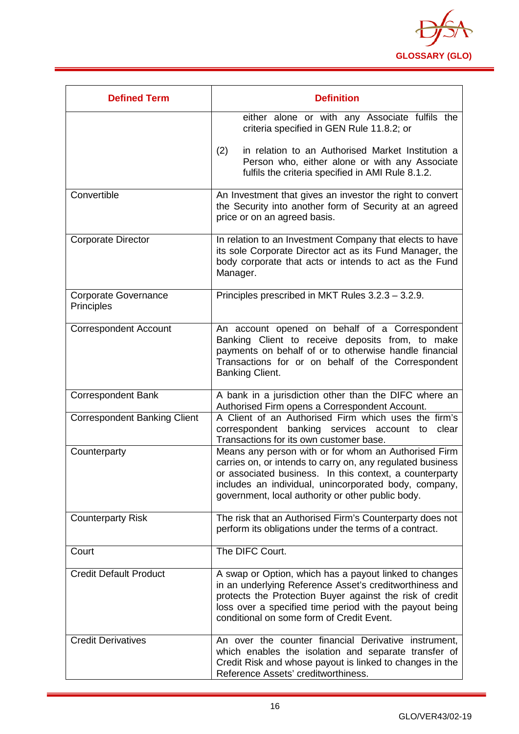| Defined Term | Definition |
|---|---|
| | either alone or with any Associate fulfils the criteria specified in GEN Rule 11.8.2; or<br><br>(2) in relation to an Authorised Market Institution a Person who, either alone or with any Associate fulfils the criteria specified in AMI Rule 8.1.2. |
| Convertible | An Investment that gives an investor the right to convert the Security into another form of Security at an agreed price or on an agreed basis. |
| Corporate Director | In relation to an Investment Company that elects to have its sole Corporate Director act as its Fund Manager, the body corporate that acts or intends to act as the Fund Manager. |
| Corporate Governance Principles | Principles prescribed in MKT Rules 3.2.3 – 3.2.9. |
| Correspondent Account | An account opened on behalf of a Correspondent Banking Client to receive deposits from, to make payments on behalf of or to otherwise handle financial Transactions for or on behalf of the Correspondent Banking Client. |
| Correspondent Bank | A bank in a jurisdiction other than the DIFC where an Authorised Firm opens a Correspondent Account. |
| Correspondent Banking Client | A Client of an Authorised Firm which uses the firm's correspondent banking services account to clear Transactions for its own customer base. |
| Counterparty | Means any person with or for whom an Authorised Firm carries on, or intends to carry on, any regulated business or associated business. In this context, a counterparty includes an individual, unincorporated body, company, government, local authority or other public body. |
| Counterparty Risk | The risk that an Authorised Firm's Counterparty does not perform its obligations under the terms of a contract. |
| Court | The DIFC Court. |
| Credit Default Product | A swap or Option, which has a payout linked to changes in an underlying Reference Asset's creditworthiness and protects the Protection Buyer against the risk of credit loss over a specified time period with the payout being conditional on some form of Credit Event. |
| Credit Derivatives | An over the counter financial Derivative instrument, which enables the isolation and separate transfer of Credit Risk and whose payout is linked to changes in the Reference Assets' creditworthiness. |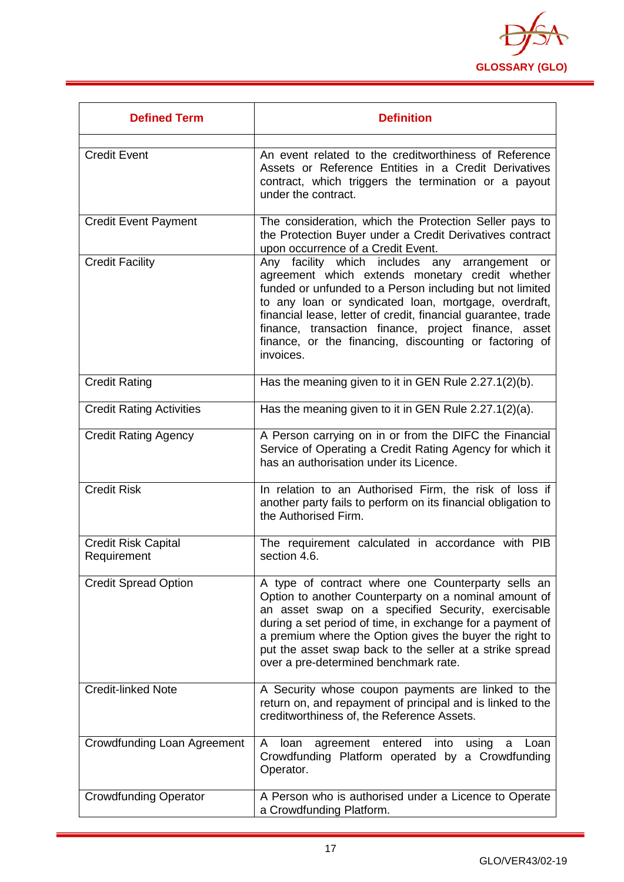| Defined Term | Definition |
| --- | --- |
| | |
| Credit Event | An event related to the creditworthiness of Reference Assets or Reference Entities in a Credit Derivatives contract, which triggers the termination or a payout under the contract. |
| Credit Event Payment | The consideration, which the Protection Seller pays to the Protection Buyer under a Credit Derivatives contract upon occurrence of a Credit Event. |
| Credit Facility | Any facility which includes any arrangement or agreement which extends monetary credit whether funded or unfunded to a Person including but not limited to any loan or syndicated loan, mortgage, overdraft, financial lease, letter of credit, financial guarantee, trade finance, transaction finance, project finance, asset finance, or the financing, discounting or factoring of invoices. |
| Credit Rating | Has the meaning given to it in GEN Rule 2.27.1(2)(b). |
| Credit Rating Activities | Has the meaning given to it in GEN Rule 2.27.1(2)(a). |
| Credit Rating Agency | A Person carrying on in or from the DIFC the Financial Service of Operating a Credit Rating Agency for which it has an authorisation under its Licence. |
| Credit Risk | In relation to an Authorised Firm, the risk of loss if another party fails to perform on its financial obligation to the Authorised Firm. |
| Credit Risk Capital Requirement | The requirement calculated in accordance with PIB section 4.6. |
| Credit Spread Option | A type of contract where one Counterparty sells an Option to another Counterparty on a nominal amount of an asset swap on a specified Security, exercisable during a set period of time, in exchange for a payment of a premium where the Option gives the buyer the right to put the asset swap back to the seller at a strike spread over a pre-determined benchmark rate. |
| Credit-linked Note | A Security whose coupon payments are linked to the return on, and repayment of principal and is linked to the creditworthiness of, the Reference Assets. |
| Crowdfunding Loan Agreement | A loan agreement entered into using a Loan Crowdfunding Platform operated by a Crowdfunding Operator. |
| Crowdfunding Operator | A Person who is authorised under a Licence to Operate a Crowdfunding Platform. |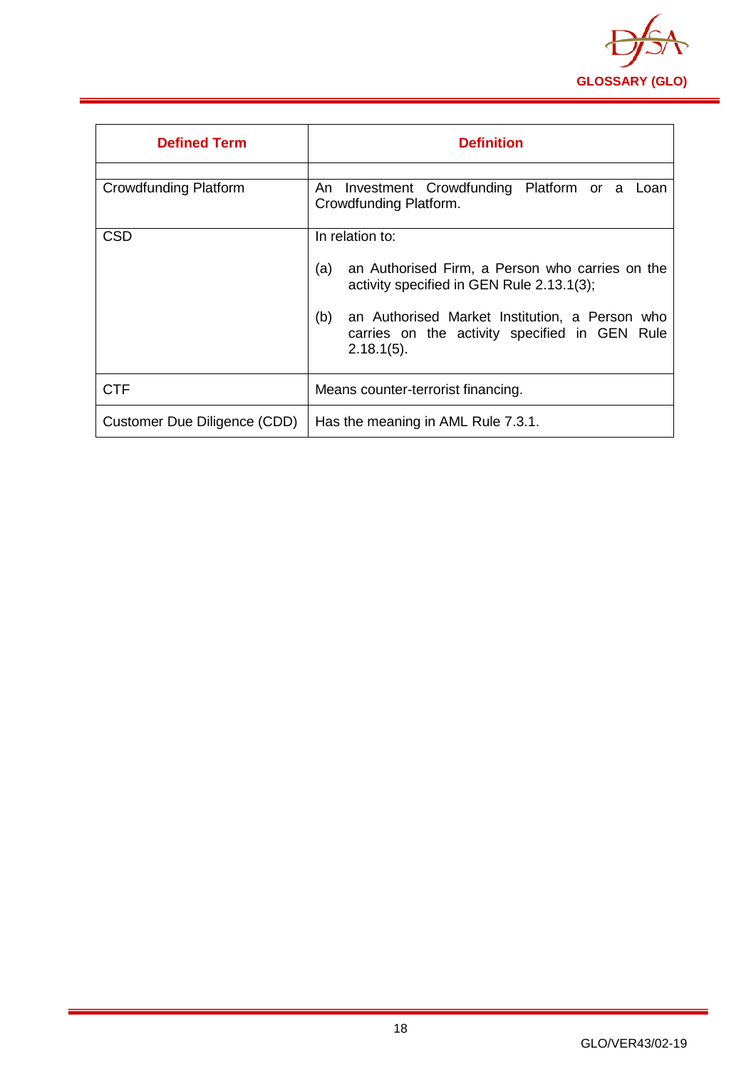| Defined Term | Definition |
|---|---|
| | |
| Crowdfunding Platform | An Investment Crowdfunding Platform or a Loan Crowdfunding Platform. |
| CSD | In relation to:<br><br>(a) an Authorised Firm, a Person who carries on the activity specified in GEN Rule 2.13.1(3);<br><br>(b) an Authorised Market Institution, a Person who carries on the activity specified in GEN Rule 2.18.1(5). |
| CTF | Means counter-terrorist financing. |
| Customer Due Diligence (CDD) | Has the meaning in AML Rule 7.3.1. |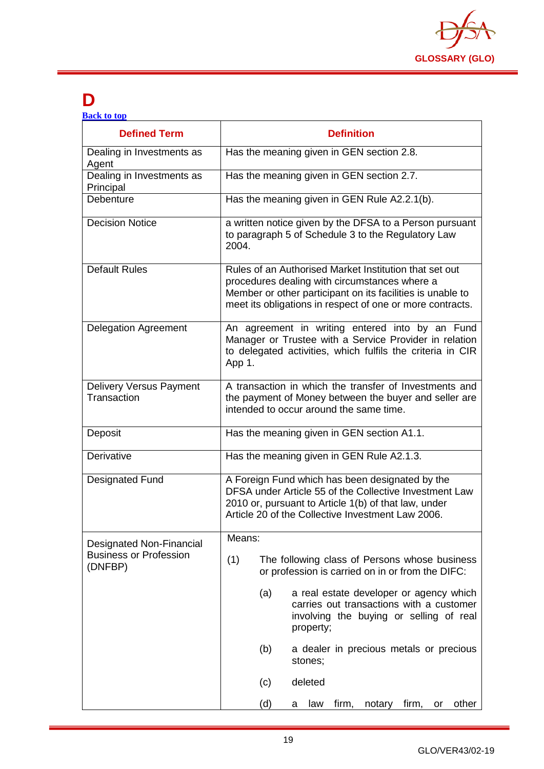# D

Back to top

| Defined Term | Definition |
|---|---|
| Dealing in Investments as Agent | Has the meaning given in GEN section 2.8. |
| Dealing in Investments as Principal | Has the meaning given in GEN section 2.7. |
| Debenture | Has the meaning given in GEN Rule A2.2.1(b). |
| Decision Notice | a written notice given by the DFSA to a Person pursuant to paragraph 5 of Schedule 3 to the Regulatory Law 2004. |
| Default Rules | Rules of an Authorised Market Institution that set out procedures dealing with circumstances where a Member or other participant on its facilities is unable to meet its obligations in respect of one or more contracts. |
| Delegation Agreement | An agreement in writing entered into by an Fund Manager or Trustee with a Service Provider in relation to delegated activities, which fulfils the criteria in CIR App 1. |
| Delivery Versus Payment Transaction | A transaction in which the transfer of Investments and the payment of Money between the buyer and seller are intended to occur around the same time. |
| Deposit | Has the meaning given in GEN section A1.1. |
| Derivative | Has the meaning given in GEN Rule A2.1.3. |
| Designated Fund | A Foreign Fund which has been designated by the DFSA under Article 55 of the Collective Investment Law 2010 or, pursuant to Article 1(b) of that law, under Article 20 of the Collective Investment Law 2006. |
| Designated Non-Financial Business or Profession (DNFBP) | Means:<br><br>(1) The following class of Persons whose business or profession is carried on in or from the DIFC:<br><br>(a) a real estate developer or agency which carries out transactions with a customer involving the buying or selling of real property;<br><br>(b) a dealer in precious metals or precious stones;<br><br>(c) deleted<br><br>(d) a law firm, notary firm, or other |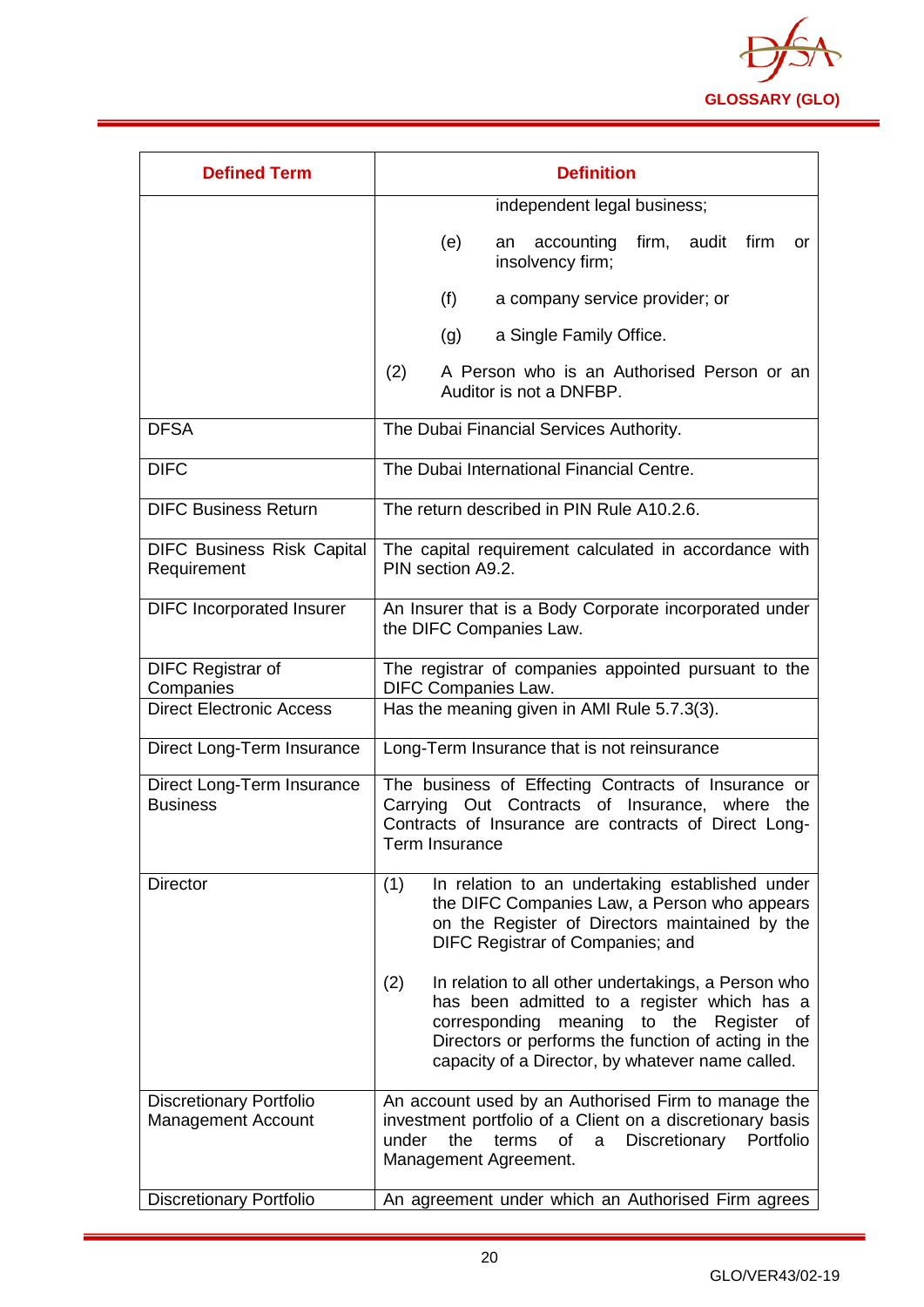| Defined Term | Definition |
|---|---|
| | independent legal business;<br>(e) an accounting firm, audit firm or insolvency firm;<br>(f) a company service provider; or<br>(g) a Single Family Office.<br>(2) A Person who is an Authorised Person or an Auditor is not a DNFBP. |
| DFSA | The Dubai Financial Services Authority. |
| DIFC | The Dubai International Financial Centre. |
| DIFC Business Return | The return described in PIN Rule A10.2.6. |
| DIFC Business Risk Capital Requirement | The capital requirement calculated in accordance with PIN section A9.2. |
| DIFC Incorporated Insurer | An Insurer that is a Body Corporate incorporated under the DIFC Companies Law. |
| DIFC Registrar of Companies | The registrar of companies appointed pursuant to the DIFC Companies Law. |
| Direct Electronic Access | Has the meaning given in AMI Rule 5.7.3(3). |
| Direct Long-Term Insurance | Long-Term Insurance that is not reinsurance |
| Direct Long-Term Insurance Business | The business of Effecting Contracts of Insurance or Carrying Out Contracts of Insurance, where the Contracts of Insurance are contracts of Direct Long-Term Insurance |
| Director | (1) In relation to an undertaking established under the DIFC Companies Law, a Person who appears on the Register of Directors maintained by the DIFC Registrar of Companies; and<br>(2) In relation to all other undertakings, a Person who has been admitted to a register which has a corresponding meaning to the Register of Directors or performs the function of acting in the capacity of a Director, by whatever name called. |
| Discretionary Portfolio Management Account | An account used by an Authorised Firm to manage the investment portfolio of a Client on a discretionary basis under the terms of a Discretionary Portfolio Management Agreement. |
| Discretionary Portfolio | An agreement under which an Authorised Firm agrees |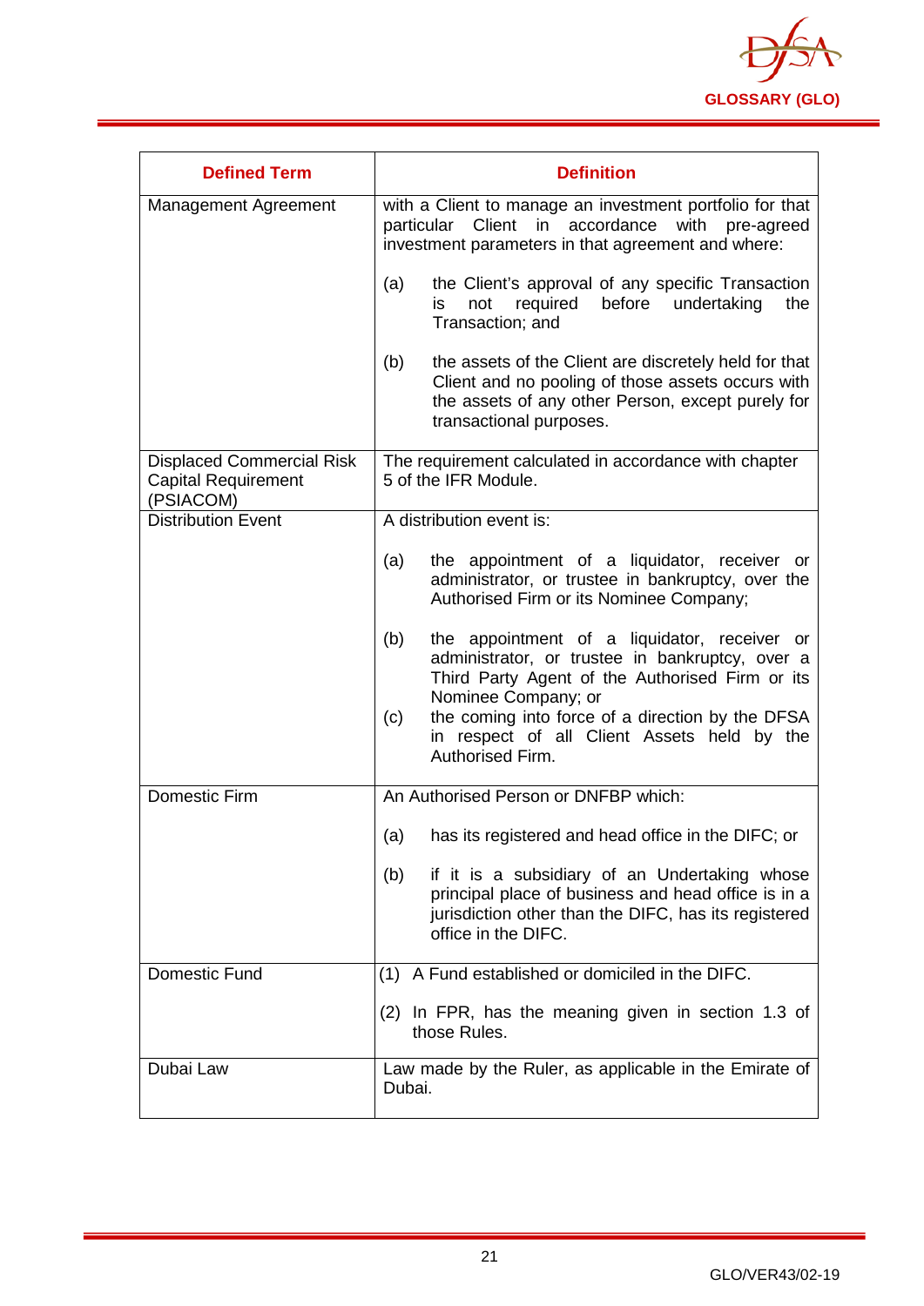| Defined Term | Definition |
|---|---|
| Management Agreement | with a Client to manage an investment portfolio for that particular Client in accordance with pre-agreed investment parameters in that agreement and where:<br><br>(a) the Client's approval of any specific Transaction is not required before undertaking the Transaction; and<br><br>(b) the assets of the Client are discretely held for that Client and no pooling of those assets occurs with the assets of any other Person, except purely for transactional purposes. |
| Displaced Commercial Risk Capital Requirement (PSIACOM) | The requirement calculated in accordance with chapter 5 of the IFR Module. |
| Distribution Event | A distribution event is:<br><br>(a) the appointment of a liquidator, receiver or administrator, or trustee in bankruptcy, over the Authorised Firm or its Nominee Company;<br><br>(b) the appointment of a liquidator, receiver or administrator, or trustee in bankruptcy, over a Third Party Agent of the Authorised Firm or its Nominee Company; or<br>(c) the coming into force of a direction by the DFSA in respect of all Client Assets held by the Authorised Firm. |
| Domestic Firm | An Authorised Person or DNFBP which:<br><br>(a) has its registered and head office in the DIFC; or<br><br>(b) if it is a subsidiary of an Undertaking whose principal place of business and head office is in a jurisdiction other than the DIFC, has its registered office in the DIFC. |
| Domestic Fund | (1) A Fund established or domiciled in the DIFC.<br><br>(2) In FPR, has the meaning given in section 1.3 of those Rules. |
| Dubai Law | Law made by the Ruler, as applicable in the Emirate of Dubai. |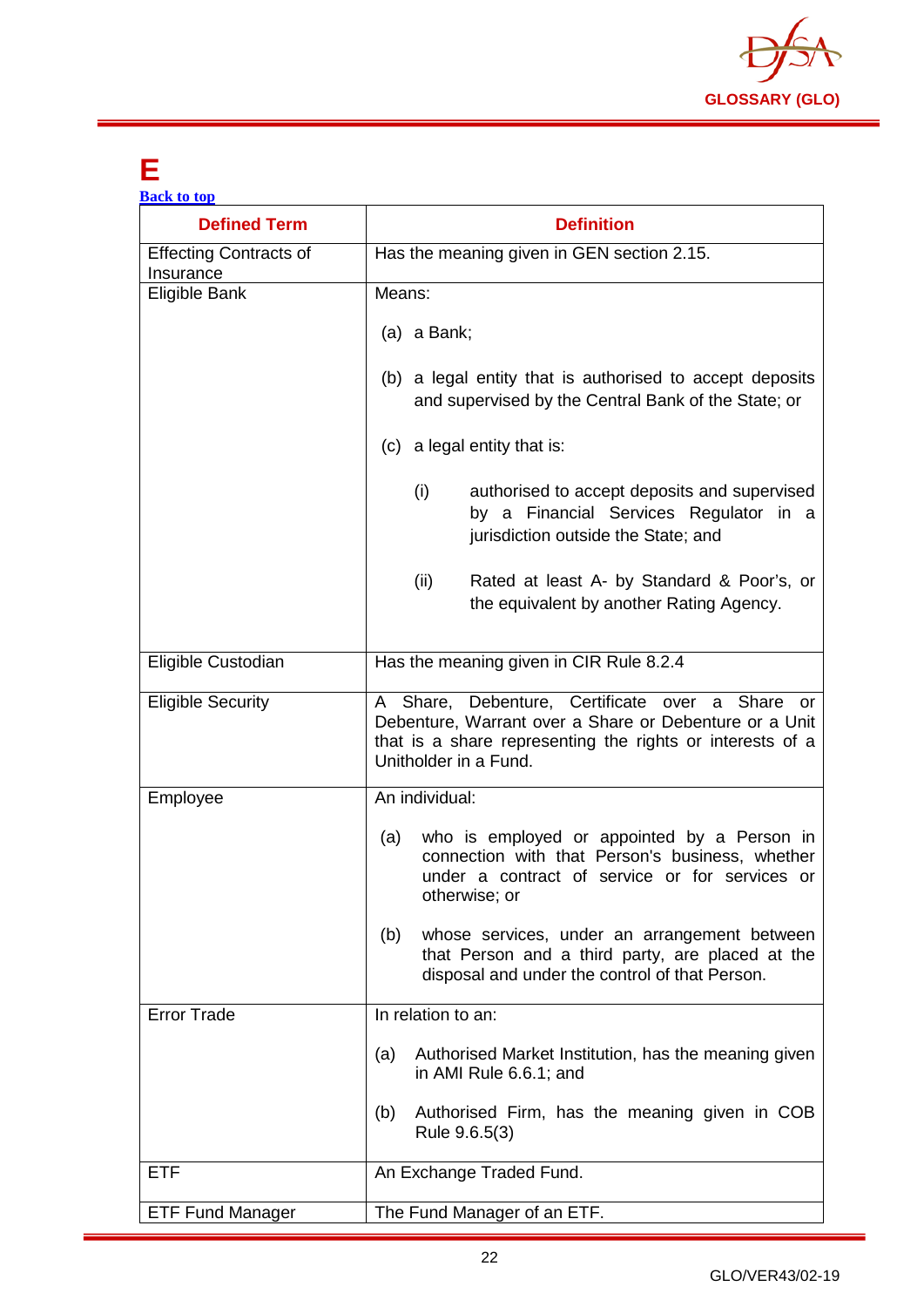# E

Back to top

| Defined Term | Definition |
|---|---|
| Effecting Contracts of Insurance | Has the meaning given in GEN section 2.15. |
| Eligible Bank | Means:<br><br>(a) a Bank;<br><br>(b) a legal entity that is authorised to accept deposits and supervised by the Central Bank of the State; or<br><br>(c) a legal entity that is:<br><br>(i) authorised to accept deposits and supervised by a Financial Services Regulator in a jurisdiction outside the State; and<br><br>(ii) Rated at least A- by Standard & Poor's, or the equivalent by another Rating Agency. |
| Eligible Custodian | Has the meaning given in CIR Rule 8.2.4 |
| Eligible Security | A Share, Debenture, Certificate over a Share or Debenture, Warrant over a Share or Debenture or a Unit that is a share representing the rights or interests of a Unitholder in a Fund. |
| Employee | An individual:<br><br>(a) who is employed or appointed by a Person in connection with that Person's business, whether under a contract of service or for services or otherwise; or<br><br>(b) whose services, under an arrangement between that Person and a third party, are placed at the disposal and under the control of that Person. |
| Error Trade | In relation to an:<br><br>(a) Authorised Market Institution, has the meaning given in AMI Rule 6.6.1; and<br><br>(b) Authorised Firm, has the meaning given in COB Rule 9.6.5(3) |
| ETF | An Exchange Traded Fund. |
| ETF Fund Manager | The Fund Manager of an ETF. |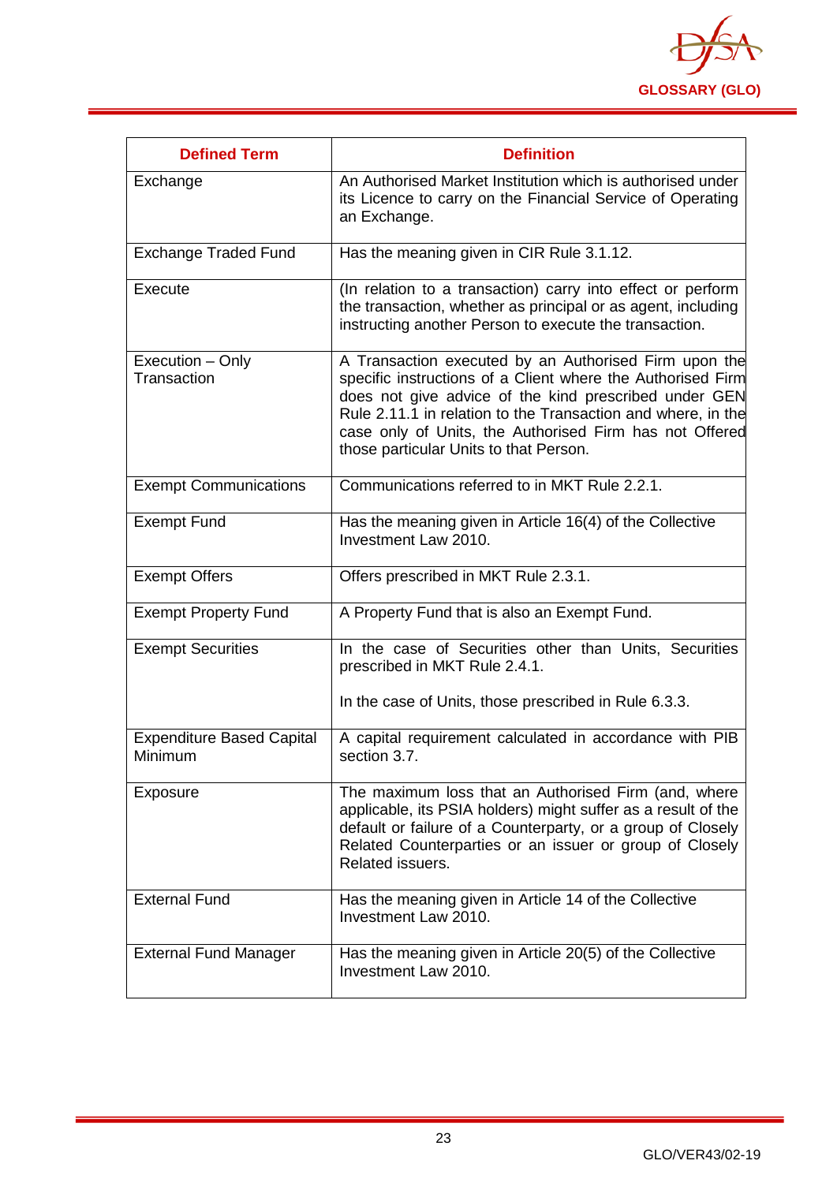| Defined Term | Definition |
|---|---|
| Exchange | An Authorised Market Institution which is authorised under its Licence to carry on the Financial Service of Operating an Exchange. |
| Exchange Traded Fund | Has the meaning given in CIR Rule 3.1.12. |
| Execute | (In relation to a transaction) carry into effect or perform the transaction, whether as principal or as agent, including instructing another Person to execute the transaction. |
| Execution – Only Transaction | A Transaction executed by an Authorised Firm upon the specific instructions of a Client where the Authorised Firm does not give advice of the kind prescribed under GEN Rule 2.11.1 in relation to the Transaction and where, in the case only of Units, the Authorised Firm has not Offered those particular Units to that Person. |
| Exempt Communications | Communications referred to in MKT Rule 2.2.1. |
| Exempt Fund | Has the meaning given in Article 16(4) of the Collective Investment Law 2010. |
| Exempt Offers | Offers prescribed in MKT Rule 2.3.1. |
| Exempt Property Fund | A Property Fund that is also an Exempt Fund. |
| Exempt Securities | In the case of Securities other than Units, Securities prescribed in MKT Rule 2.4.1.<br><br>In the case of Units, those prescribed in Rule 6.3.3. |
| Expenditure Based Capital Minimum | A capital requirement calculated in accordance with PIB section 3.7. |
| Exposure | The maximum loss that an Authorised Firm (and, where applicable, its PSIA holders) might suffer as a result of the default or failure of a Counterparty, or a group of Closely Related Counterparties or an issuer or group of Closely Related issuers. |
| External Fund | Has the meaning given in Article 14 of the Collective Investment Law 2010. |
| External Fund Manager | Has the meaning given in Article 20(5) of the Collective Investment Law 2010. |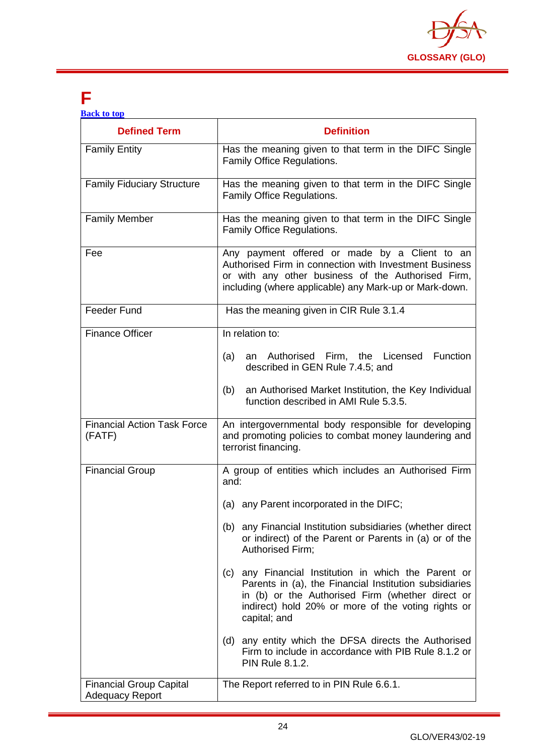# F

[Back to top]

| Defined Term | Definition |
|---|---|
| Family Entity | Has the meaning given to that term in the DIFC Single Family Office Regulations. |
| Family Fiduciary Structure | Has the meaning given to that term in the DIFC Single Family Office Regulations. |
| Family Member | Has the meaning given to that term in the DIFC Single Family Office Regulations. |
| Fee | Any payment offered or made by a Client to an Authorised Firm in connection with Investment Business or with any other business of the Authorised Firm, including (where applicable) any Mark-up or Mark-down. |
| Feeder Fund | Has the meaning given in CIR Rule 3.1.4 |
| Finance Officer | In relation to:<br><br>(a) an Authorised Firm, the Licensed Function described in GEN Rule 7.4.5; and<br><br>(b) an Authorised Market Institution, the Key Individual function described in AMI Rule 5.3.5. |
| Financial Action Task Force (FATF) | An intergovernmental body responsible for developing and promoting policies to combat money laundering and terrorist financing. |
| Financial Group | A group of entities which includes an Authorised Firm and:<br><br>(a) any Parent incorporated in the DIFC;<br><br>(b) any Financial Institution subsidiaries (whether direct or indirect) of the Parent or Parents in (a) or of the Authorised Firm;<br><br>(c) any Financial Institution in which the Parent or Parents in (a), the Financial Institution subsidiaries in (b) or the Authorised Firm (whether direct or indirect) hold 20% or more of the voting rights or capital; and<br><br>(d) any entity which the DFSA directs the Authorised Firm to include in accordance with PIB Rule 8.1.2 or PIN Rule 8.1.2. |
| Financial Group Capital Adequacy Report | The Report referred to in PIN Rule 6.6.1. |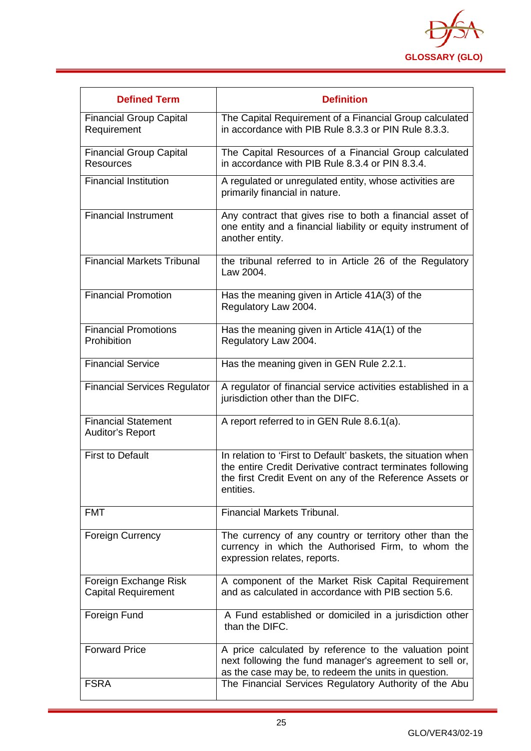| Defined Term | Definition |
|---|---|
| Financial Group Capital Requirement | The Capital Requirement of a Financial Group calculated in accordance with PIB Rule 8.3.3 or PIN Rule 8.3.3. |
| Financial Group Capital Resources | The Capital Resources of a Financial Group calculated in accordance with PIB Rule 8.3.4 or PIN 8.3.4. |
| Financial Institution | A regulated or unregulated entity, whose activities are primarily financial in nature. |
| Financial Instrument | Any contract that gives rise to both a financial asset of one entity and a financial liability or equity instrument of another entity. |
| Financial Markets Tribunal | the tribunal referred to in Article 26 of the Regulatory Law 2004. |
| Financial Promotion | Has the meaning given in Article 41A(3) of the Regulatory Law 2004. |
| Financial Promotions Prohibition | Has the meaning given in Article 41A(1) of the Regulatory Law 2004. |
| Financial Service | Has the meaning given in GEN Rule 2.2.1. |
| Financial Services Regulator | A regulator of financial service activities established in a jurisdiction other than the DIFC. |
| Financial Statement Auditor's Report | A report referred to in GEN Rule 8.6.1(a). |
| First to Default | In relation to 'First to Default' baskets, the situation when the entire Credit Derivative contract terminates following the first Credit Event on any of the Reference Assets or entities. |
| FMT | Financial Markets Tribunal. |
| Foreign Currency | The currency of any country or territory other than the currency in which the Authorised Firm, to whom the expression relates, reports. |
| Foreign Exchange Risk Capital Requirement | A component of the Market Risk Capital Requirement and as calculated in accordance with PIB section 5.6. |
| Foreign Fund | A Fund established or domiciled in a jurisdiction other than the DIFC. |
| Forward Price | A price calculated by reference to the valuation point next following the fund manager's agreement to sell or, as the case may be, to redeem the units in question. |
| FSRA | The Financial Services Regulatory Authority of the Abu |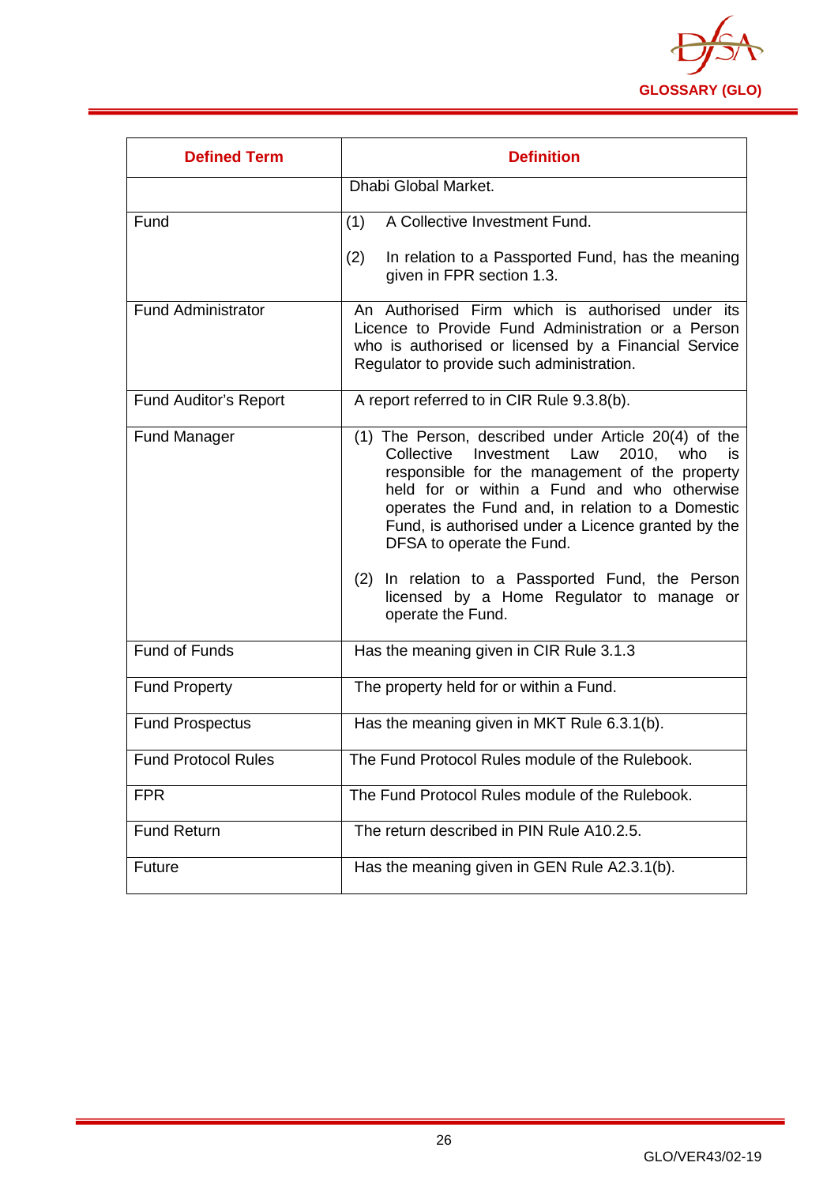| Defined Term | Definition |
|---|---|
| | Dhabi Global Market. |
| Fund | (1) A Collective Investment Fund.<br><br>(2) In relation to a Passported Fund, has the meaning given in FPR section 1.3. |
| Fund Administrator | An Authorised Firm which is authorised under its Licence to Provide Fund Administration or a Person who is authorised or licensed by a Financial Service Regulator to provide such administration. |
| Fund Auditor's Report | A report referred to in CIR Rule 9.3.8(b). |
| Fund Manager | (1) The Person, described under Article 20(4) of the Collective Investment Law 2010, who is responsible for the management of the property held for or within a Fund and who otherwise operates the Fund and, in relation to a Domestic Fund, is authorised under a Licence granted by the DFSA to operate the Fund.<br><br>(2) In relation to a Passported Fund, the Person licensed by a Home Regulator to manage or operate the Fund. |
| Fund of Funds | Has the meaning given in CIR Rule 3.1.3 |
| Fund Property | The property held for or within a Fund. |
| Fund Prospectus | Has the meaning given in MKT Rule 6.3.1(b). |
| Fund Protocol Rules | The Fund Protocol Rules module of the Rulebook. |
| FPR | The Fund Protocol Rules module of the Rulebook. |
| Fund Return | The return described in PIN Rule A10.2.5. |
| Future | Has the meaning given in GEN Rule A2.3.1(b). |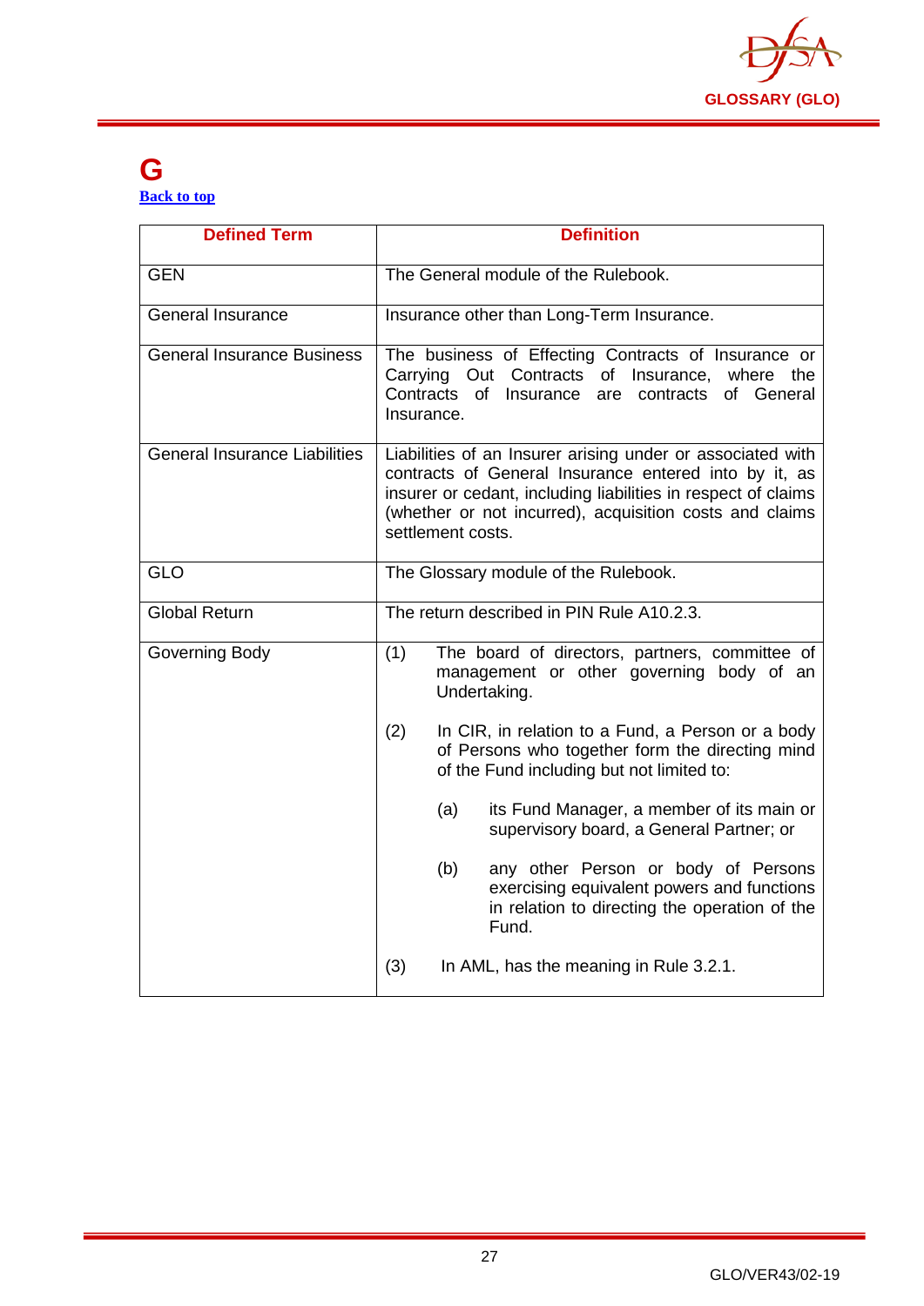# G

[Back to top](#)

| Defined Term | Definition |
|---|---|
| GEN | The General module of the Rulebook. |
| General Insurance | Insurance other than Long-Term Insurance. |
| General Insurance Business | The business of Effecting Contracts of Insurance or Carrying Out Contracts of Insurance, where the Contracts of Insurance are contracts of General Insurance. |
| General Insurance Liabilities | Liabilities of an Insurer arising under or associated with contracts of General Insurance entered into by it, as insurer or cedant, including liabilities in respect of claims (whether or not incurred), acquisition costs and claims settlement costs. |
| GLO | The Glossary module of the Rulebook. |
| Global Return | The return described in PIN Rule A10.2.3. |
| Governing Body | (1) The board of directors, partners, committee of management or other governing body of an Undertaking.<br><br>(2) In CIR, in relation to a Fund, a Person or a body of Persons who together form the directing mind of the Fund including but not limited to:<br><br>(a) its Fund Manager, a member of its main or supervisory board, a General Partner; or<br><br>(b) any other Person or body of Persons exercising equivalent powers and functions in relation to directing the operation of the Fund.<br><br>(3) In AML, has the meaning in Rule 3.2.1. |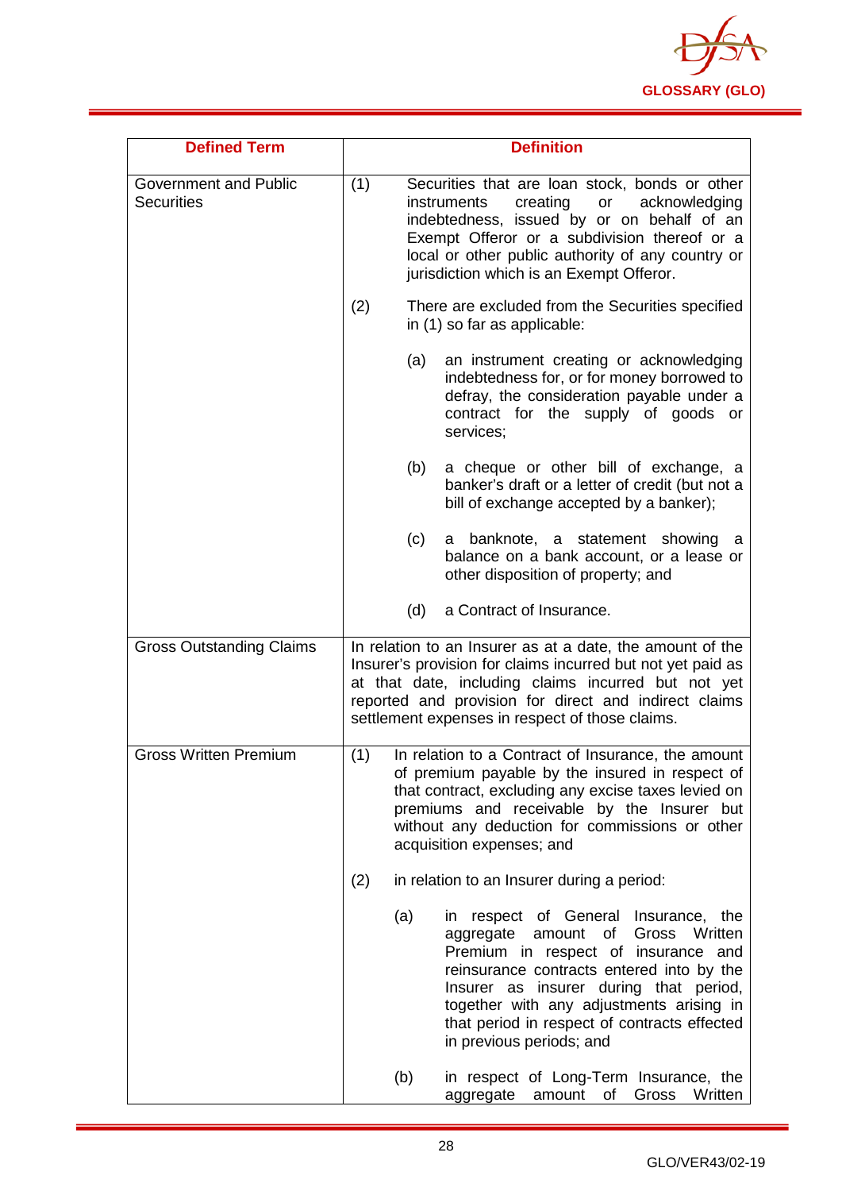| Defined Term | Definition |
|---|---|
| Government and Public Securities | (1) Securities that are loan stock, bonds or other instruments creating or acknowledging indebtedness, issued by or on behalf of an Exempt Offeror or a subdivision thereof or a local or other public authority of any country or jurisdiction which is an Exempt Offeror.<br><br>(2) There are excluded from the Securities specified in (1) so far as applicable:<br><br>(a) an instrument creating or acknowledging indebtedness for, or for money borrowed to defray, the consideration payable under a contract for the supply of goods or services;<br><br>(b) a cheque or other bill of exchange, a banker's draft or a letter of credit (but not a bill of exchange accepted by a banker);<br><br>(c) a banknote, a statement showing a balance on a bank account, or a lease or other disposition of property; and<br><br>(d) a Contract of Insurance. |
| Gross Outstanding Claims | In relation to an Insurer as at a date, the amount of the Insurer's provision for claims incurred but not yet paid as at that date, including claims incurred but not yet reported and provision for direct and indirect claims settlement expenses in respect of those claims. |
| Gross Written Premium | (1) In relation to a Contract of Insurance, the amount of premium payable by the insured in respect of that contract, excluding any excise taxes levied on premiums and receivable by the Insurer but without any deduction for commissions or other acquisition expenses; and<br><br>(2) in relation to an Insurer during a period:<br><br>(a) in respect of General Insurance, the aggregate amount of Gross Written Premium in respect of insurance and reinsurance contracts entered into by the Insurer as insurer during that period, together with any adjustments arising in that period in respect of contracts effected in previous periods; and<br><br>(b) in respect of Long-Term Insurance, the aggregate amount of Gross Written |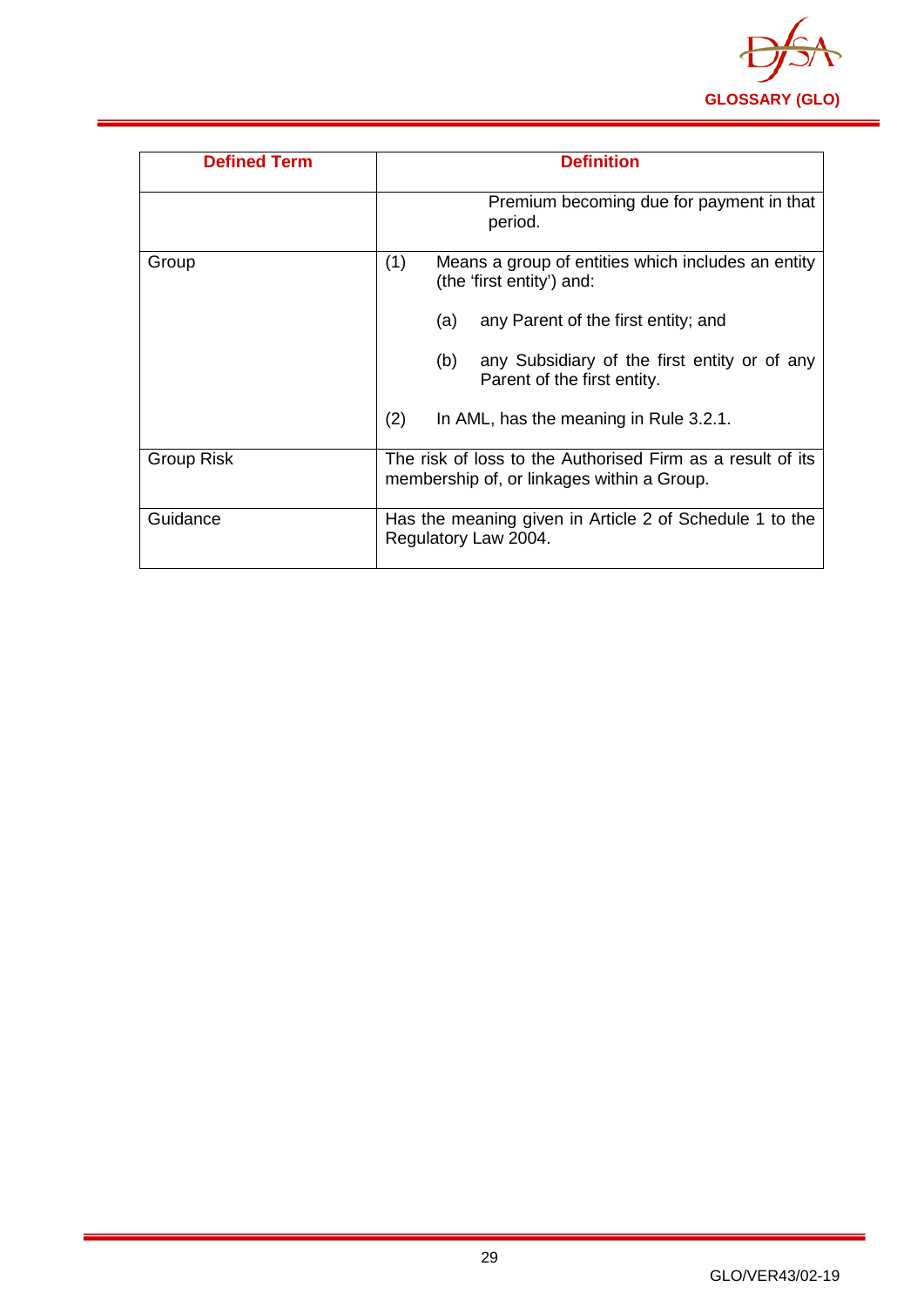| Defined Term | Definition |
|---|---|
| | Premium becoming due for payment in that period. |
| Group | (1) Means a group of entities which includes an entity (the 'first entity') and:<br><br>(a) any Parent of the first entity; and<br><br>(b) any Subsidiary of the first entity or of any Parent of the first entity.<br><br>(2) In AML, has the meaning in Rule 3.2.1. |
| Group Risk | The risk of loss to the Authorised Firm as a result of its membership of, or linkages within a Group. |
| Guidance | Has the meaning given in Article 2 of Schedule 1 to the Regulatory Law 2004. |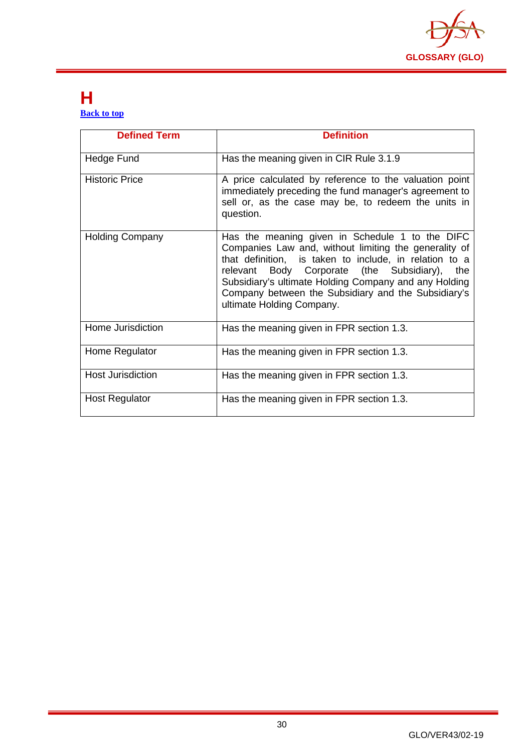# H

[Back to top](#)

| Defined Term | Definition |
|---|---|
| Hedge Fund | Has the meaning given in CIR Rule 3.1.9 |
| Historic Price | A price calculated by reference to the valuation point immediately preceding the fund manager's agreement to sell or, as the case may be, to redeem the units in question. |
| Holding Company | Has the meaning given in Schedule 1 to the DIFC Companies Law and, without limiting the generality of that definition, is taken to include, in relation to a relevant Body Corporate (the Subsidiary), the Subsidiary's ultimate Holding Company and any Holding Company between the Subsidiary and the Subsidiary's ultimate Holding Company. |
| Home Jurisdiction | Has the meaning given in FPR section 1.3. |
| Home Regulator | Has the meaning given in FPR section 1.3. |
| Host Jurisdiction | Has the meaning given in FPR section 1.3. |
| Host Regulator | Has the meaning given in FPR section 1.3. |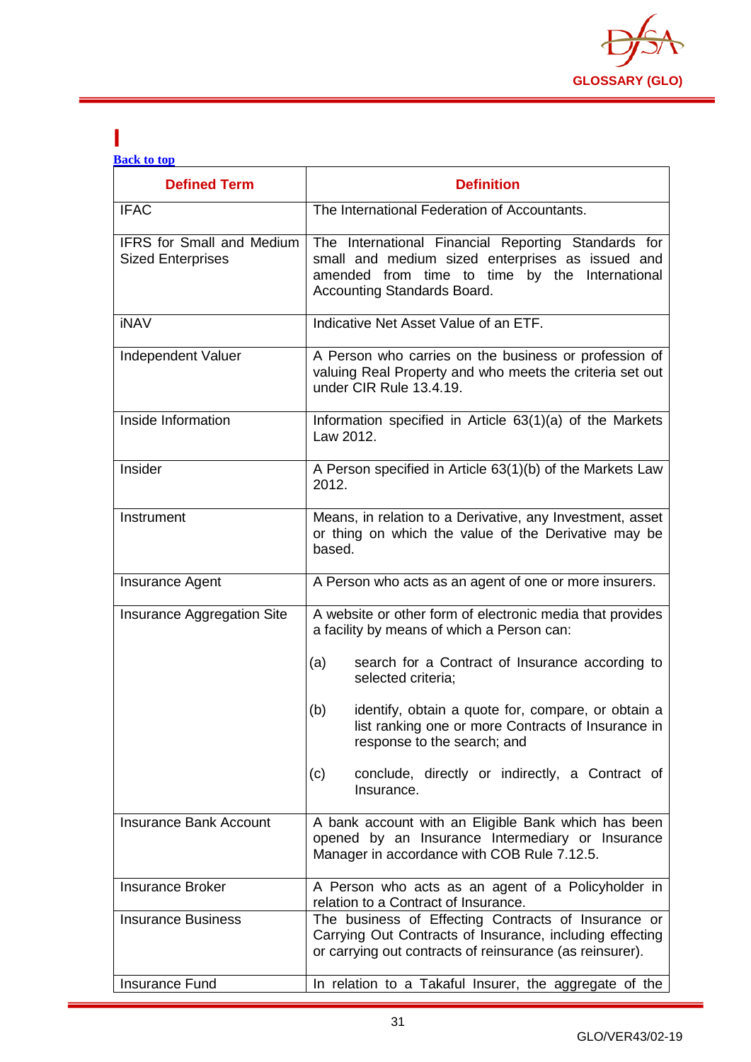# I

[Back to top]

| Defined Term | Definition |
|---|---|
| IFAC | The International Federation of Accountants. |
| IFRS for Small and Medium Sized Enterprises | The International Financial Reporting Standards for small and medium sized enterprises as issued and amended from time to time by the International Accounting Standards Board. |
| iNAV | Indicative Net Asset Value of an ETF. |
| Independent Valuer | A Person who carries on the business or profession of valuing Real Property and who meets the criteria set out under CIR Rule 13.4.19. |
| Inside Information | Information specified in Article 63(1)(a) of the Markets Law 2012. |
| Insider | A Person specified in Article 63(1)(b) of the Markets Law 2012. |
| Instrument | Means, in relation to a Derivative, any Investment, asset or thing on which the value of the Derivative may be based. |
| Insurance Agent | A Person who acts as an agent of one or more insurers. |
| Insurance Aggregation Site | A website or other form of electronic media that provides a facility by means of which a Person can:<br><br>(a) search for a Contract of Insurance according to selected criteria;<br><br>(b) identify, obtain a quote for, compare, or obtain a list ranking one or more Contracts of Insurance in response to the search; and<br><br>(c) conclude, directly or indirectly, a Contract of Insurance. |
| Insurance Bank Account | A bank account with an Eligible Bank which has been opened by an Insurance Intermediary or Insurance Manager in accordance with COB Rule 7.12.5. |
| Insurance Broker | A Person who acts as an agent of a Policyholder in relation to a Contract of Insurance. |
| Insurance Business | The business of Effecting Contracts of Insurance or Carrying Out Contracts of Insurance, including effecting or carrying out contracts of reinsurance (as reinsurer). |
| Insurance Fund | In relation to a Takaful Insurer, the aggregate of the |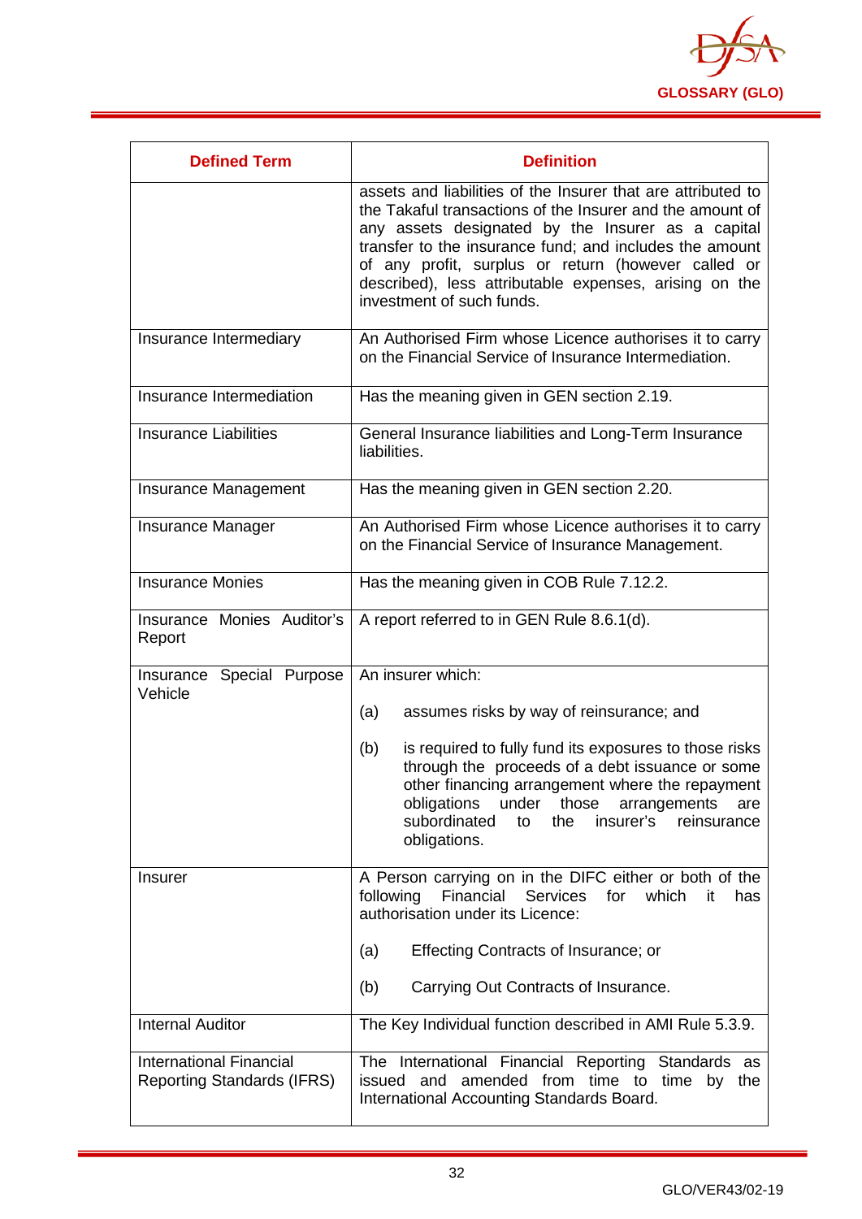| Defined Term | Definition |
|---|---|
| | assets and liabilities of the Insurer that are attributed to the Takaful transactions of the Insurer and the amount of any assets designated by the Insurer as a capital transfer to the insurance fund; and includes the amount of any profit, surplus or return (however called or described), less attributable expenses, arising on the investment of such funds. |
| Insurance Intermediary | An Authorised Firm whose Licence authorises it to carry on the Financial Service of Insurance Intermediation. |
| Insurance Intermediation | Has the meaning given in GEN section 2.19. |
| Insurance Liabilities | General Insurance liabilities and Long-Term Insurance liabilities. |
| Insurance Management | Has the meaning given in GEN section 2.20. |
| Insurance Manager | An Authorised Firm whose Licence authorises it to carry on the Financial Service of Insurance Management. |
| Insurance Monies | Has the meaning given in COB Rule 7.12.2. |
| Insurance Monies Auditor's Report | A report referred to in GEN Rule 8.6.1(d). |
| Insurance Special Purpose Vehicle | An insurer which:<br><br>(a) assumes risks by way of reinsurance; and<br><br>(b) is required to fully fund its exposures to those risks through the proceeds of a debt issuance or some other financing arrangement where the repayment obligations under those arrangements are subordinated to the insurer's reinsurance obligations. |
| Insurer | A Person carrying on in the DIFC either or both of the following Financial Services for which it has authorisation under its Licence:<br><br>(a) Effecting Contracts of Insurance; or<br><br>(b) Carrying Out Contracts of Insurance. |
| Internal Auditor | The Key Individual function described in AMI Rule 5.3.9. |
| International Financial Reporting Standards (IFRS) | The International Financial Reporting Standards as issued and amended from time to time by the International Accounting Standards Board. |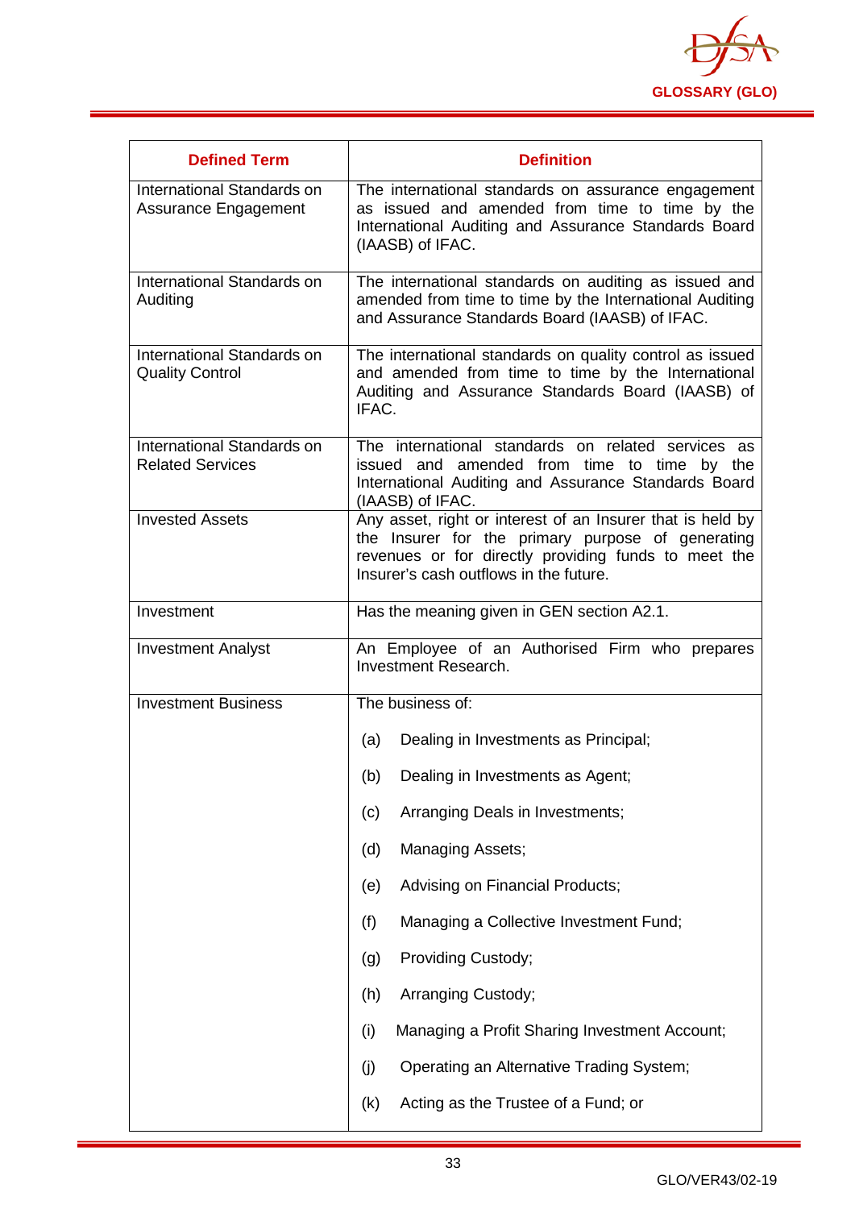| Defined Term | Definition |
|---|---|
| International Standards on Assurance Engagement | The international standards on assurance engagement as issued and amended from time to time by the International Auditing and Assurance Standards Board (IAASB) of IFAC. |
| International Standards on Auditing | The international standards on auditing as issued and amended from time to time by the International Auditing and Assurance Standards Board (IAASB) of IFAC. |
| International Standards on Quality Control | The international standards on quality control as issued and amended from time to time by the International Auditing and Assurance Standards Board (IAASB) of IFAC. |
| International Standards on Related Services | The international standards on related services as issued and amended from time to time by the International Auditing and Assurance Standards Board (IAASB) of IFAC. |
| Invested Assets | Any asset, right or interest of an Insurer that is held by the Insurer for the primary purpose of generating revenues or for directly providing funds to meet the Insurer's cash outflows in the future. |
| Investment | Has the meaning given in GEN section A2.1. |
| Investment Analyst | An Employee of an Authorised Firm who prepares Investment Research. |
| Investment Business | The business of:<br><br>(a) Dealing in Investments as Principal;<br><br>(b) Dealing in Investments as Agent;<br><br>(c) Arranging Deals in Investments;<br><br>(d) Managing Assets;<br><br>(e) Advising on Financial Products;<br><br>(f) Managing a Collective Investment Fund;<br><br>(g) Providing Custody;<br><br>(h) Arranging Custody;<br><br>(i) Managing a Profit Sharing Investment Account;<br><br>(j) Operating an Alternative Trading System;<br><br>(k) Acting as the Trustee of a Fund; or |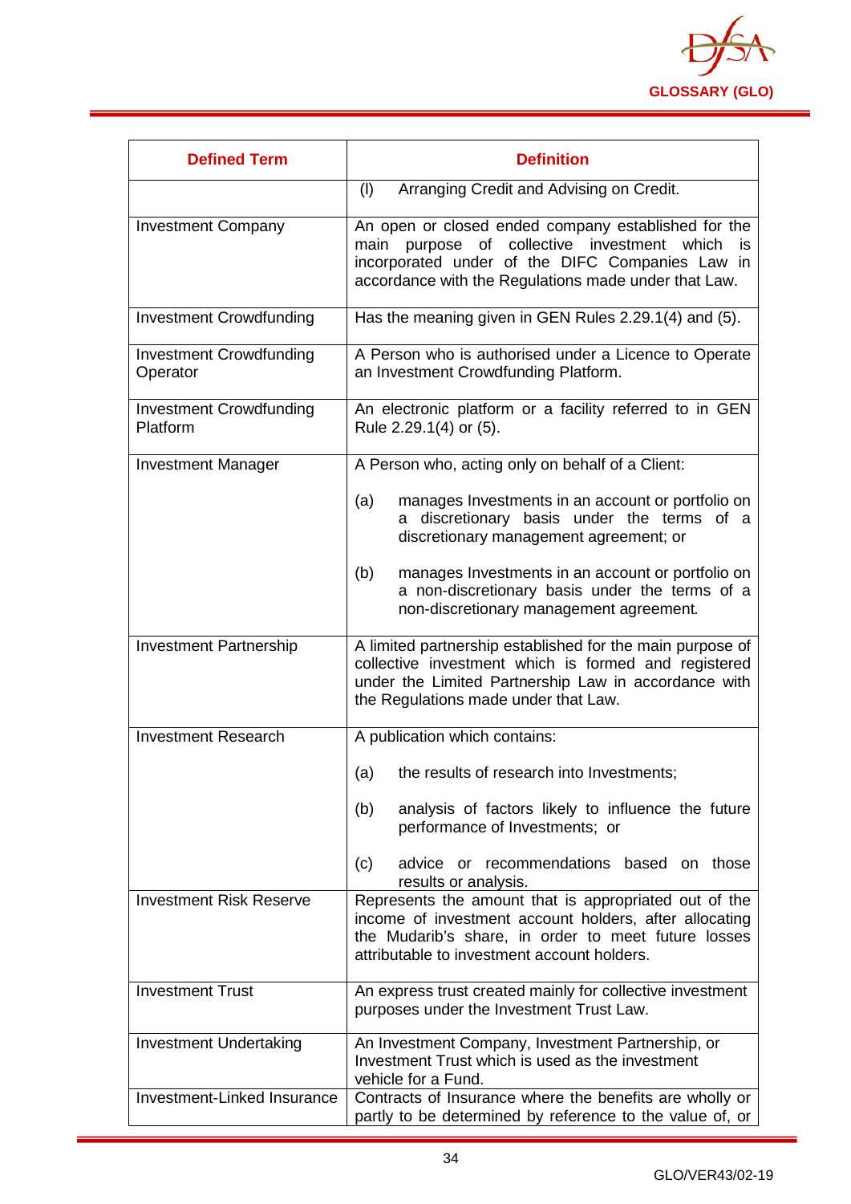| Defined Term | Definition |
|---|---|
| | (l) Arranging Credit and Advising on Credit. |
| Investment Company | An open or closed ended company established for the main purpose of collective investment which is incorporated under of the DIFC Companies Law in accordance with the Regulations made under that Law. |
| Investment Crowdfunding | Has the meaning given in GEN Rules 2.29.1(4) and (5). |
| Investment Crowdfunding Operator | A Person who is authorised under a Licence to Operate an Investment Crowdfunding Platform. |
| Investment Crowdfunding Platform | An electronic platform or a facility referred to in GEN Rule 2.29.1(4) or (5). |
| Investment Manager | A Person who, acting only on behalf of a Client:<br><br>(a) manages Investments in an account or portfolio on a discretionary basis under the terms of a discretionary management agreement; or<br><br>(b) manages Investments in an account or portfolio on a non-discretionary basis under the terms of a non-discretionary management agreement. |
| Investment Partnership | A limited partnership established for the main purpose of collective investment which is formed and registered under the Limited Partnership Law in accordance with the Regulations made under that Law. |
| Investment Research | A publication which contains:<br><br>(a) the results of research into Investments;<br><br>(b) analysis of factors likely to influence the future performance of Investments; or<br><br>(c) advice or recommendations based on those results or analysis. |
| Investment Risk Reserve | Represents the amount that is appropriated out of the income of investment account holders, after allocating the Mudarib's share, in order to meet future losses attributable to investment account holders. |
| Investment Trust | An express trust created mainly for collective investment purposes under the Investment Trust Law. |
| Investment Undertaking | An Investment Company, Investment Partnership, or Investment Trust which is used as the investment vehicle for a Fund. |
| Investment-Linked Insurance | Contracts of Insurance where the benefits are wholly or partly to be determined by reference to the value of, or |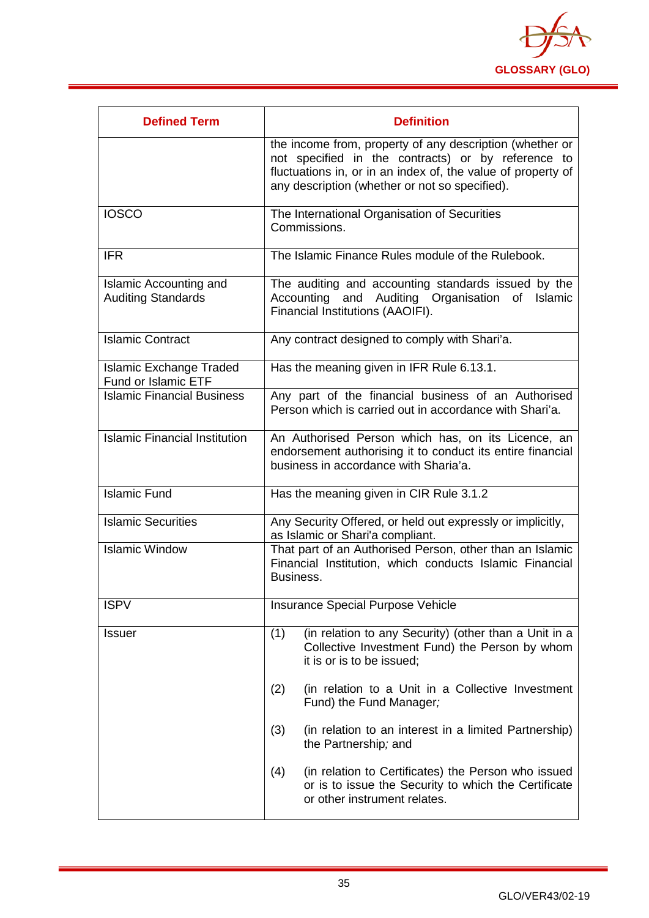| Defined Term | Definition |
|---|---|
| | the income from, property of any description (whether or not specified in the contracts) or by reference to fluctuations in, or in an index of, the value of property of any description (whether or not so specified). |
| IOSCO | The International Organisation of Securities Commissions. |
| IFR | The Islamic Finance Rules module of the Rulebook. |
| Islamic Accounting and Auditing Standards | The auditing and accounting standards issued by the Accounting and Auditing Organisation of Islamic Financial Institutions (AAOIFI). |
| Islamic Contract | Any contract designed to comply with Shari'a. |
| Islamic Exchange Traded Fund or Islamic ETF | Has the meaning given in IFR Rule 6.13.1. |
| Islamic Financial Business | Any part of the financial business of an Authorised Person which is carried out in accordance with Shari'a. |
| Islamic Financial Institution | An Authorised Person which has, on its Licence, an endorsement authorising it to conduct its entire financial business in accordance with Sharia'a. |
| Islamic Fund | Has the meaning given in CIR Rule 3.1.2 |
| Islamic Securities | Any Security Offered, or held out expressly or implicitly, as Islamic or Shari'a compliant. |
| Islamic Window | That part of an Authorised Person, other than an Islamic Financial Institution, which conducts Islamic Financial Business. |
| ISPV | Insurance Special Purpose Vehicle |
| Issuer | (1) (in relation to any Security) (other than a Unit in a Collective Investment Fund) the Person by whom it is or is to be issued;<br><br>(2) (in relation to a Unit in a Collective Investment Fund) the Fund Manager;<br><br>(3) (in relation to an interest in a limited Partnership) the Partnership; and<br><br>(4) (in relation to Certificates) the Person who issued or is to issue the Security to which the Certificate or other instrument relates. |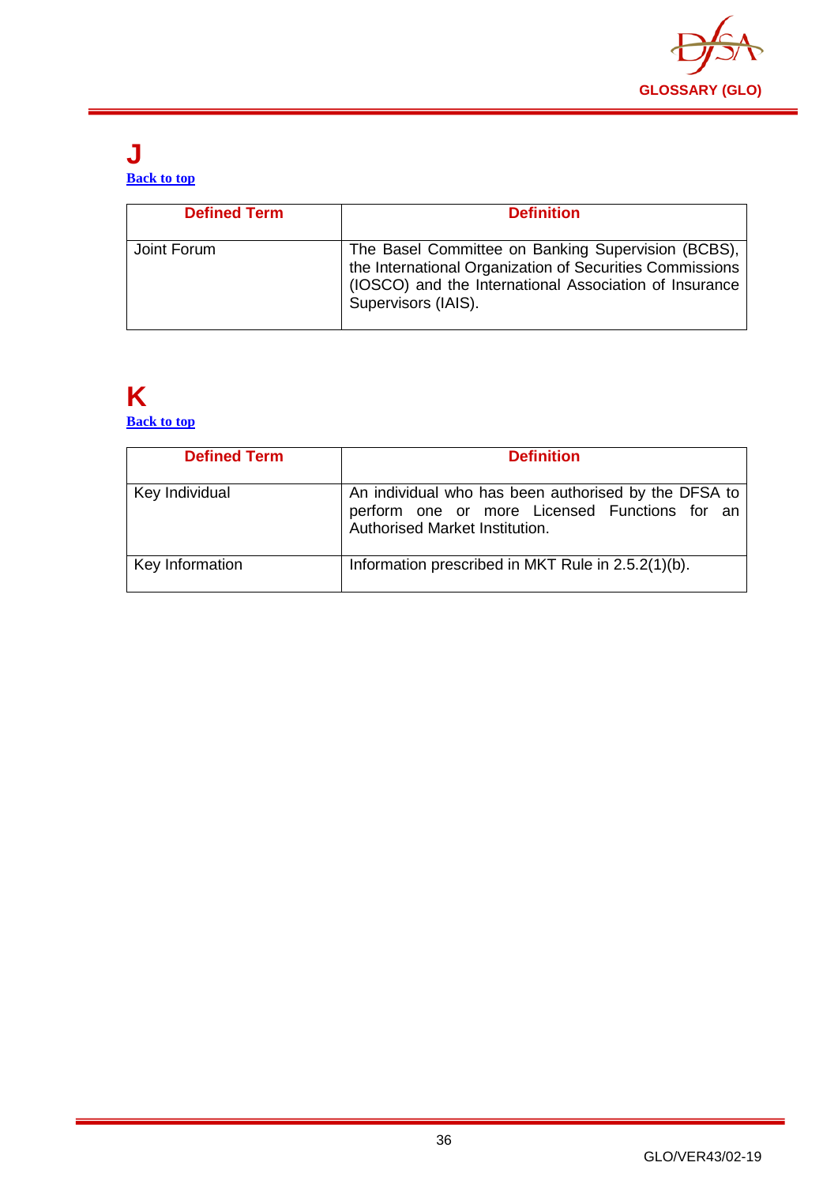# J

Back to top

| Defined Term | Definition |
|---|---|
| Joint Forum | The Basel Committee on Banking Supervision (BCBS), the International Organization of Securities Commissions (IOSCO) and the International Association of Insurance Supervisors (IAIS). |

# K

Back to top

| Defined Term | Definition |
|---|---|
| Key Individual | An individual who has been authorised by the DFSA to perform one or more Licensed Functions for an Authorised Market Institution. |
| Key Information | Information prescribed in MKT Rule in 2.5.2(1)(b). |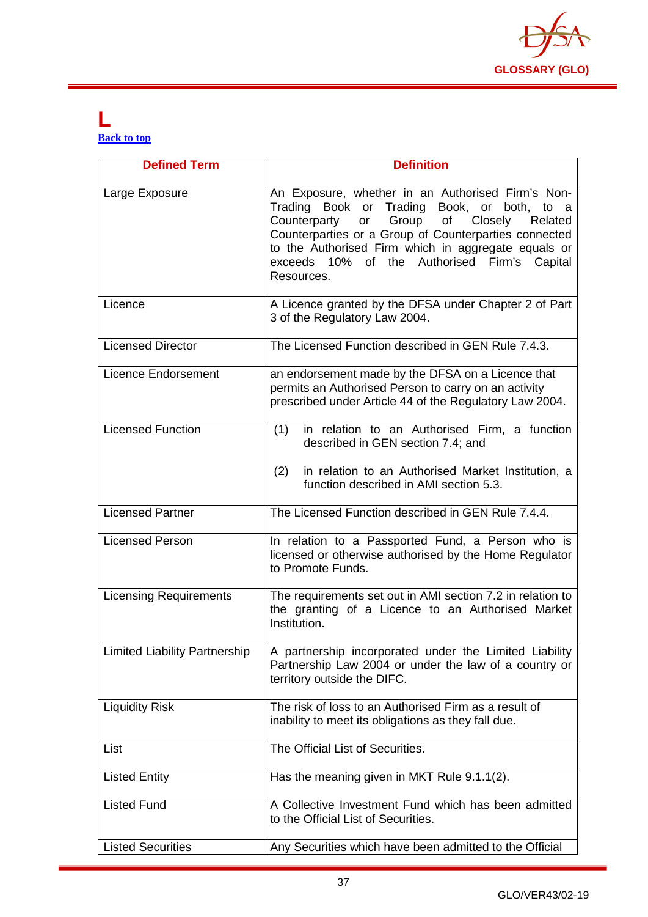# L

[Back to top](#)

| Defined Term | Definition |
|---|---|
| Large Exposure | An Exposure, whether in an Authorised Firm's Non-Trading Book or Trading Book, or both, to a Counterparty or Group of Closely Related Counterparties or a Group of Counterparties connected to the Authorised Firm which in aggregate equals or exceeds 10% of the Authorised Firm's Capital Resources. |
| Licence | A Licence granted by the DFSA under Chapter 2 of Part 3 of the Regulatory Law 2004. |
| Licensed Director | The Licensed Function described in GEN Rule 7.4.3. |
| Licence Endorsement | an endorsement made by the DFSA on a Licence that permits an Authorised Person to carry on an activity prescribed under Article 44 of the Regulatory Law 2004. |
| Licensed Function | (1) in relation to an Authorised Firm, a function described in GEN section 7.4; and<br><br>(2) in relation to an Authorised Market Institution, a function described in AMI section 5.3. |
| Licensed Partner | The Licensed Function described in GEN Rule 7.4.4. |
| Licensed Person | In relation to a Passported Fund, a Person who is licensed or otherwise authorised by the Home Regulator to Promote Funds. |
| Licensing Requirements | The requirements set out in AMI section 7.2 in relation to the granting of a Licence to an Authorised Market Institution. |
| Limited Liability Partnership | A partnership incorporated under the Limited Liability Partnership Law 2004 or under the law of a country or territory outside the DIFC. |
| Liquidity Risk | The risk of loss to an Authorised Firm as a result of inability to meet its obligations as they fall due. |
| List | The Official List of Securities. |
| Listed Entity | Has the meaning given in MKT Rule 9.1.1(2). |
| Listed Fund | A Collective Investment Fund which has been admitted to the Official List of Securities. |
| Listed Securities | Any Securities which have been admitted to the Official |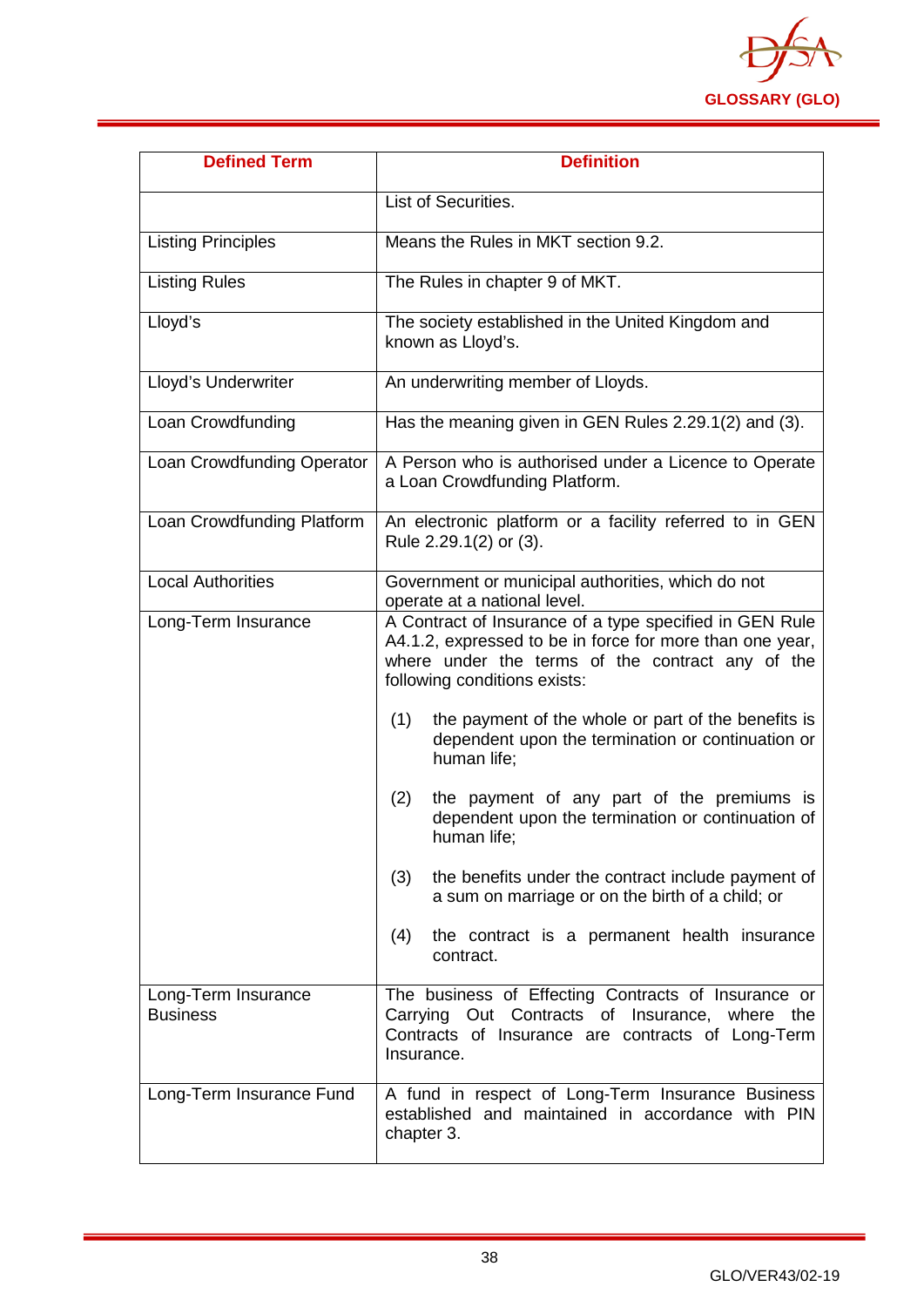| Defined Term | Definition |
|---|---|
| | List of Securities. |
| Listing Principles | Means the Rules in MKT section 9.2. |
| Listing Rules | The Rules in chapter 9 of MKT. |
| Lloyd's | The society established in the United Kingdom and known as Lloyd's. |
| Lloyd's Underwriter | An underwriting member of Lloyds. |
| Loan Crowdfunding | Has the meaning given in GEN Rules 2.29.1(2) and (3). |
| Loan Crowdfunding Operator | A Person who is authorised under a Licence to Operate a Loan Crowdfunding Platform. |
| Loan Crowdfunding Platform | An electronic platform or a facility referred to in GEN Rule 2.29.1(2) or (3). |
| Local Authorities | Government or municipal authorities, which do not operate at a national level. |
| Long-Term Insurance | A Contract of Insurance of a type specified in GEN Rule A4.1.2, expressed to be in force for more than one year, where under the terms of the contract any of the following conditions exists:<br><br>(1) the payment of the whole or part of the benefits is dependent upon the termination or continuation or human life;<br><br>(2) the payment of any part of the premiums is dependent upon the termination or continuation of human life;<br><br>(3) the benefits under the contract include payment of a sum on marriage or on the birth of a child; or<br><br>(4) the contract is a permanent health insurance contract. |
| Long-Term Insurance Business | The business of Effecting Contracts of Insurance or Carrying Out Contracts of Insurance, where the Contracts of Insurance are contracts of Long-Term Insurance. |
| Long-Term Insurance Fund | A fund in respect of Long-Term Insurance Business established and maintained in accordance with PIN chapter 3. |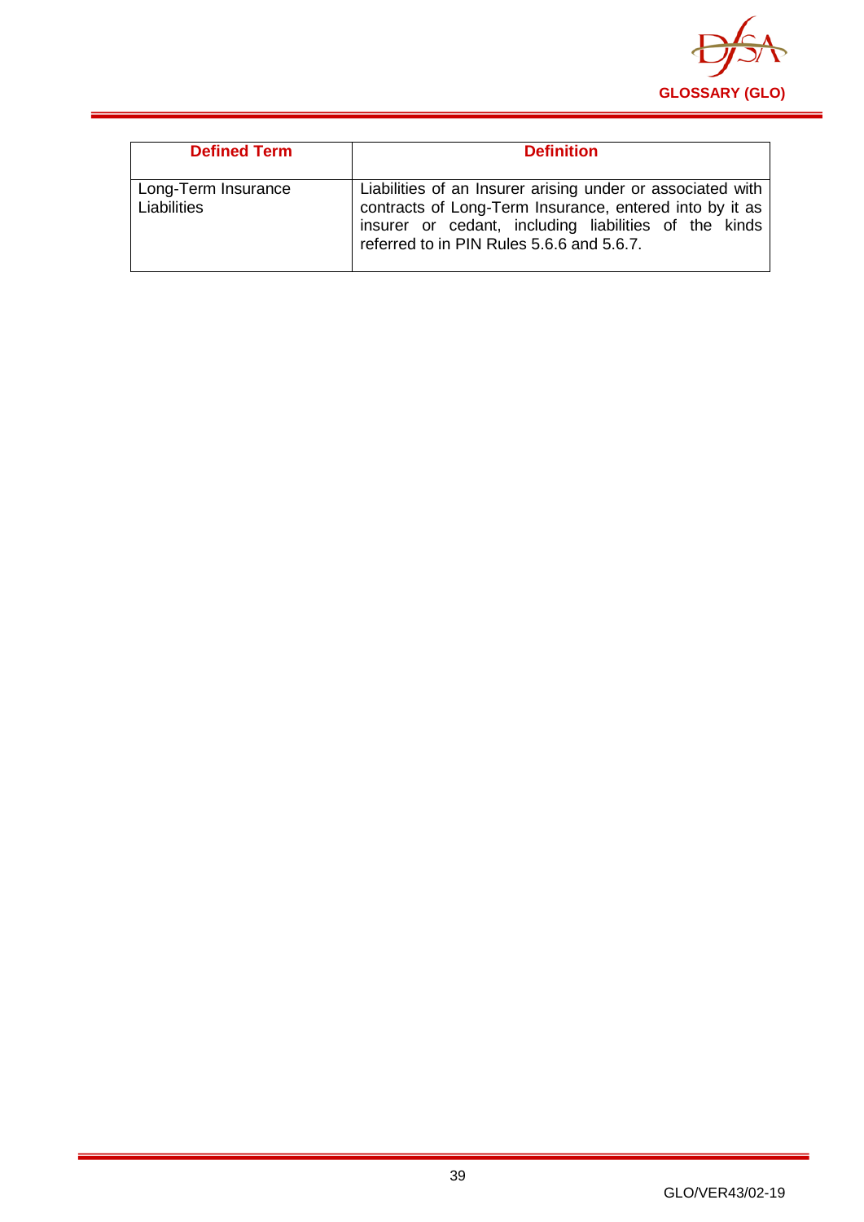| Defined Term | Definition |
| --- | --- |
| Long-Term Insurance Liabilities | Liabilities of an Insurer arising under or associated with contracts of Long-Term Insurance, entered into by it as insurer or cedant, including liabilities of the kinds referred to in PIN Rules 5.6.6 and 5.6.7. |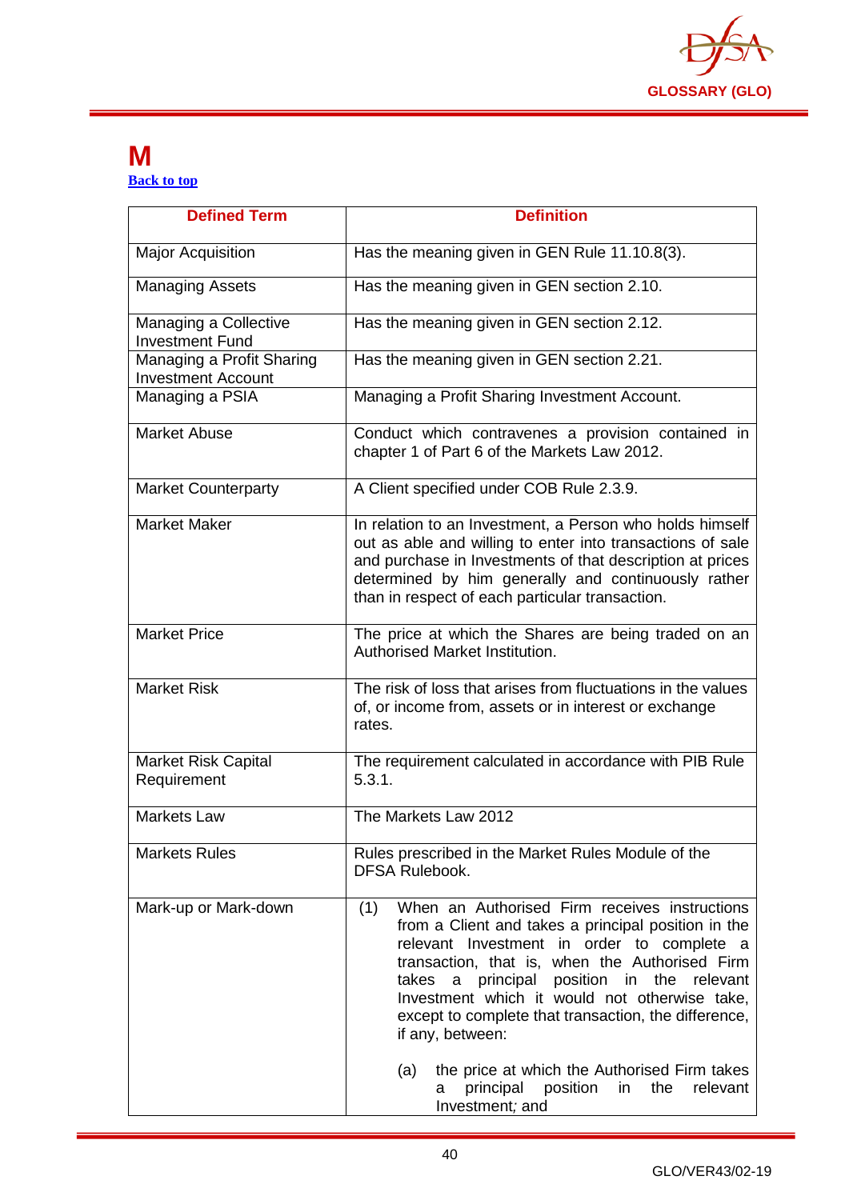# M

Back to top

| Defined Term | Definition |
|---|---|
| Major Acquisition | Has the meaning given in GEN Rule 11.10.8(3). |
| Managing Assets | Has the meaning given in GEN section 2.10. |
| Managing a Collective Investment Fund | Has the meaning given in GEN section 2.12. |
| Managing a Profit Sharing Investment Account | Has the meaning given in GEN section 2.21. |
| Managing a PSIA | Managing a Profit Sharing Investment Account. |
| Market Abuse | Conduct which contravenes a provision contained in chapter 1 of Part 6 of the Markets Law 2012. |
| Market Counterparty | A Client specified under COB Rule 2.3.9. |
| Market Maker | In relation to an Investment, a Person who holds himself out as able and willing to enter into transactions of sale and purchase in Investments of that description at prices determined by him generally and continuously rather than in respect of each particular transaction. |
| Market Price | The price at which the Shares are being traded on an Authorised Market Institution. |
| Market Risk | The risk of loss that arises from fluctuations in the values of, or income from, assets or in interest or exchange rates. |
| Market Risk Capital Requirement | The requirement calculated in accordance with PIB Rule 5.3.1. |
| Markets Law | The Markets Law 2012 |
| Markets Rules | Rules prescribed in the Market Rules Module of the DFSA Rulebook. |
| Mark-up or Mark-down | (1) When an Authorised Firm receives instructions from a Client and takes a principal position in the relevant Investment in order to complete a transaction, that is, when the Authorised Firm takes a principal position in the relevant Investment which it would not otherwise take, except to complete that transaction, the difference, if any, between:<br><br>(a) the price at which the Authorised Firm takes a principal position in the relevant Investment; and |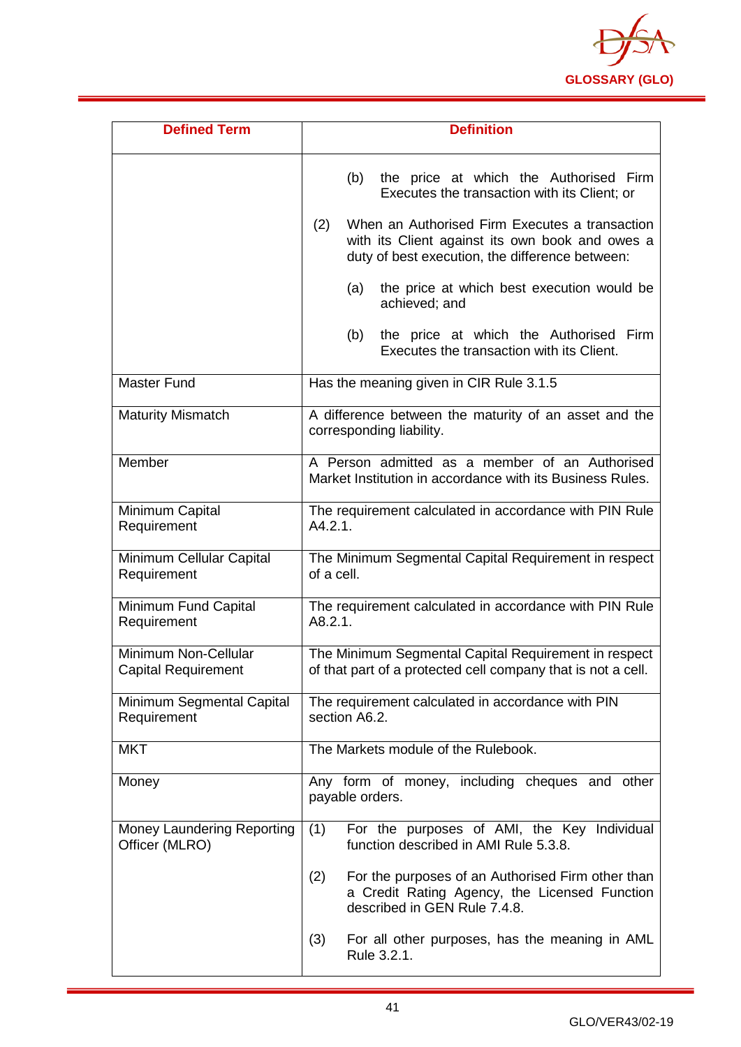| Defined Term | Definition |
|---|---|
| | (b) the price at which the Authorised Firm Executes the transaction with its Client; or<br><br>(2) When an Authorised Firm Executes a transaction with its Client against its own book and owes a duty of best execution, the difference between:<br><br>(a) the price at which best execution would be achieved; and<br><br>(b) the price at which the Authorised Firm Executes the transaction with its Client. |
| Master Fund | Has the meaning given in CIR Rule 3.1.5 |
| Maturity Mismatch | A difference between the maturity of an asset and the corresponding liability. |
| Member | A Person admitted as a member of an Authorised Market Institution in accordance with its Business Rules. |
| Minimum Capital Requirement | The requirement calculated in accordance with PIN Rule A4.2.1. |
| Minimum Cellular Capital Requirement | The Minimum Segmental Capital Requirement in respect of a cell. |
| Minimum Fund Capital Requirement | The requirement calculated in accordance with PIN Rule A8.2.1. |
| Minimum Non-Cellular Capital Requirement | The Minimum Segmental Capital Requirement in respect of that part of a protected cell company that is not a cell. |
| Minimum Segmental Capital Requirement | The requirement calculated in accordance with PIN section A6.2. |
| MKT | The Markets module of the Rulebook. |
| Money | Any form of money, including cheques and other payable orders. |
| Money Laundering Reporting Officer (MLRO) | (1) For the purposes of AMI, the Key Individual function described in AMI Rule 5.3.8.<br><br>(2) For the purposes of an Authorised Firm other than a Credit Rating Agency, the Licensed Function described in GEN Rule 7.4.8.<br><br>(3) For all other purposes, has the meaning in AML Rule 3.2.1. |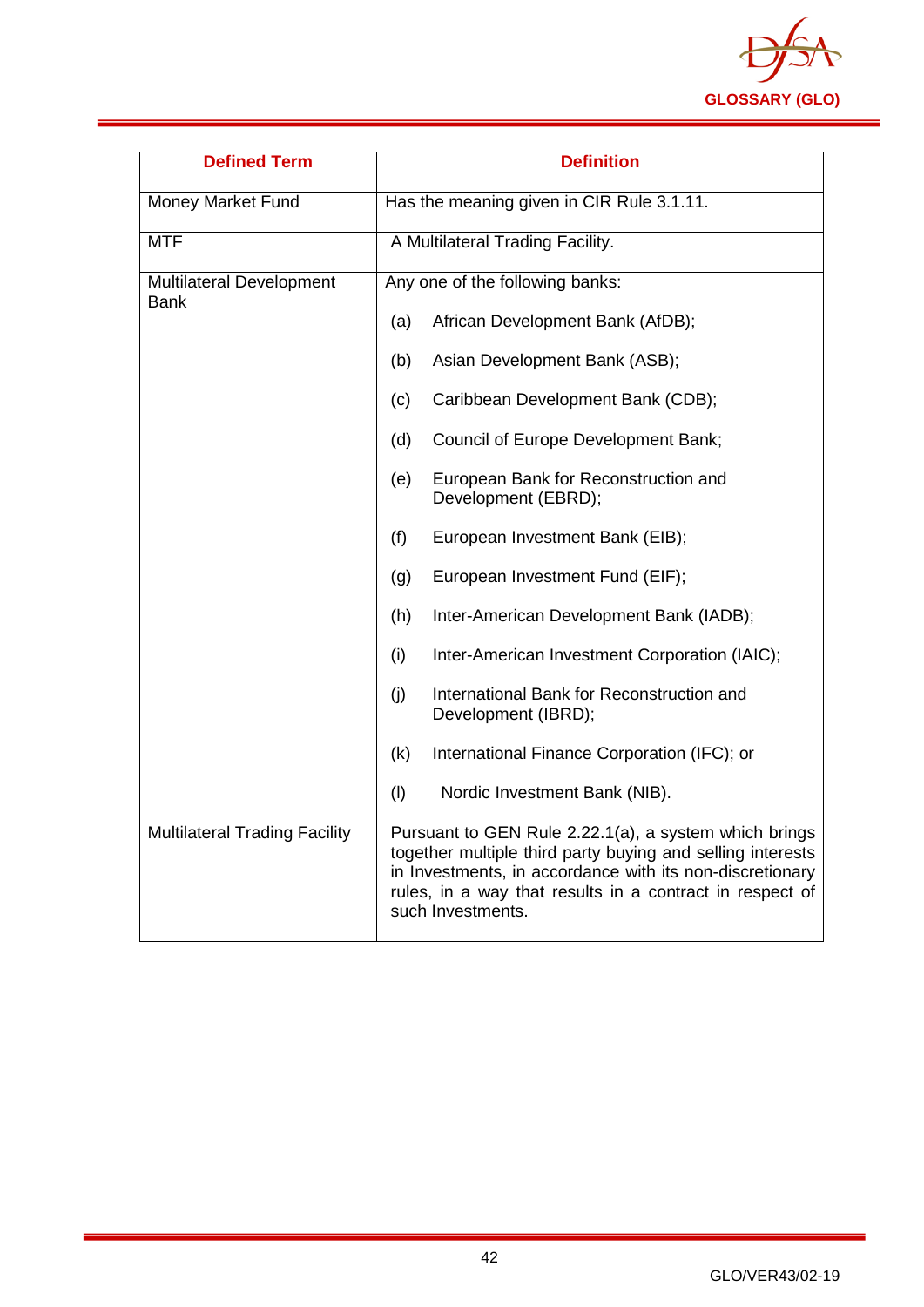| Defined Term | Definition |
|---|---|
| Money Market Fund | Has the meaning given in CIR Rule 3.1.11. |
| MTF | A Multilateral Trading Facility. |
| Multilateral Development Bank | Any one of the following banks:<br>(a) African Development Bank (AfDB);<br>(b) Asian Development Bank (ASB);<br>(c) Caribbean Development Bank (CDB);<br>(d) Council of Europe Development Bank;<br>(e) European Bank for Reconstruction and Development (EBRD);<br>(f) European Investment Bank (EIB);<br>(g) European Investment Fund (EIF);<br>(h) Inter-American Development Bank (IADB);<br>(i) Inter-American Investment Corporation (IAIC);<br>(j) International Bank for Reconstruction and Development (IBRD);<br>(k) International Finance Corporation (IFC); or<br>(l) Nordic Investment Bank (NIB). |
| Multilateral Trading Facility | Pursuant to GEN Rule 2.22.1(a), a system which brings together multiple third party buying and selling interests in Investments, in accordance with its non-discretionary rules, in a way that results in a contract in respect of such Investments. |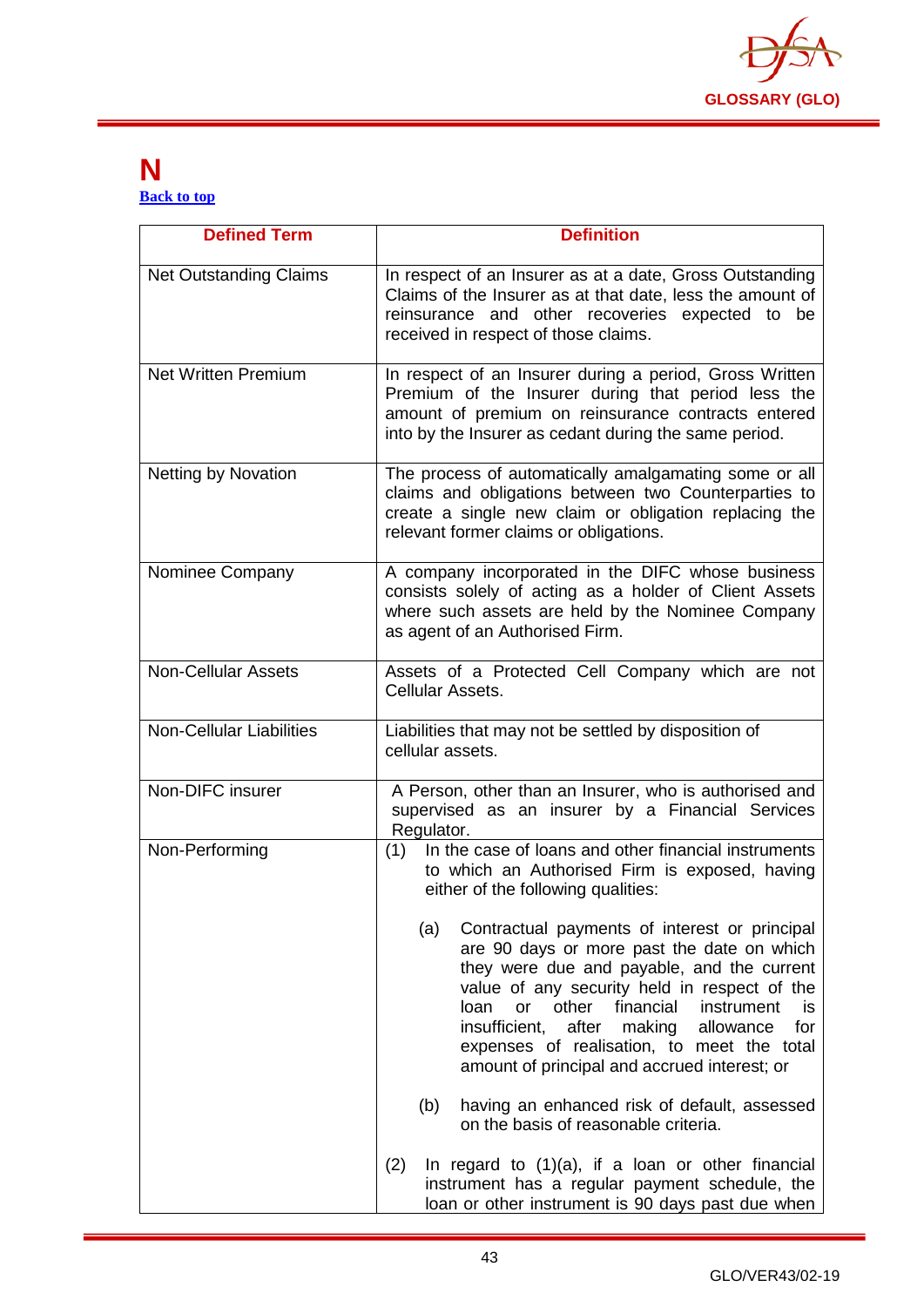# N

Back to top

| Defined Term | Definition |
|---|---|
| Net Outstanding Claims | In respect of an Insurer as at a date, Gross Outstanding Claims of the Insurer as at that date, less the amount of reinsurance and other recoveries expected to be received in respect of those claims. |
| Net Written Premium | In respect of an Insurer during a period, Gross Written Premium of the Insurer during that period less the amount of premium on reinsurance contracts entered into by the Insurer as cedant during the same period. |
| Netting by Novation | The process of automatically amalgamating some or all claims and obligations between two Counterparties to create a single new claim or obligation replacing the relevant former claims or obligations. |
| Nominee Company | A company incorporated in the DIFC whose business consists solely of acting as a holder of Client Assets where such assets are held by the Nominee Company as agent of an Authorised Firm. |
| Non-Cellular Assets | Assets of a Protected Cell Company which are not Cellular Assets. |
| Non-Cellular Liabilities | Liabilities that may not be settled by disposition of cellular assets. |
| Non-DIFC insurer | A Person, other than an Insurer, who is authorised and supervised as an insurer by a Financial Services Regulator. |
| Non-Performing | (1) In the case of loans and other financial instruments to which an Authorised Firm is exposed, having either of the following qualities:<br><br>(a) Contractual payments of interest or principal are 90 days or more past the date on which they were due and payable, and the current value of any security held in respect of the loan or other financial instrument is insufficient, after making allowance for expenses of realisation, to meet the total amount of principal and accrued interest; or<br><br>(b) having an enhanced risk of default, assessed on the basis of reasonable criteria.<br><br>(2) In regard to (1)(a), if a loan or other financial instrument has a regular payment schedule, the loan or other instrument is 90 days past due when |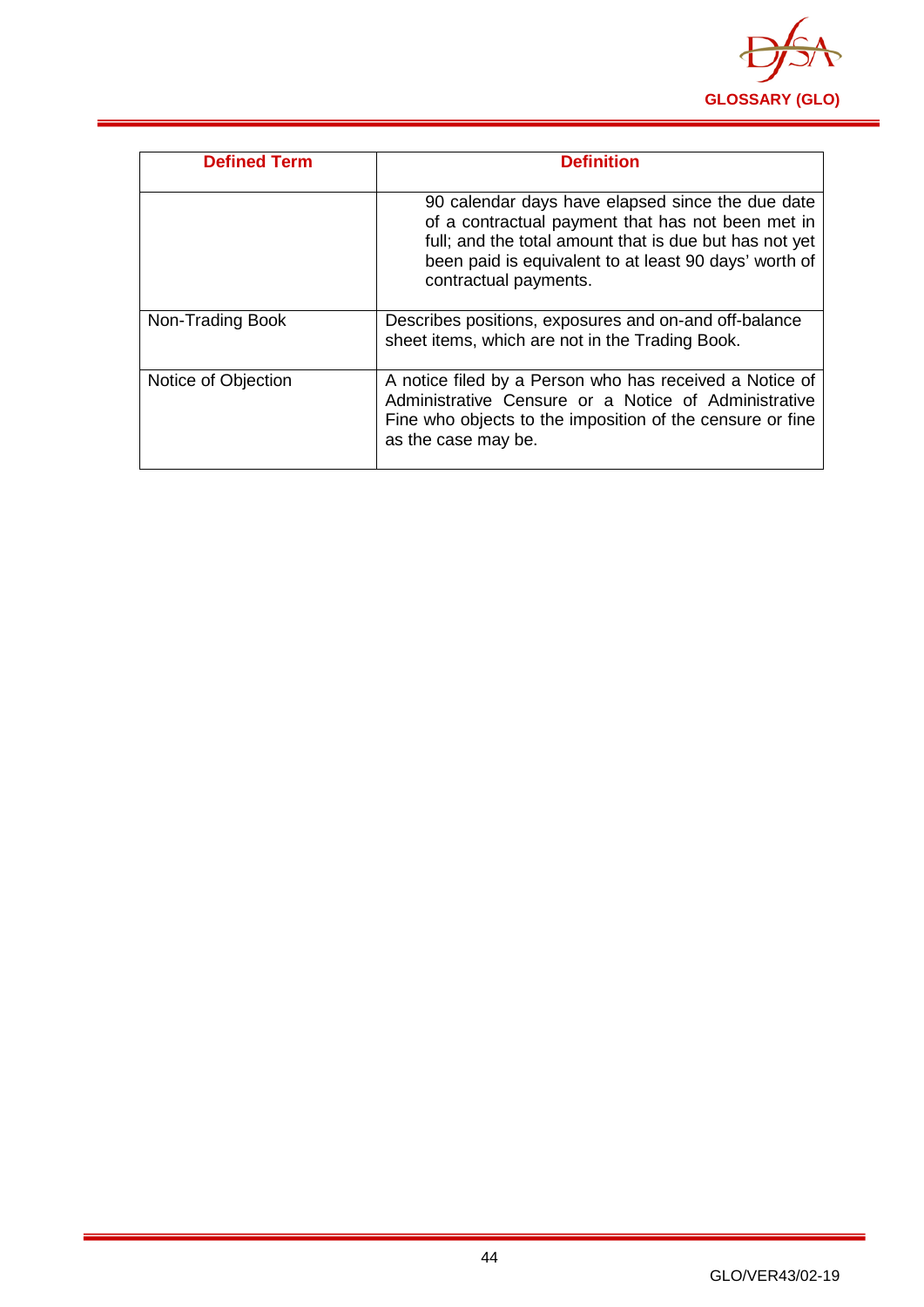| Defined Term | Definition |
|---|---|
| | 90 calendar days have elapsed since the due date of a contractual payment that has not been met in full; and the total amount that is due but has not yet been paid is equivalent to at least 90 days' worth of contractual payments. |
| Non-Trading Book | Describes positions, exposures and on-and off-balance sheet items, which are not in the Trading Book. |
| Notice of Objection | A notice filed by a Person who has received a Notice of Administrative Censure or a Notice of Administrative Fine who objects to the imposition of the censure or fine as the case may be. |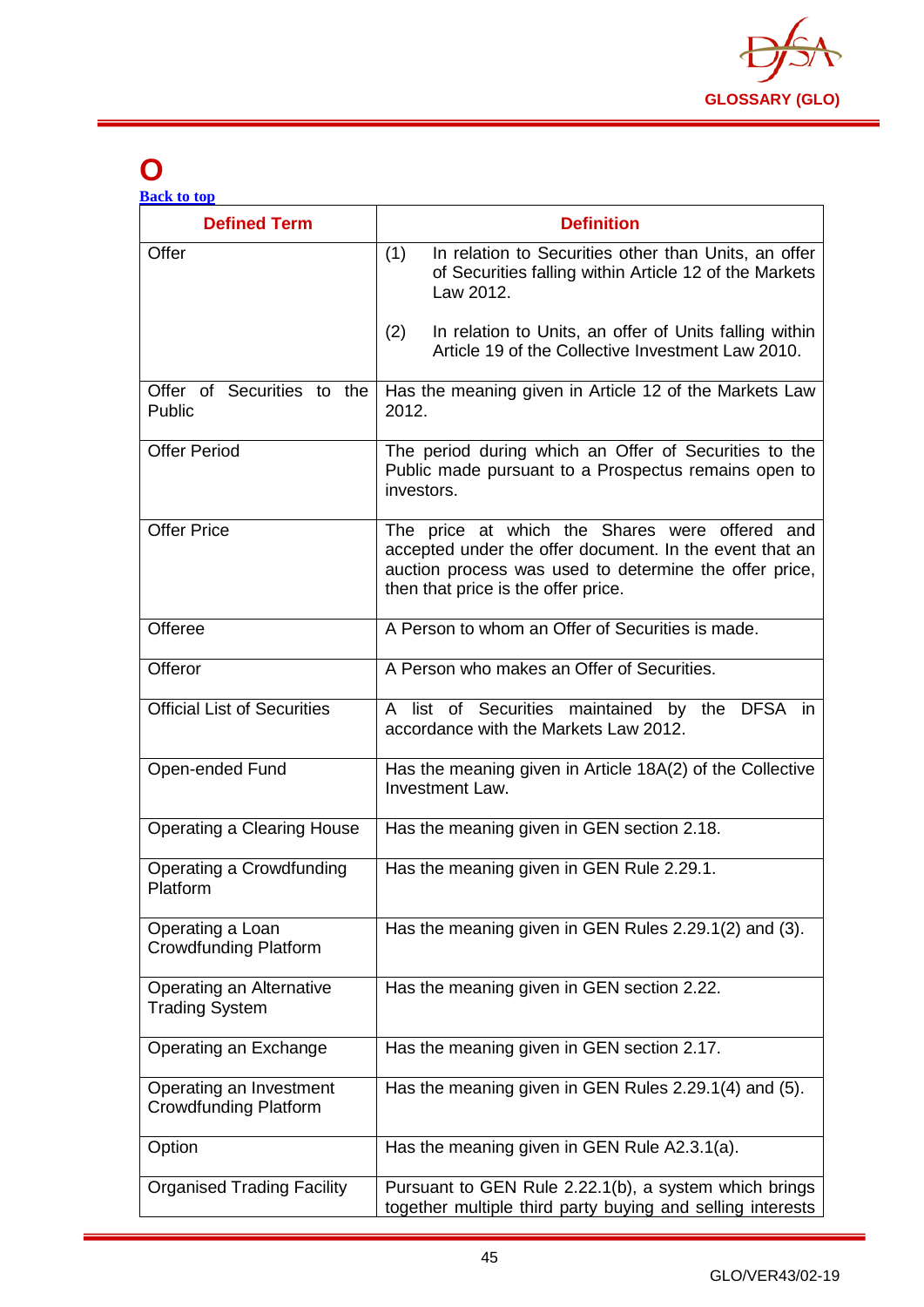# O

[Back to top](#)

| Defined Term | Definition |
|---|---|
| Offer | (1) In relation to Securities other than Units, an offer of Securities falling within Article 12 of the Markets Law 2012.<br><br>(2) In relation to Units, an offer of Units falling within Article 19 of the Collective Investment Law 2010. |
| Offer of Securities to the Public | Has the meaning given in Article 12 of the Markets Law 2012. |
| Offer Period | The period during which an Offer of Securities to the Public made pursuant to a Prospectus remains open to investors. |
| Offer Price | The price at which the Shares were offered and accepted under the offer document. In the event that an auction process was used to determine the offer price, then that price is the offer price. |
| Offeree | A Person to whom an Offer of Securities is made. |
| Offeror | A Person who makes an Offer of Securities. |
| Official List of Securities | A list of Securities maintained by the DFSA in accordance with the Markets Law 2012. |
| Open-ended Fund | Has the meaning given in Article 18A(2) of the Collective Investment Law. |
| Operating a Clearing House | Has the meaning given in GEN section 2.18. |
| Operating a Crowdfunding Platform | Has the meaning given in GEN Rule 2.29.1. |
| Operating a Loan Crowdfunding Platform | Has the meaning given in GEN Rules 2.29.1(2) and (3). |
| Operating an Alternative Trading System | Has the meaning given in GEN section 2.22. |
| Operating an Exchange | Has the meaning given in GEN section 2.17. |
| Operating an Investment Crowdfunding Platform | Has the meaning given in GEN Rules 2.29.1(4) and (5). |
| Option | Has the meaning given in GEN Rule A2.3.1(a). |
| Organised Trading Facility | Pursuant to GEN Rule 2.22.1(b), a system which brings together multiple third party buying and selling interests |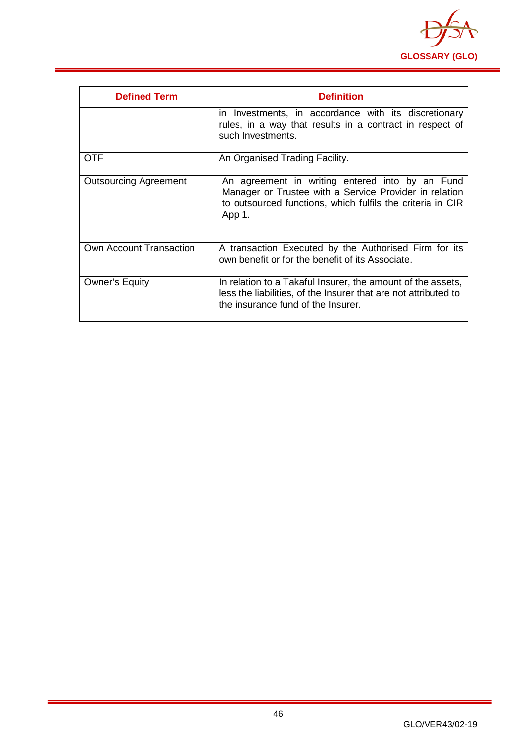| Defined Term | Definition |
|---|---|
| | in Investments, in accordance with its discretionary rules, in a way that results in a contract in respect of such Investments. |
| OTF | An Organised Trading Facility. |
| Outsourcing Agreement | An agreement in writing entered into by an Fund Manager or Trustee with a Service Provider in relation to outsourced functions, which fulfils the criteria in CIR App 1. |
| Own Account Transaction | A transaction Executed by the Authorised Firm for its own benefit or for the benefit of its Associate. |
| Owner's Equity | In relation to a Takaful Insurer, the amount of the assets, less the liabilities, of the Insurer that are not attributed to the insurance fund of the Insurer. |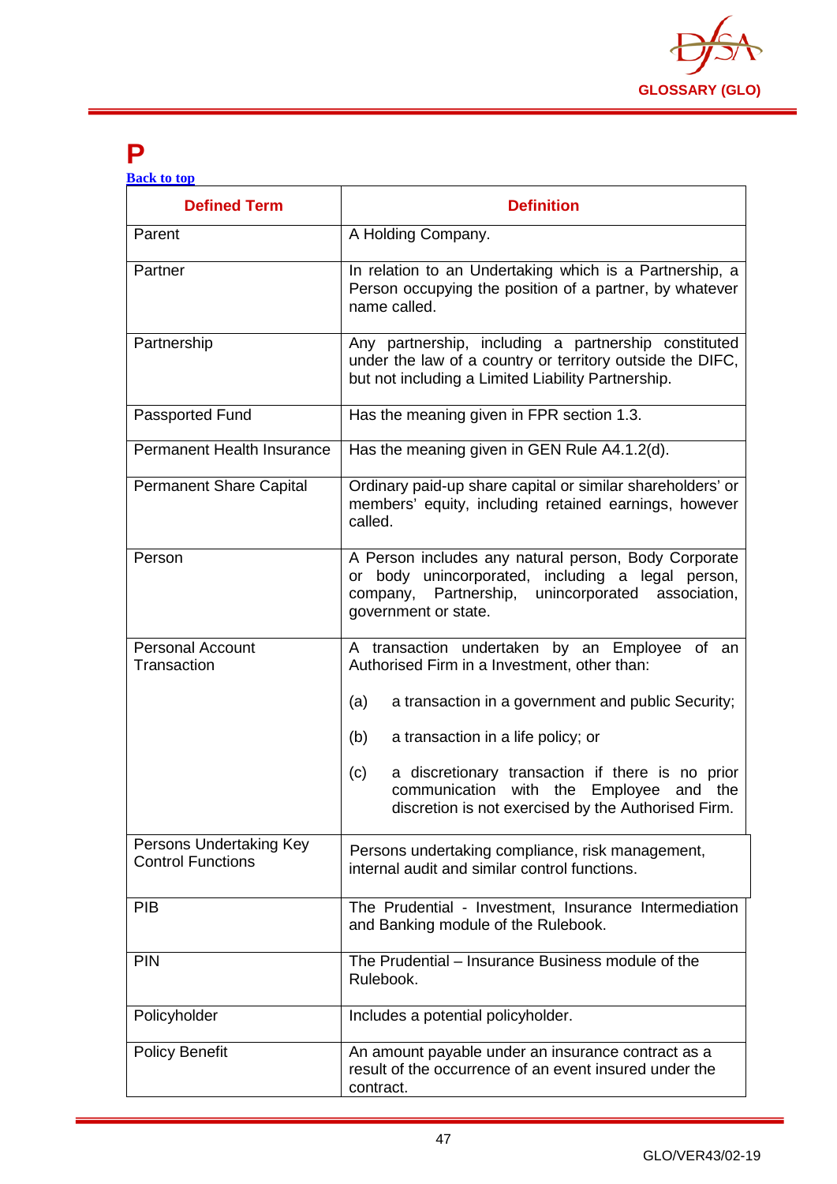# P

[Back to top]

| Defined Term | Definition |
|---|---|
| Parent | A Holding Company. |
| Partner | In relation to an Undertaking which is a Partnership, a Person occupying the position of a partner, by whatever name called. |
| Partnership | Any partnership, including a partnership constituted under the law of a country or territory outside the DIFC, but not including a Limited Liability Partnership. |
| Passported Fund | Has the meaning given in FPR section 1.3. |
| Permanent Health Insurance | Has the meaning given in GEN Rule A4.1.2(d). |
| Permanent Share Capital | Ordinary paid-up share capital or similar shareholders' or members' equity, including retained earnings, however called. |
| Person | A Person includes any natural person, Body Corporate or body unincorporated, including a legal person, company, Partnership, unincorporated association, government or state. |
| Personal Account Transaction | A transaction undertaken by an Employee of an Authorised Firm in a Investment, other than:<br><br>(a) a transaction in a government and public Security;<br><br>(b) a transaction in a life policy; or<br><br>(c) a discretionary transaction if there is no prior communication with the Employee and the discretion is not exercised by the Authorised Firm. |
| Persons Undertaking Key Control Functions | Persons undertaking compliance, risk management, internal audit and similar control functions. |
| PIB | The Prudential - Investment, Insurance Intermediation and Banking module of the Rulebook. |
| PIN | The Prudential – Insurance Business module of the Rulebook. |
| Policyholder | Includes a potential policyholder. |
| Policy Benefit | An amount payable under an insurance contract as a result of the occurrence of an event insured under the contract. |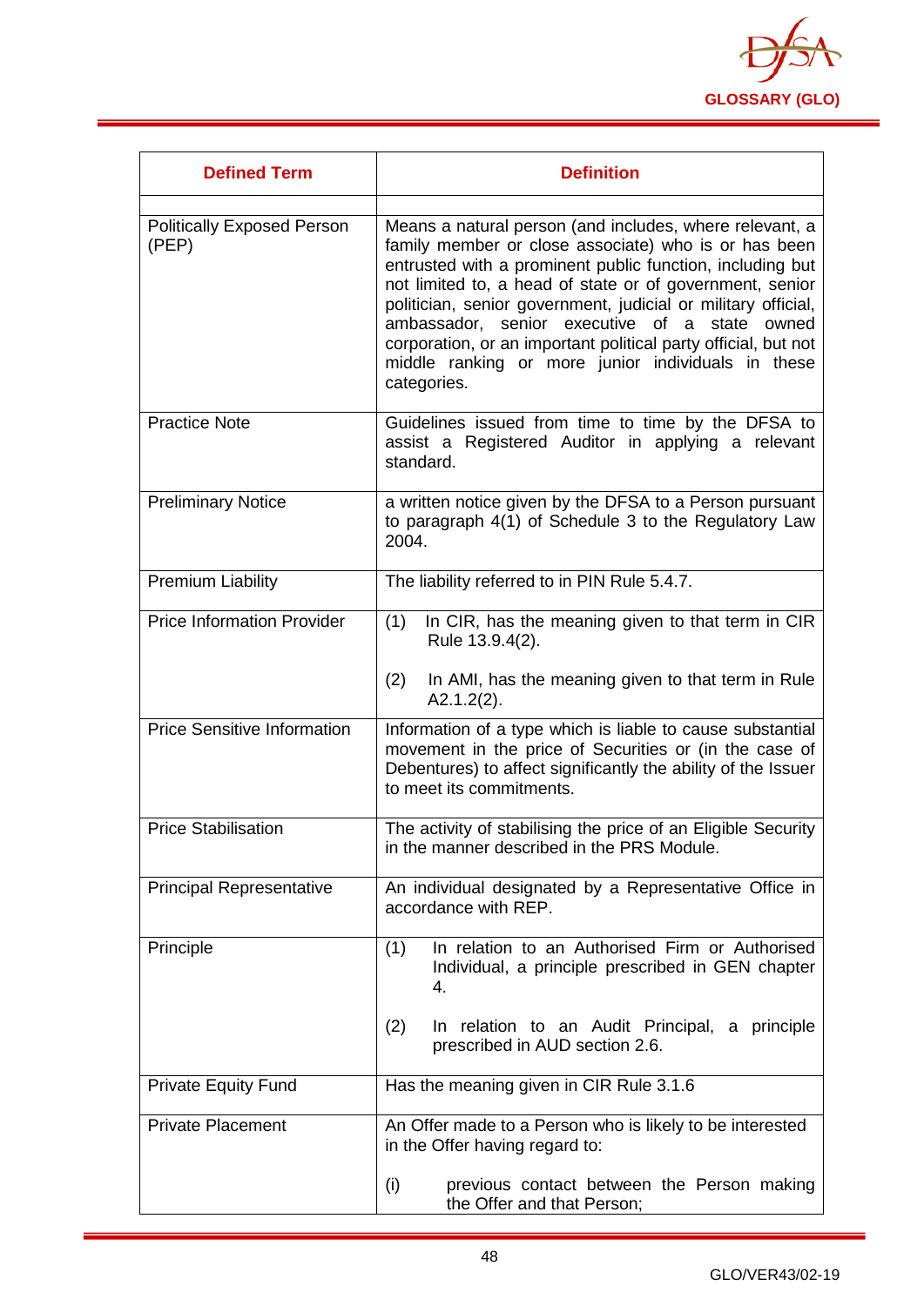| Defined Term | Definition |
|---|---|
| | |
| Politically Exposed Person (PEP) | Means a natural person (and includes, where relevant, a family member or close associate) who is or has been entrusted with a prominent public function, including but not limited to, a head of state or of government, senior politician, senior government, judicial or military official, ambassador, senior executive of a state owned corporation, or an important political party official, but not middle ranking or more junior individuals in these categories. |
| Practice Note | Guidelines issued from time to time by the DFSA to assist a Registered Auditor in applying a relevant standard. |
| Preliminary Notice | a written notice given by the DFSA to a Person pursuant to paragraph 4(1) of Schedule 3 to the Regulatory Law 2004. |
| Premium Liability | The liability referred to in PIN Rule 5.4.7. |
| Price Information Provider | (1) In CIR, has the meaning given to that term in CIR Rule 13.9.4(2).<br><br>(2) In AMI, has the meaning given to that term in Rule A2.1.2(2). |
| Price Sensitive Information | Information of a type which is liable to cause substantial movement in the price of Securities or (in the case of Debentures) to affect significantly the ability of the Issuer to meet its commitments. |
| Price Stabilisation | The activity of stabilising the price of an Eligible Security in the manner described in the PRS Module. |
| Principal Representative | An individual designated by a Representative Office in accordance with REP. |
| Principle | (1) In relation to an Authorised Firm or Authorised Individual, a principle prescribed in GEN chapter 4.<br><br>(2) In relation to an Audit Principal, a principle prescribed in AUD section 2.6. |
| Private Equity Fund | Has the meaning given in CIR Rule 3.1.6 |
| Private Placement | An Offer made to a Person who is likely to be interested in the Offer having regard to:<br><br>(i) previous contact between the Person making the Offer and that Person; |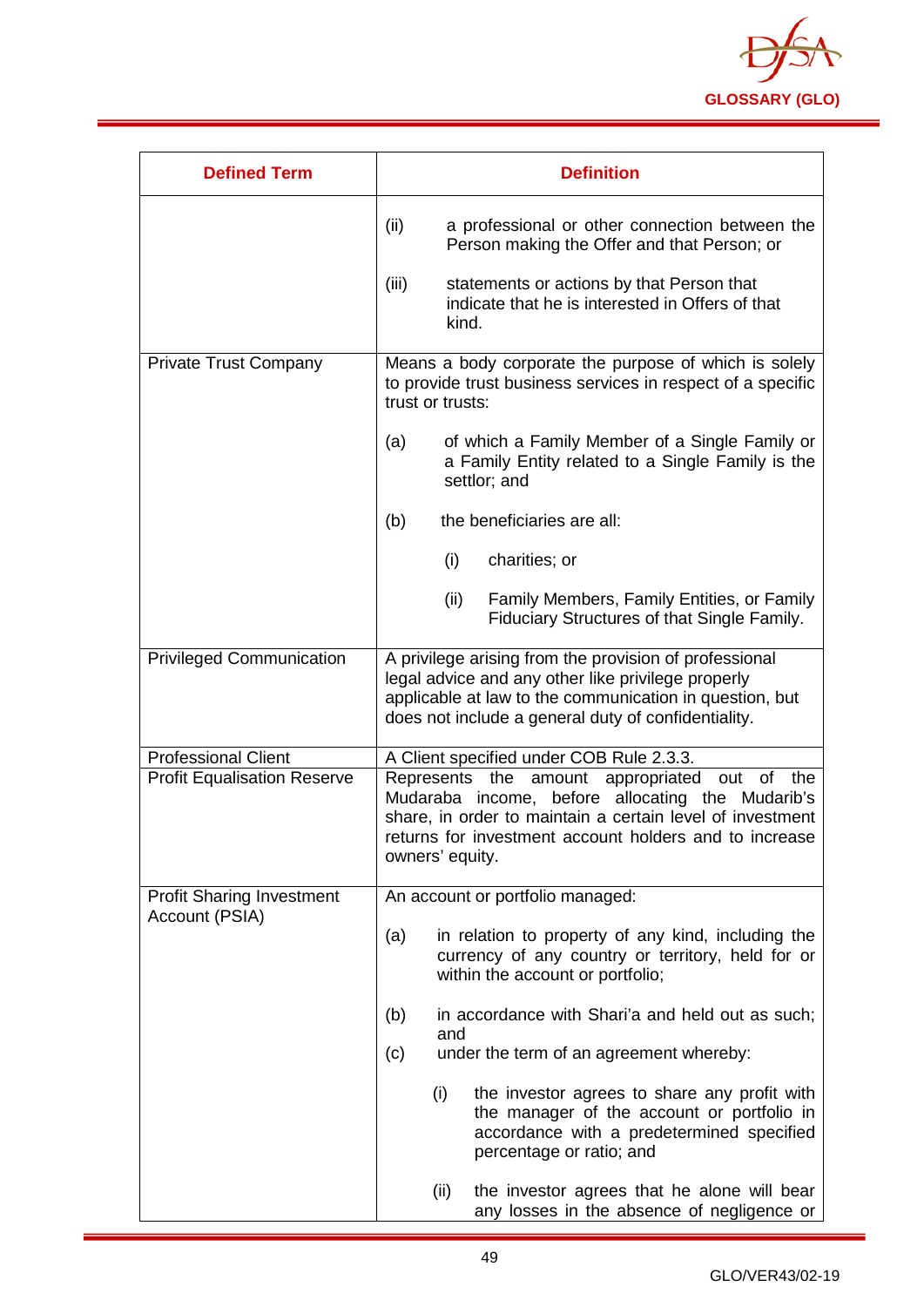| Defined Term | Definition |
|---|---|
| | (ii) a professional or other connection between the Person making the Offer and that Person; or<br><br>(iii) statements or actions by that Person that indicate that he is interested in Offers of that kind. |
| Private Trust Company | Means a body corporate the purpose of which is solely to provide trust business services in respect of a specific trust or trusts:<br><br>(a) of which a Family Member of a Single Family or a Family Entity related to a Single Family is the settlor; and<br><br>(b) the beneficiaries are all:<br><br>(i) charities; or<br><br>(ii) Family Members, Family Entities, or Family Fiduciary Structures of that Single Family. |
| Privileged Communication | A privilege arising from the provision of professional legal advice and any other like privilege properly applicable at law to the communication in question, but does not include a general duty of confidentiality. |
| Professional Client | A Client specified under COB Rule 2.3.3. |
| Profit Equalisation Reserve | Represents the amount appropriated out of the Mudaraba income, before allocating the Mudarib's share, in order to maintain a certain level of investment returns for investment account holders and to increase owners' equity. |
| Profit Sharing Investment Account (PSIA) | An account or portfolio managed:<br><br>(a) in relation to property of any kind, including the currency of any country or territory, held for or within the account or portfolio;<br><br>(b) in accordance with Shari'a and held out as such; and<br><br>(c) under the term of an agreement whereby:<br><br>(i) the investor agrees to share any profit with the manager of the account or portfolio in accordance with a predetermined specified percentage or ratio; and<br><br>(ii) the investor agrees that he alone will bear any losses in the absence of negligence or |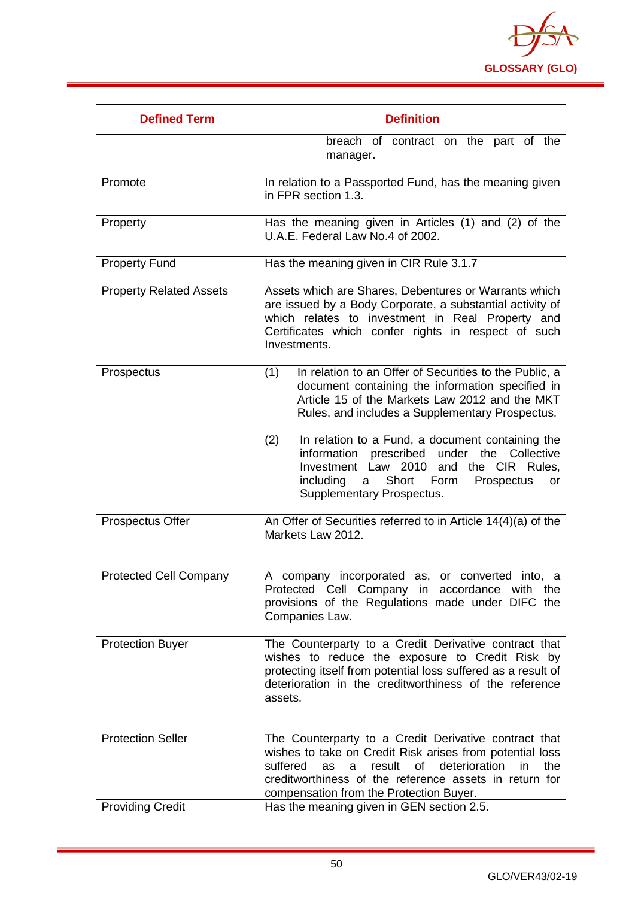| Defined Term | Definition |
|---|---|
| | breach of contract on the part of the manager. |
| Promote | In relation to a Passported Fund, has the meaning given in FPR section 1.3. |
| Property | Has the meaning given in Articles (1) and (2) of the U.A.E. Federal Law No.4 of 2002. |
| Property Fund | Has the meaning given in CIR Rule 3.1.7 |
| Property Related Assets | Assets which are Shares, Debentures or Warrants which are issued by a Body Corporate, a substantial activity of which relates to investment in Real Property and Certificates which confer rights in respect of such Investments. |
| Prospectus | (1) In relation to an Offer of Securities to the Public, a document containing the information specified in Article 15 of the Markets Law 2012 and the MKT Rules, and includes a Supplementary Prospectus.<br><br>(2) In relation to a Fund, a document containing the information prescribed under the Collective Investment Law 2010 and the CIR Rules, including a Short Form Prospectus or Supplementary Prospectus. |
| Prospectus Offer | An Offer of Securities referred to in Article 14(4)(a) of the Markets Law 2012. |
| Protected Cell Company | A company incorporated as, or converted into, a Protected Cell Company in accordance with the provisions of the Regulations made under DIFC the Companies Law. |
| Protection Buyer | The Counterparty to a Credit Derivative contract that wishes to reduce the exposure to Credit Risk by protecting itself from potential loss suffered as a result of deterioration in the creditworthiness of the reference assets. |
| Protection Seller | The Counterparty to a Credit Derivative contract that wishes to take on Credit Risk arises from potential loss suffered as a result of deterioration in the creditworthiness of the reference assets in return for compensation from the Protection Buyer. |
| Providing Credit | Has the meaning given in GEN section 2.5. |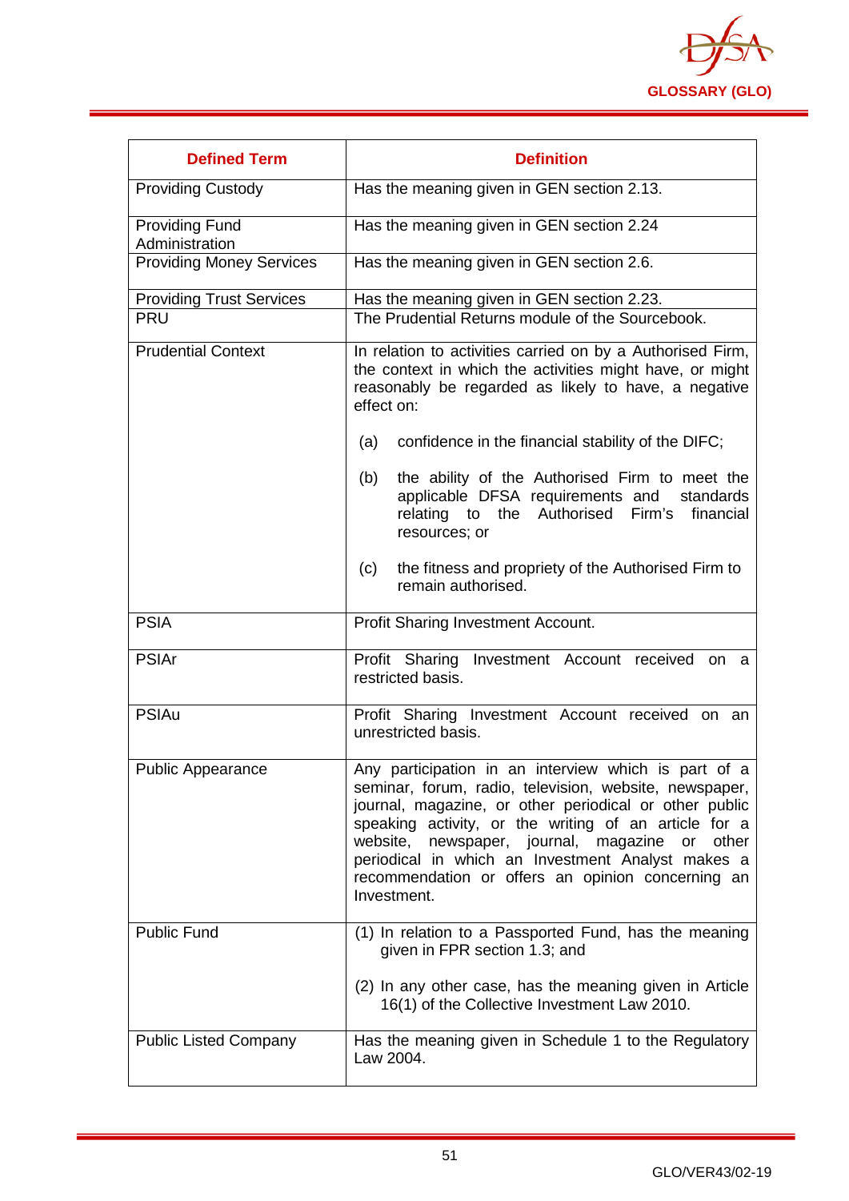| Defined Term | Definition |
|---|---|
| Providing Custody | Has the meaning given in GEN section 2.13. |
| Providing Fund Administration | Has the meaning given in GEN section 2.24 |
| Providing Money Services | Has the meaning given in GEN section 2.6. |
| Providing Trust Services | Has the meaning given in GEN section 2.23. |
| PRU | The Prudential Returns module of the Sourcebook. |
| Prudential Context | In relation to activities carried on by a Authorised Firm, the context in which the activities might have, or might reasonably be regarded as likely to have, a negative effect on:<br><br>(a) confidence in the financial stability of the DIFC;<br><br>(b) the ability of the Authorised Firm to meet the applicable DFSA requirements and standards relating to the Authorised Firm's financial resources; or<br><br>(c) the fitness and propriety of the Authorised Firm to remain authorised. |
| PSIA | Profit Sharing Investment Account. |
| PSIAr | Profit Sharing Investment Account received on a restricted basis. |
| PSIAu | Profit Sharing Investment Account received on an unrestricted basis. |
| Public Appearance | Any participation in an interview which is part of a seminar, forum, radio, television, website, newspaper, journal, magazine, or other periodical or other public speaking activity, or the writing of an article for a website, newspaper, journal, magazine or other periodical in which an Investment Analyst makes a recommendation or offers an opinion concerning an Investment. |
| Public Fund | (1) In relation to a Passported Fund, has the meaning given in FPR section 1.3; and<br><br>(2) In any other case, has the meaning given in Article 16(1) of the Collective Investment Law 2010. |
| Public Listed Company | Has the meaning given in Schedule 1 to the Regulatory Law 2004. |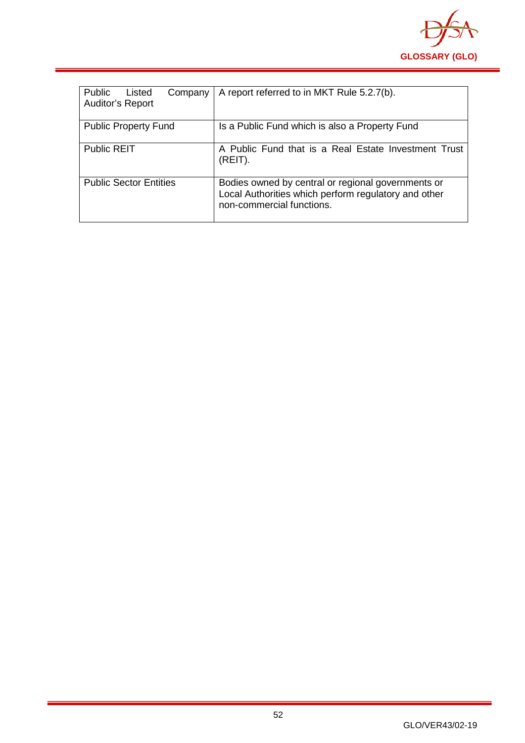| | |
|---|---|
| Public Listed Company Auditor's Report | A report referred to in MKT Rule 5.2.7(b). |
| Public Property Fund | Is a Public Fund which is also a Property Fund |
| Public REIT | A Public Fund that is a Real Estate Investment Trust (REIT). |
| Public Sector Entities | Bodies owned by central or regional governments or Local Authorities which perform regulatory and other non-commercial functions. |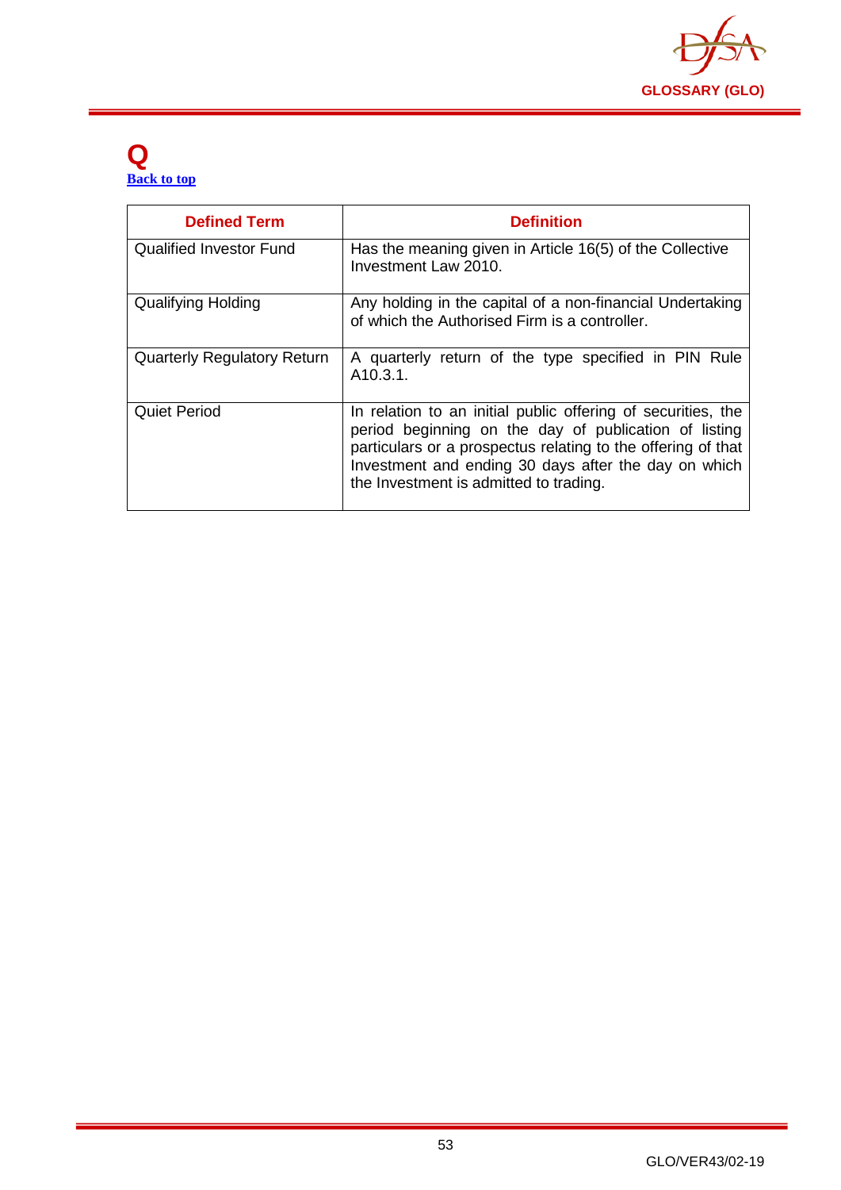# Q

[Back to top](#)

| Defined Term | Definition |
|---|---|
| Qualified Investor Fund | Has the meaning given in Article 16(5) of the Collective Investment Law 2010. |
| Qualifying Holding | Any holding in the capital of a non-financial Undertaking of which the Authorised Firm is a controller. |
| Quarterly Regulatory Return | A quarterly return of the type specified in PIN Rule A10.3.1. |
| Quiet Period | In relation to an initial public offering of securities, the period beginning on the day of publication of listing particulars or a prospectus relating to the offering of that Investment and ending 30 days after the day on which the Investment is admitted to trading. |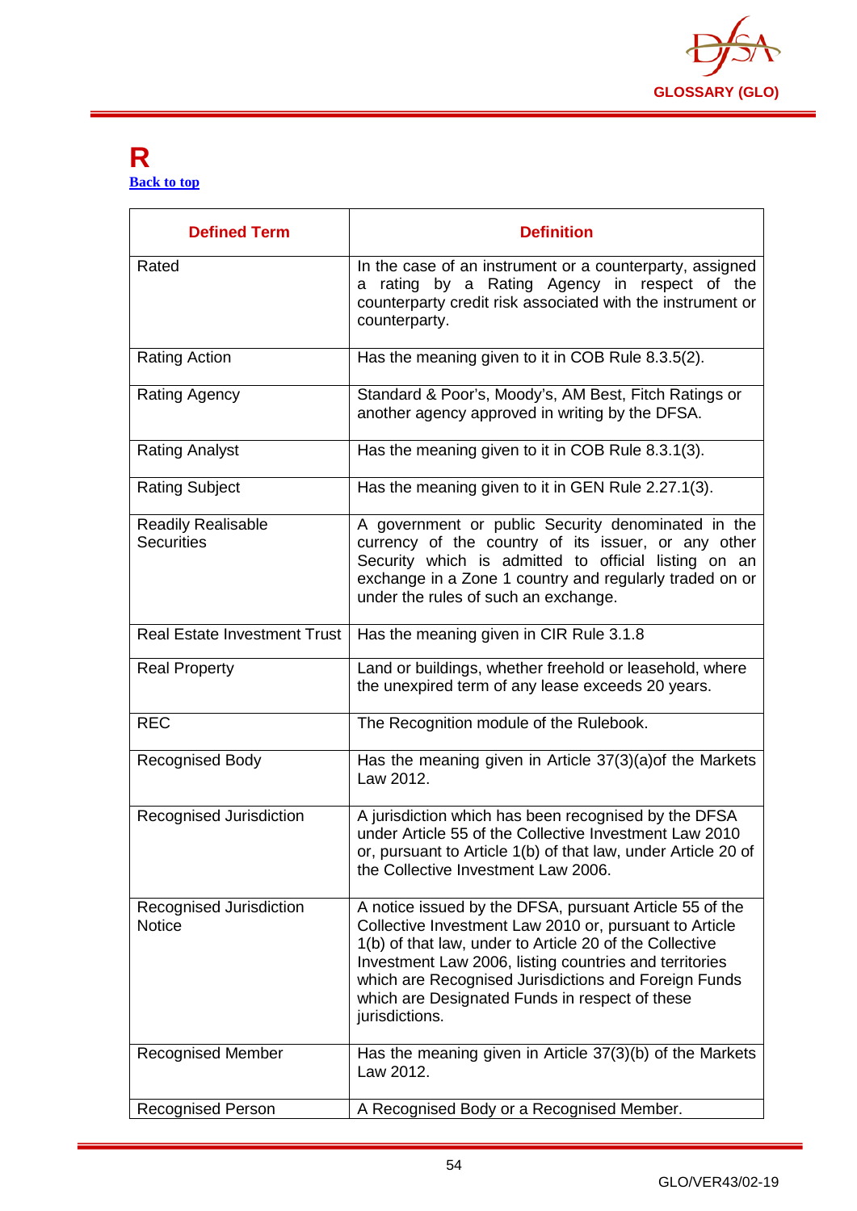# R

[Back to top](#)

| Defined Term | Definition |
|---|---|
| Rated | In the case of an instrument or a counterparty, assigned a rating by a Rating Agency in respect of the counterparty credit risk associated with the instrument or counterparty. |
| Rating Action | Has the meaning given to it in COB Rule 8.3.5(2). |
| Rating Agency | Standard & Poor's, Moody's, AM Best, Fitch Ratings or another agency approved in writing by the DFSA. |
| Rating Analyst | Has the meaning given to it in COB Rule 8.3.1(3). |
| Rating Subject | Has the meaning given to it in GEN Rule 2.27.1(3). |
| Readily Realisable Securities | A government or public Security denominated in the currency of the country of its issuer, or any other Security which is admitted to official listing on an exchange in a Zone 1 country and regularly traded on or under the rules of such an exchange. |
| Real Estate Investment Trust | Has the meaning given in CIR Rule 3.1.8 |
| Real Property | Land or buildings, whether freehold or leasehold, where the unexpired term of any lease exceeds 20 years. |
| REC | The Recognition module of the Rulebook. |
| Recognised Body | Has the meaning given in Article 37(3)(a)of the Markets Law 2012. |
| Recognised Jurisdiction | A jurisdiction which has been recognised by the DFSA under Article 55 of the Collective Investment Law 2010 or, pursuant to Article 1(b) of that law, under Article 20 of the Collective Investment Law 2006. |
| Recognised Jurisdiction Notice | A notice issued by the DFSA, pursuant Article 55 of the Collective Investment Law 2010 or, pursuant to Article 1(b) of that law, under to Article 20 of the Collective Investment Law 2006, listing countries and territories which are Recognised Jurisdictions and Foreign Funds which are Designated Funds in respect of these jurisdictions. |
| Recognised Member | Has the meaning given in Article 37(3)(b) of the Markets Law 2012. |
| Recognised Person | A Recognised Body or a Recognised Member. |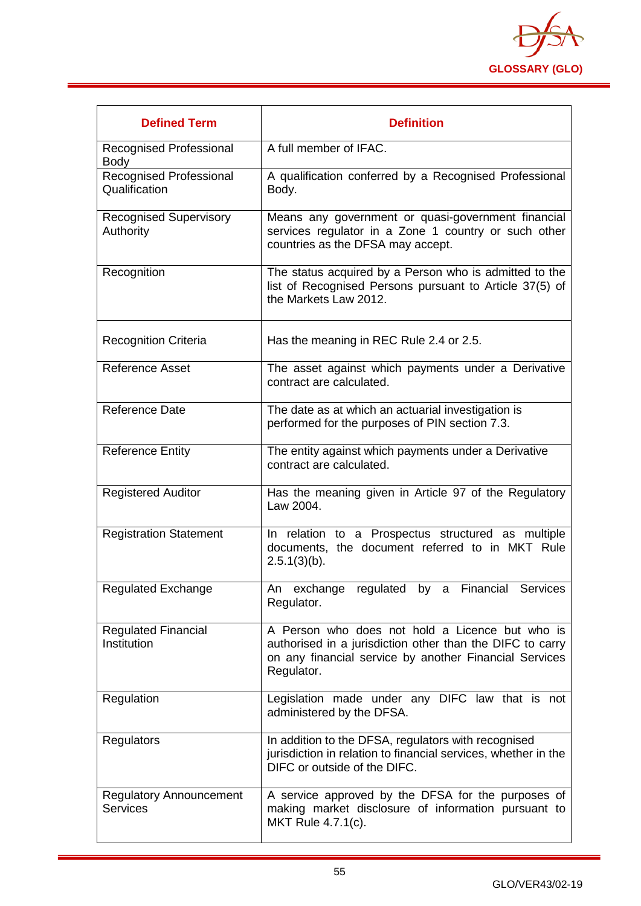| Defined Term | Definition |
|---|---|
| Recognised Professional Body | A full member of IFAC. |
| Recognised Professional Qualification | A qualification conferred by a Recognised Professional Body. |
| Recognised Supervisory Authority | Means any government or quasi-government financial services regulator in a Zone 1 country or such other countries as the DFSA may accept. |
| Recognition | The status acquired by a Person who is admitted to the list of Recognised Persons pursuant to Article 37(5) of the Markets Law 2012. |
| Recognition Criteria | Has the meaning in REC Rule 2.4 or 2.5. |
| Reference Asset | The asset against which payments under a Derivative contract are calculated. |
| Reference Date | The date as at which an actuarial investigation is performed for the purposes of PIN section 7.3. |
| Reference Entity | The entity against which payments under a Derivative contract are calculated. |
| Registered Auditor | Has the meaning given in Article 97 of the Regulatory Law 2004. |
| Registration Statement | In relation to a Prospectus structured as multiple documents, the document referred to in MKT Rule 2.5.1(3)(b). |
| Regulated Exchange | An exchange regulated by a Financial Services Regulator. |
| Regulated Financial Institution | A Person who does not hold a Licence but who is authorised in a jurisdiction other than the DIFC to carry on any financial service by another Financial Services Regulator. |
| Regulation | Legislation made under any DIFC law that is not administered by the DFSA. |
| Regulators | In addition to the DFSA, regulators with recognised jurisdiction in relation to financial services, whether in the DIFC or outside of the DIFC. |
| Regulatory Announcement Services | A service approved by the DFSA for the purposes of making market disclosure of information pursuant to MKT Rule 4.7.1(c). |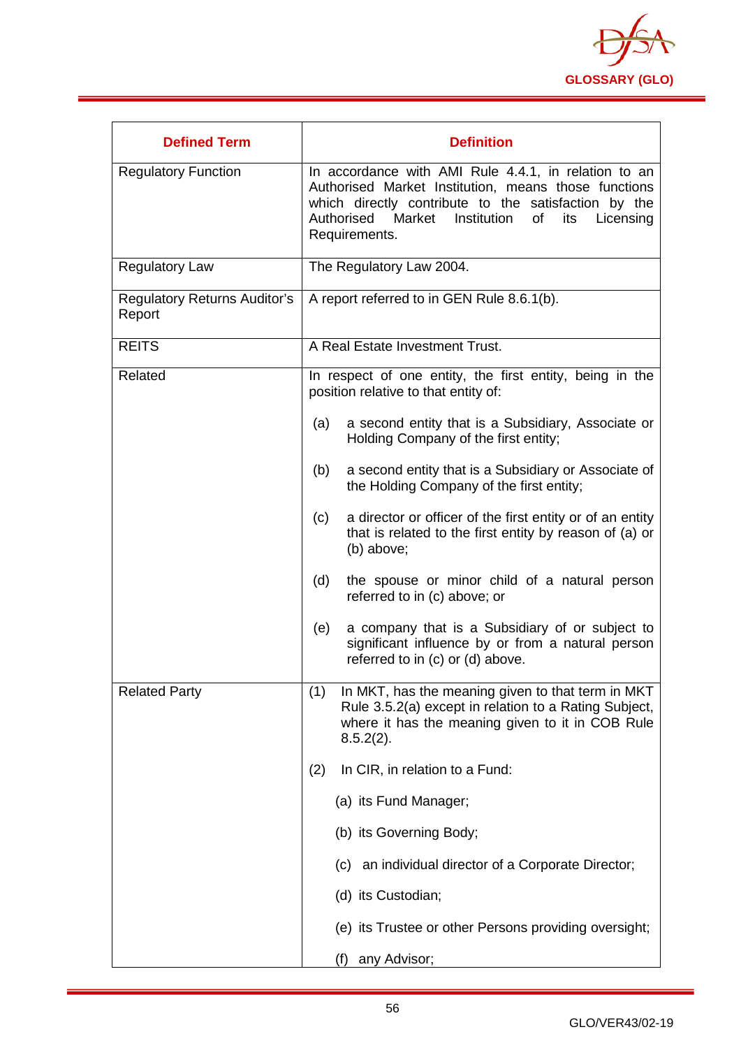| Defined Term | Definition |
|---|---|
| Regulatory Function | In accordance with AMI Rule 4.4.1, in relation to an Authorised Market Institution, means those functions which directly contribute to the satisfaction by the Authorised Market Institution of its Licensing Requirements. |
| Regulatory Law | The Regulatory Law 2004. |
| Regulatory Returns Auditor's Report | A report referred to in GEN Rule 8.6.1(b). |
| REITS | A Real Estate Investment Trust. |
| Related | In respect of one entity, the first entity, being in the position relative to that entity of:<br><br>(a) a second entity that is a Subsidiary, Associate or Holding Company of the first entity;<br><br>(b) a second entity that is a Subsidiary or Associate of the Holding Company of the first entity;<br><br>(c) a director or officer of the first entity or of an entity that is related to the first entity by reason of (a) or (b) above;<br><br>(d) the spouse or minor child of a natural person referred to in (c) above; or<br><br>(e) a company that is a Subsidiary of or subject to significant influence by or from a natural person referred to in (c) or (d) above. |
| Related Party | (1) In MKT, has the meaning given to that term in MKT Rule 3.5.2(a) except in relation to a Rating Subject, where it has the meaning given to it in COB Rule 8.5.2(2).<br><br>(2) In CIR, in relation to a Fund:<br><br>(a) its Fund Manager;<br><br>(b) its Governing Body;<br><br>(c) an individual director of a Corporate Director;<br><br>(d) its Custodian;<br><br>(e) its Trustee or other Persons providing oversight;<br><br>(f) any Advisor; |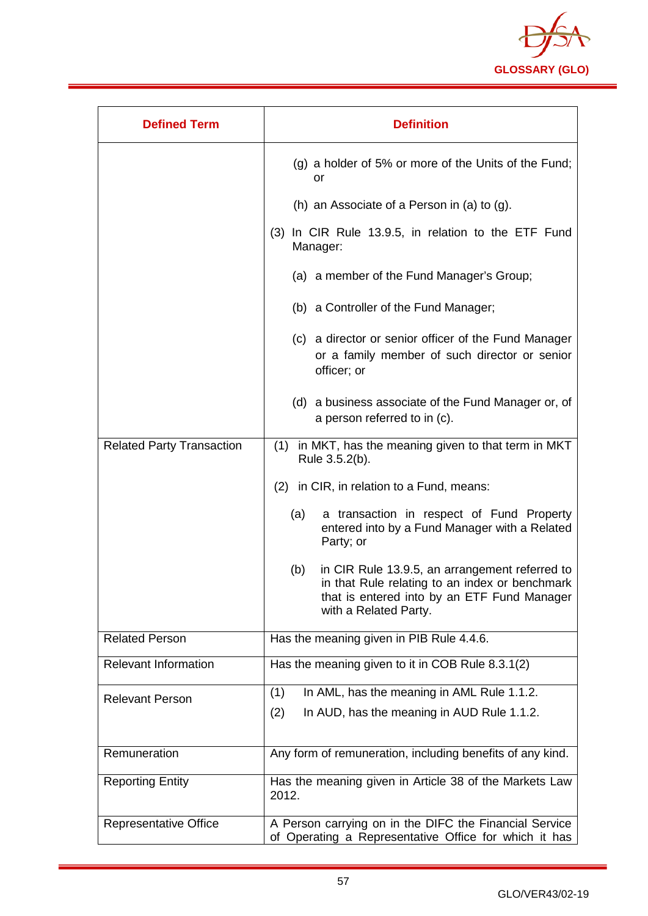| Defined Term | Definition |
|---|---|
| | (g) a holder of 5% or more of the Units of the Fund; or<br><br>(h) an Associate of a Person in (a) to (g).<br><br>(3) In CIR Rule 13.9.5, in relation to the ETF Fund Manager:<br><br>(a) a member of the Fund Manager's Group;<br><br>(b) a Controller of the Fund Manager;<br><br>(c) a director or senior officer of the Fund Manager or a family member of such director or senior officer; or<br><br>(d) a business associate of the Fund Manager or, of a person referred to in (c). |
| Related Party Transaction | (1) in MKT, has the meaning given to that term in MKT Rule 3.5.2(b).<br><br>(2) in CIR, in relation to a Fund, means:<br><br>(a) a transaction in respect of Fund Property entered into by a Fund Manager with a Related Party; or<br><br>(b) in CIR Rule 13.9.5, an arrangement referred to in that Rule relating to an index or benchmark that is entered into by an ETF Fund Manager with a Related Party. |
| Related Person | Has the meaning given in PIB Rule 4.4.6. |
| Relevant Information | Has the meaning given to it in COB Rule 8.3.1(2) |
| Relevant Person | (1) In AML, has the meaning in AML Rule 1.1.2.<br><br>(2) In AUD, has the meaning in AUD Rule 1.1.2. |
| Remuneration | Any form of remuneration, including benefits of any kind. |
| Reporting Entity | Has the meaning given in Article 38 of the Markets Law 2012. |
| Representative Office | A Person carrying on in the DIFC the Financial Service of Operating a Representative Office for which it has |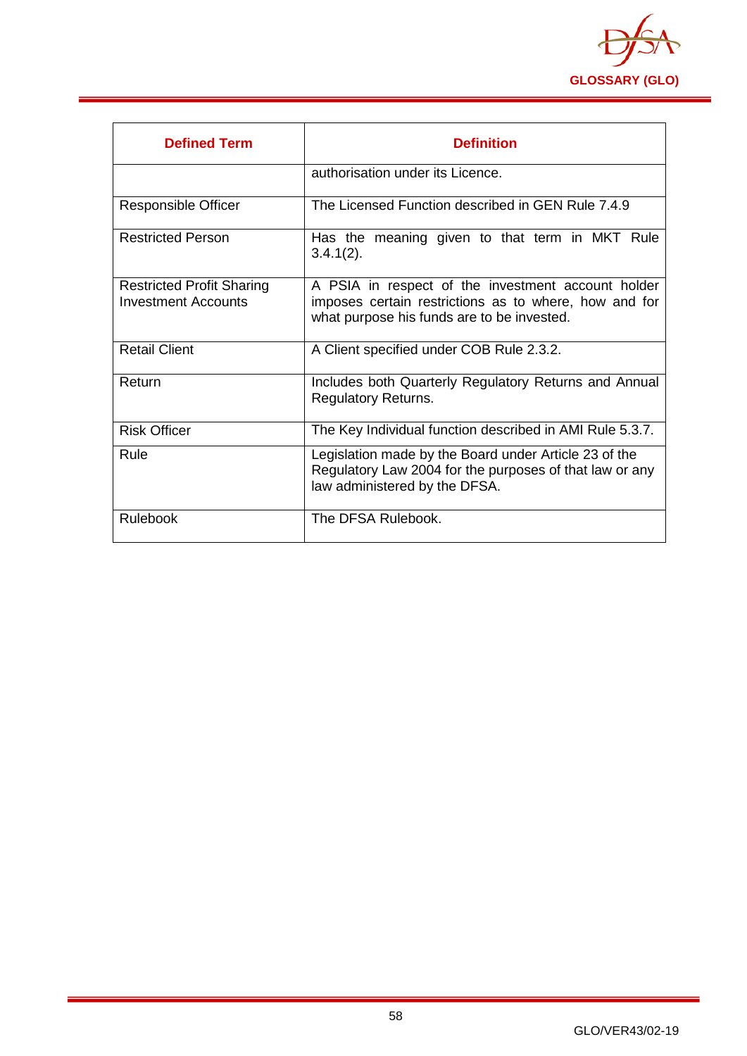| Defined Term | Definition |
|---|---|
| | authorisation under its Licence. |
| Responsible Officer | The Licensed Function described in GEN Rule 7.4.9 |
| Restricted Person | Has the meaning given to that term in MKT Rule 3.4.1(2). |
| Restricted Profit Sharing Investment Accounts | A PSIA in respect of the investment account holder imposes certain restrictions as to where, how and for what purpose his funds are to be invested. |
| Retail Client | A Client specified under COB Rule 2.3.2. |
| Return | Includes both Quarterly Regulatory Returns and Annual Regulatory Returns. |
| Risk Officer | The Key Individual function described in AMI Rule 5.3.7. |
| Rule | Legislation made by the Board under Article 23 of the Regulatory Law 2004 for the purposes of that law or any law administered by the DFSA. |
| Rulebook | The DFSA Rulebook. |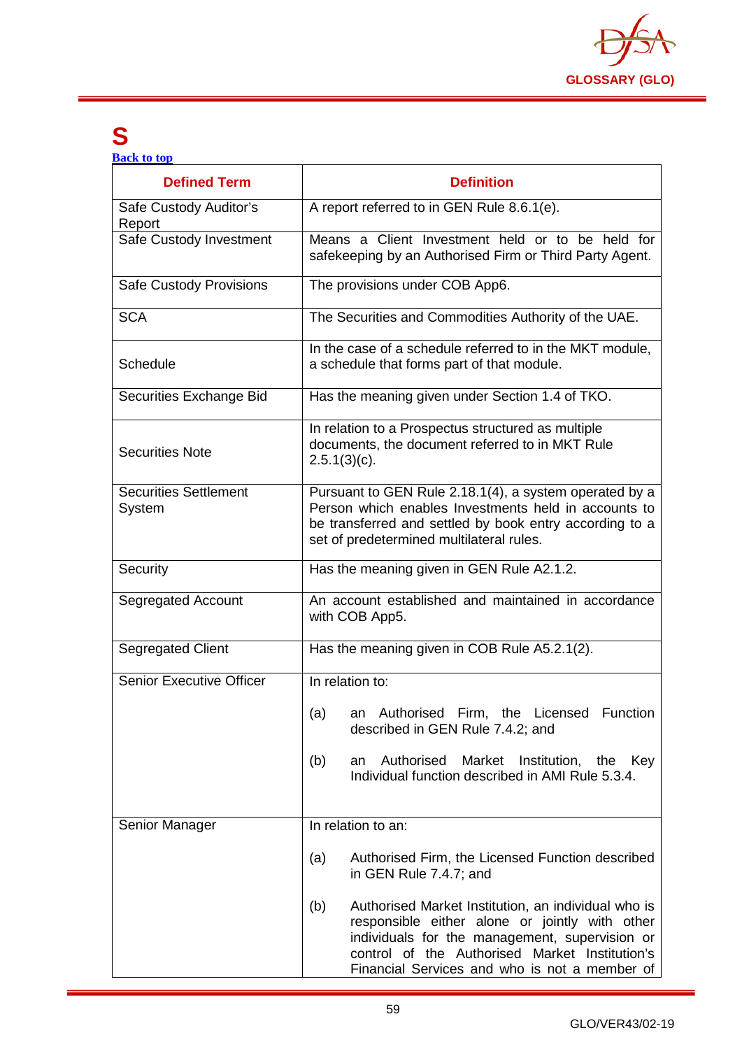# S

[Back to top](#)

| Defined Term | Definition |
|---|---|
| Safe Custody Auditor's Report | A report referred to in GEN Rule 8.6.1(e). |
| Safe Custody Investment | Means a Client Investment held or to be held for safekeeping by an Authorised Firm or Third Party Agent. |
| Safe Custody Provisions | The provisions under COB App6. |
| SCA | The Securities and Commodities Authority of the UAE. |
| Schedule | In the case of a schedule referred to in the MKT module, a schedule that forms part of that module. |
| Securities Exchange Bid | Has the meaning given under Section 1.4 of TKO. |
| Securities Note | In relation to a Prospectus structured as multiple documents, the document referred to in MKT Rule 2.5.1(3)(c). |
| Securities Settlement System | Pursuant to GEN Rule 2.18.1(4), a system operated by a Person which enables Investments held in accounts to be transferred and settled by book entry according to a set of predetermined multilateral rules. |
| Security | Has the meaning given in GEN Rule A2.1.2. |
| Segregated Account | An account established and maintained in accordance with COB App5. |
| Segregated Client | Has the meaning given in COB Rule A5.2.1(2). |
| Senior Executive Officer | In relation to:<br><br>(a) an Authorised Firm, the Licensed Function described in GEN Rule 7.4.2; and<br><br>(b) an Authorised Market Institution, the Key Individual function described in AMI Rule 5.3.4. |
| Senior Manager | In relation to an:<br><br>(a) Authorised Firm, the Licensed Function described in GEN Rule 7.4.7; and<br><br>(b) Authorised Market Institution, an individual who is responsible either alone or jointly with other individuals for the management, supervision or control of the Authorised Market Institution's Financial Services and who is not a member of |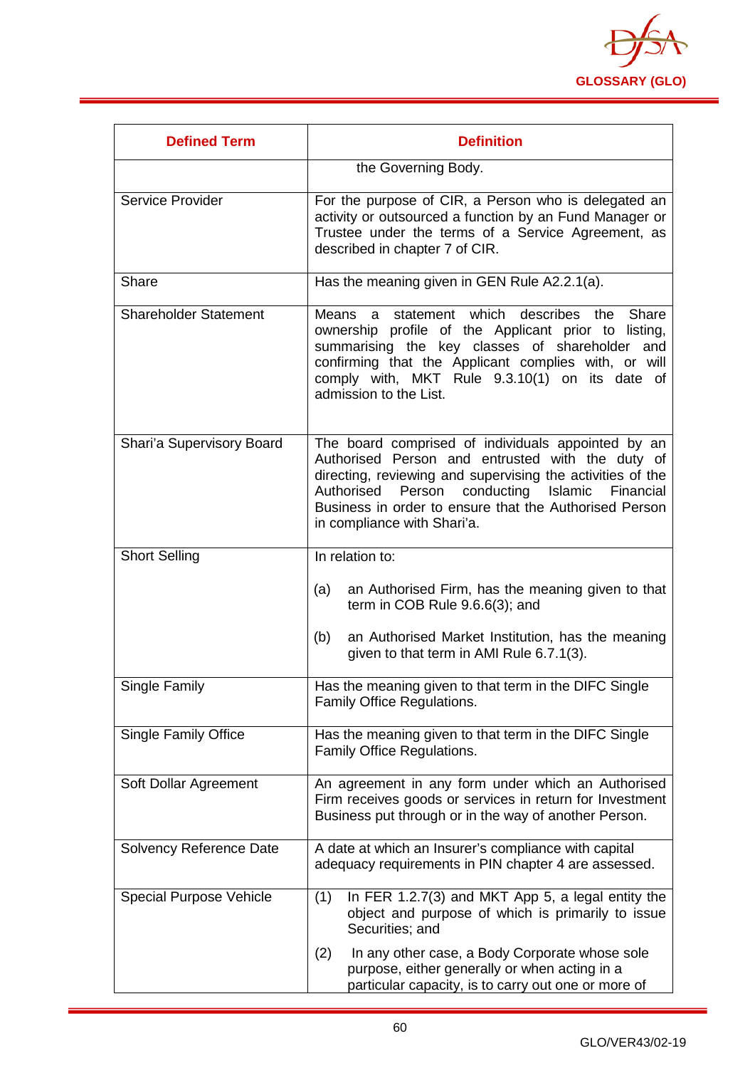| Defined Term | Definition |
|---|---|
| | the Governing Body. |
| Service Provider | For the purpose of CIR, a Person who is delegated an activity or outsourced a function by an Fund Manager or Trustee under the terms of a Service Agreement, as described in chapter 7 of CIR. |
| Share | Has the meaning given in GEN Rule A2.2.1(a). |
| Shareholder Statement | Means a statement which describes the Share ownership profile of the Applicant prior to listing, summarising the key classes of shareholder and confirming that the Applicant complies with, or will comply with, MKT Rule 9.3.10(1) on its date of admission to the List. |
| Shari'a Supervisory Board | The board comprised of individuals appointed by an Authorised Person and entrusted with the duty of directing, reviewing and supervising the activities of the Authorised Person conducting Islamic Financial Business in order to ensure that the Authorised Person in compliance with Shari'a. |
| Short Selling | In relation to:<br><br>(a) an Authorised Firm, has the meaning given to that term in COB Rule 9.6.6(3); and<br><br>(b) an Authorised Market Institution, has the meaning given to that term in AMI Rule 6.7.1(3). |
| Single Family | Has the meaning given to that term in the DIFC Single Family Office Regulations. |
| Single Family Office | Has the meaning given to that term in the DIFC Single Family Office Regulations. |
| Soft Dollar Agreement | An agreement in any form under which an Authorised Firm receives goods or services in return for Investment Business put through or in the way of another Person. |
| Solvency Reference Date | A date at which an Insurer's compliance with capital adequacy requirements in PIN chapter 4 are assessed. |
| Special Purpose Vehicle | (1) In FER 1.2.7(3) and MKT App 5, a legal entity the object and purpose of which is primarily to issue Securities; and<br><br>(2) In any other case, a Body Corporate whose sole purpose, either generally or when acting in a particular capacity, is to carry out one or more of |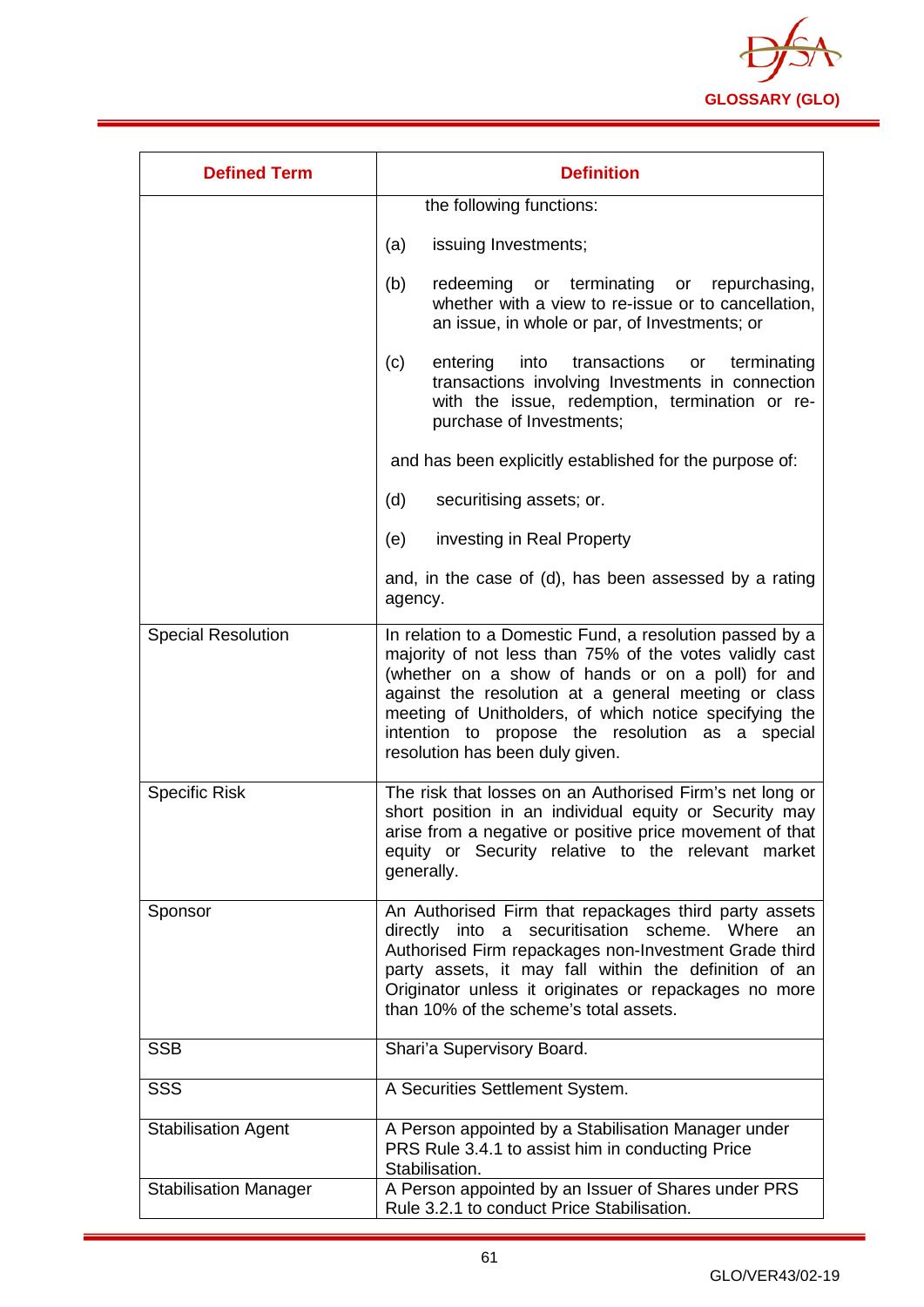| Defined Term | Definition |
|---|---|
| | the following functions:<br><br>(a) issuing Investments;<br><br>(b) redeeming or terminating or repurchasing, whether with a view to re-issue or to cancellation, an issue, in whole or par, of Investments; or<br><br>(c) entering into transactions or terminating transactions involving Investments in connection with the issue, redemption, termination or re-purchase of Investments;<br><br>and has been explicitly established for the purpose of:<br><br>(d) securitising assets; or.<br><br>(e) investing in Real Property<br><br>and, in the case of (d), has been assessed by a rating agency. |
| Special Resolution | In relation to a Domestic Fund, a resolution passed by a majority of not less than 75% of the votes validly cast (whether on a show of hands or on a poll) for and against the resolution at a general meeting or class meeting of Unitholders, of which notice specifying the intention to propose the resolution as a special resolution has been duly given. |
| Specific Risk | The risk that losses on an Authorised Firm's net long or short position in an individual equity or Security may arise from a negative or positive price movement of that equity or Security relative to the relevant market generally. |
| Sponsor | An Authorised Firm that repackages third party assets directly into a securitisation scheme. Where an Authorised Firm repackages non-Investment Grade third party assets, it may fall within the definition of an Originator unless it originates or repackages no more than 10% of the scheme's total assets. |
| SSB | Shari'a Supervisory Board. |
| SSS | A Securities Settlement System. |
| Stabilisation Agent | A Person appointed by a Stabilisation Manager under PRS Rule 3.4.1 to assist him in conducting Price Stabilisation. |
| Stabilisation Manager | A Person appointed by an Issuer of Shares under PRS Rule 3.2.1 to conduct Price Stabilisation. |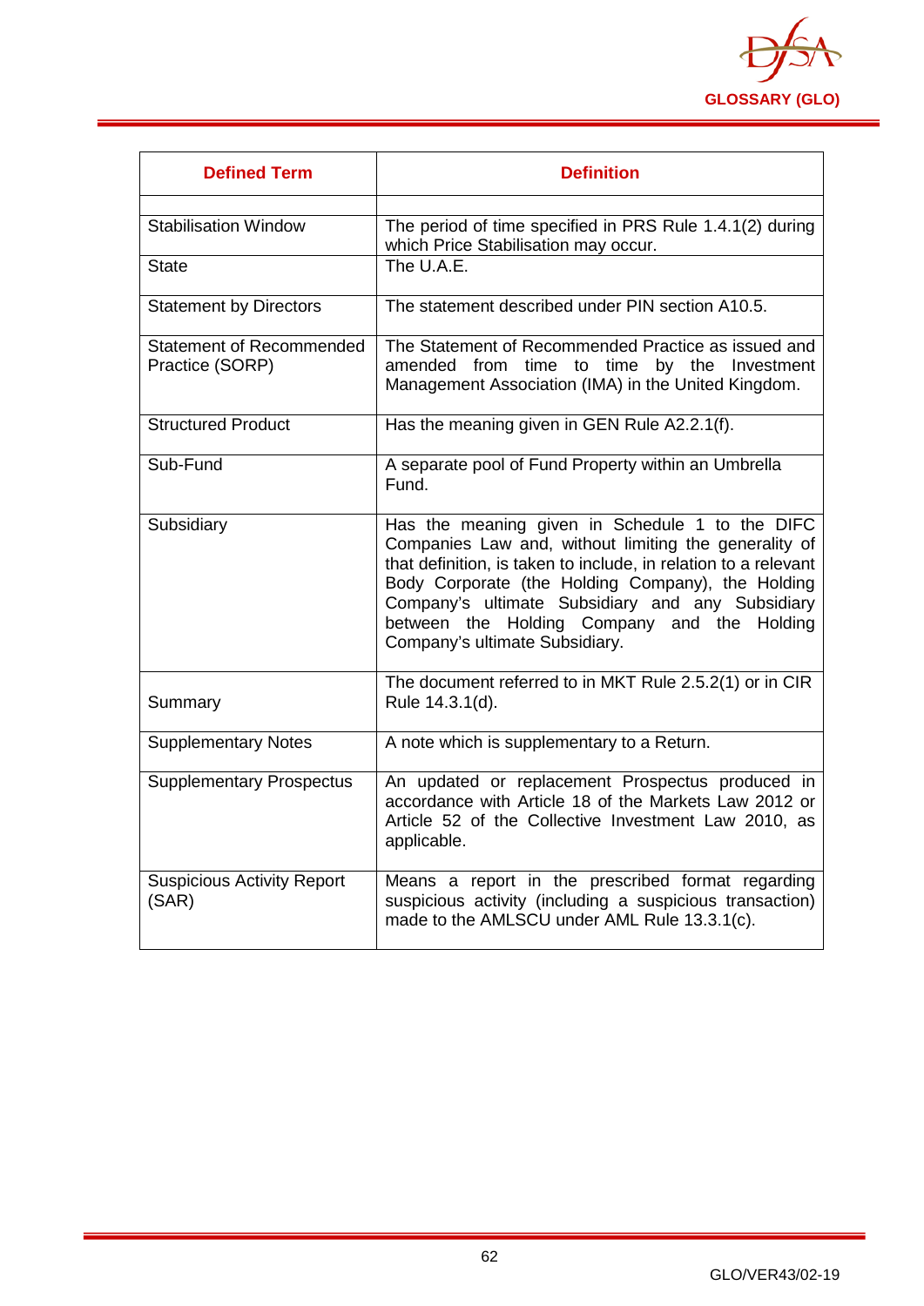| Defined Term | Definition |
| --- | --- |
| | |
| Stabilisation Window | The period of time specified in PRS Rule 1.4.1(2) during which Price Stabilisation may occur. |
| State | The U.A.E. |
| Statement by Directors | The statement described under PIN section A10.5. |
| Statement of Recommended Practice (SORP) | The Statement of Recommended Practice as issued and amended from time to time by the Investment Management Association (IMA) in the United Kingdom. |
| Structured Product | Has the meaning given in GEN Rule A2.2.1(f). |
| Sub-Fund | A separate pool of Fund Property within an Umbrella Fund. |
| Subsidiary | Has the meaning given in Schedule 1 to the DIFC Companies Law and, without limiting the generality of that definition, is taken to include, in relation to a relevant Body Corporate (the Holding Company), the Holding Company's ultimate Subsidiary and any Subsidiary between the Holding Company and the Holding Company's ultimate Subsidiary. |
| Summary | The document referred to in MKT Rule 2.5.2(1) or in CIR Rule 14.3.1(d). |
| Supplementary Notes | A note which is supplementary to a Return. |
| Supplementary Prospectus | An updated or replacement Prospectus produced in accordance with Article 18 of the Markets Law 2012 or Article 52 of the Collective Investment Law 2010, as applicable. |
| Suspicious Activity Report (SAR) | Means a report in the prescribed format regarding suspicious activity (including a suspicious transaction) made to the AMLSCU under AML Rule 13.3.1(c). |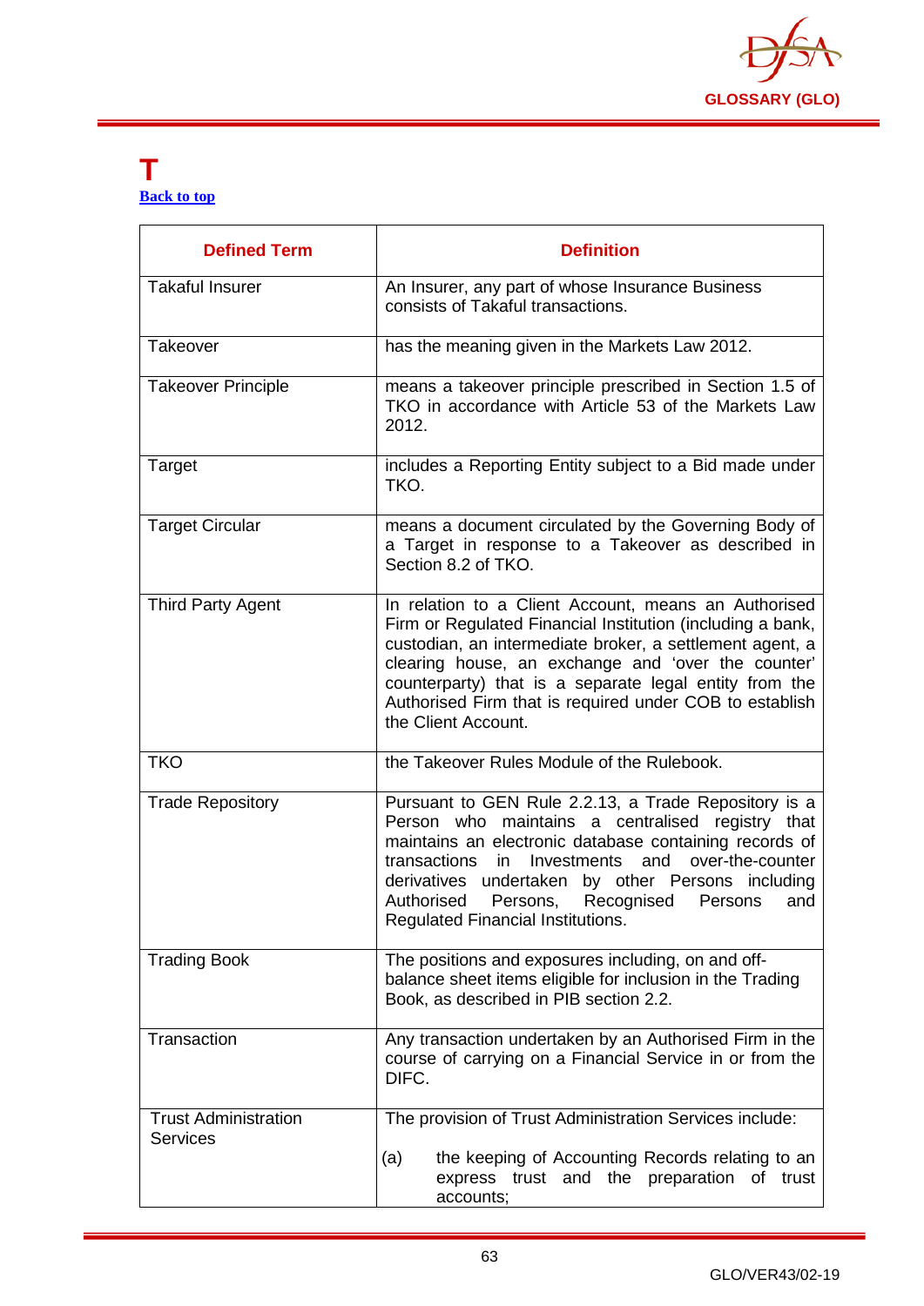# T

Back to top

| Defined Term | Definition |
|---|---|
| Takaful Insurer | An Insurer, any part of whose Insurance Business consists of Takaful transactions. |
| Takeover | has the meaning given in the Markets Law 2012. |
| Takeover Principle | means a takeover principle prescribed in Section 1.5 of TKO in accordance with Article 53 of the Markets Law 2012. |
| Target | includes a Reporting Entity subject to a Bid made under TKO. |
| Target Circular | means a document circulated by the Governing Body of a Target in response to a Takeover as described in Section 8.2 of TKO. |
| Third Party Agent | In relation to a Client Account, means an Authorised Firm or Regulated Financial Institution (including a bank, custodian, an intermediate broker, a settlement agent, a clearing house, an exchange and 'over the counter' counterparty) that is a separate legal entity from the Authorised Firm that is required under COB to establish the Client Account. |
| TKO | the Takeover Rules Module of the Rulebook. |
| Trade Repository | Pursuant to GEN Rule 2.2.13, a Trade Repository is a Person who maintains a centralised registry that maintains an electronic database containing records of transactions in Investments and over-the-counter derivatives undertaken by other Persons including Authorised Persons, Recognised Persons and Regulated Financial Institutions. |
| Trading Book | The positions and exposures including, on and off-balance sheet items eligible for inclusion in the Trading Book, as described in PIB section 2.2. |
| Transaction | Any transaction undertaken by an Authorised Firm in the course of carrying on a Financial Service in or from the DIFC. |
| Trust Administration Services | The provision of Trust Administration Services include:<br><br>(a) the keeping of Accounting Records relating to an express trust and the preparation of trust accounts; |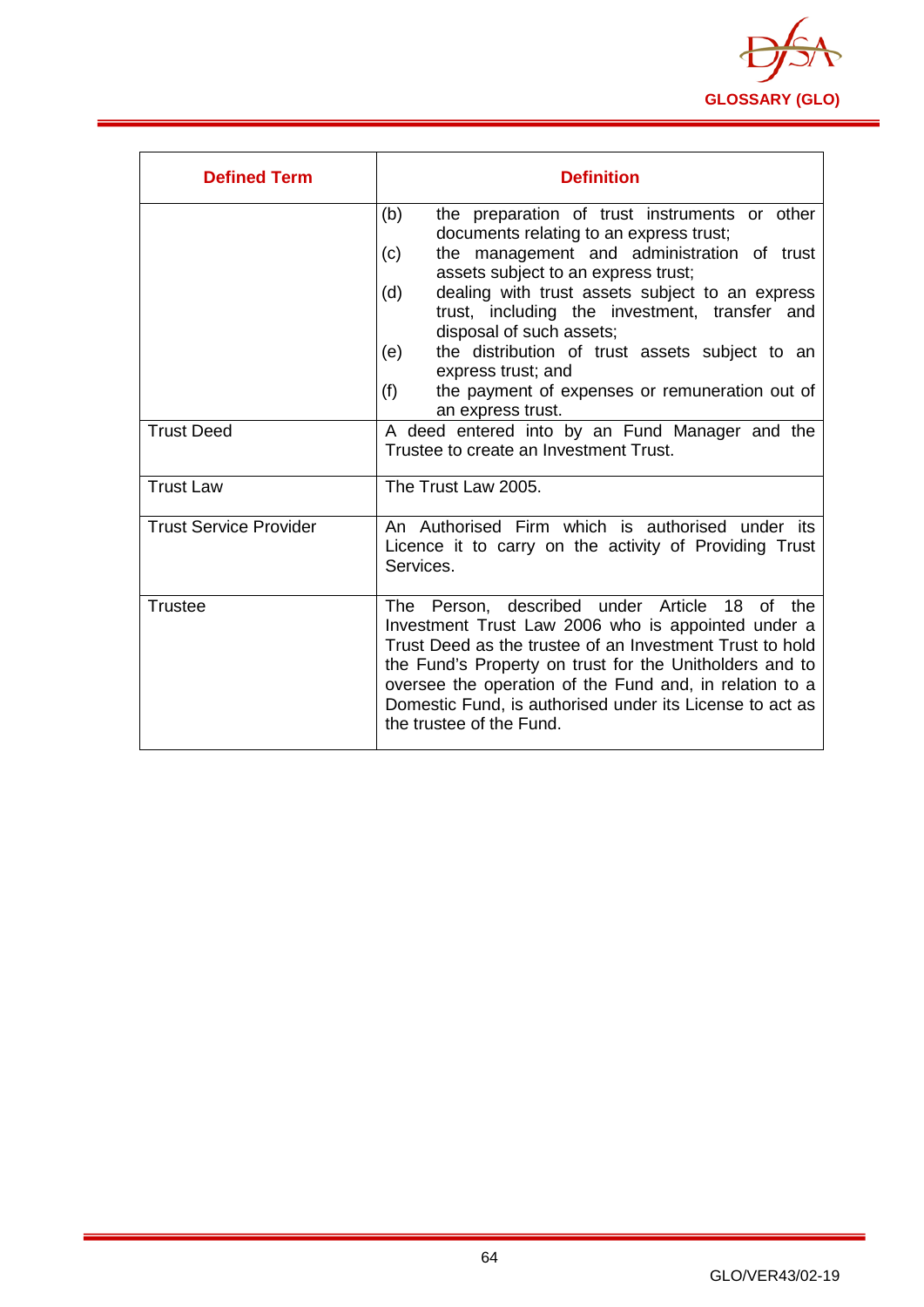| Defined Term | Definition |
|---|---|
| | (b) the preparation of trust instruments or other documents relating to an express trust;<br>(c) the management and administration of trust assets subject to an express trust;<br>(d) dealing with trust assets subject to an express trust, including the investment, transfer and disposal of such assets;<br>(e) the distribution of trust assets subject to an express trust; and<br>(f) the payment of expenses or remuneration out of an express trust. |
| Trust Deed | A deed entered into by an Fund Manager and the Trustee to create an Investment Trust. |
| Trust Law | The Trust Law 2005. |
| Trust Service Provider | An Authorised Firm which is authorised under its Licence it to carry on the activity of Providing Trust Services. |
| Trustee | The Person, described under Article 18 of the Investment Trust Law 2006 who is appointed under a Trust Deed as the trustee of an Investment Trust to hold the Fund's Property on trust for the Unitholders and to oversee the operation of the Fund and, in relation to a Domestic Fund, is authorised under its License to act as the trustee of the Fund. |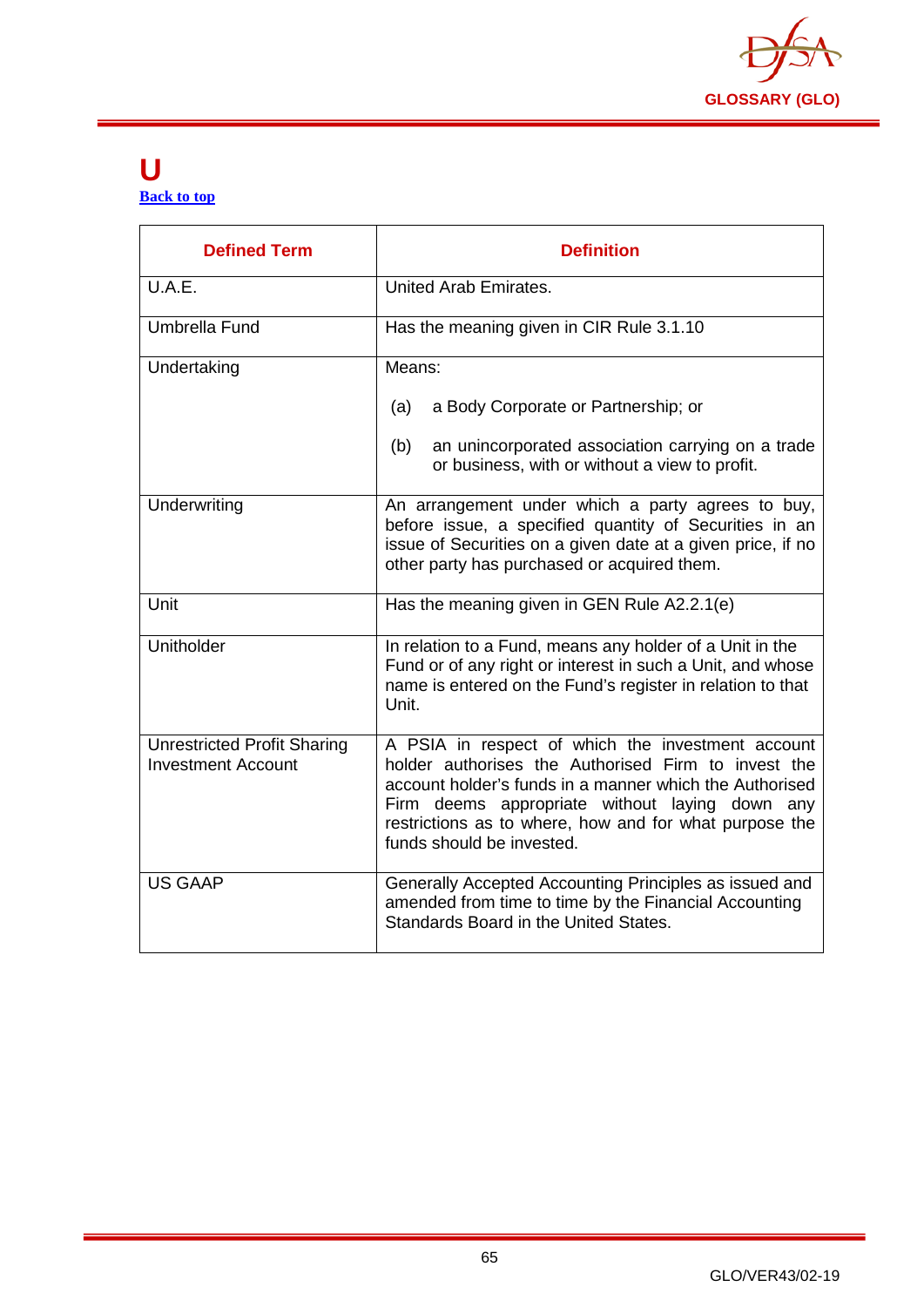# U

[Back to top](#)

| Defined Term | Definition |
|---|---|
| U.A.E. | United Arab Emirates. |
| Umbrella Fund | Has the meaning given in CIR Rule 3.1.10 |
| Undertaking | Means:<br><br>(a) a Body Corporate or Partnership; or<br><br>(b) an unincorporated association carrying on a trade or business, with or without a view to profit. |
| Underwriting | An arrangement under which a party agrees to buy, before issue, a specified quantity of Securities in an issue of Securities on a given date at a given price, if no other party has purchased or acquired them. |
| Unit | Has the meaning given in GEN Rule A2.2.1(e) |
| Unitholder | In relation to a Fund, means any holder of a Unit in the Fund or of any right or interest in such a Unit, and whose name is entered on the Fund's register in relation to that Unit. |
| Unrestricted Profit Sharing Investment Account | A PSIA in respect of which the investment account holder authorises the Authorised Firm to invest the account holder's funds in a manner which the Authorised Firm deems appropriate without laying down any restrictions as to where, how and for what purpose the funds should be invested. |
| US GAAP | Generally Accepted Accounting Principles as issued and amended from time to time by the Financial Accounting Standards Board in the United States. |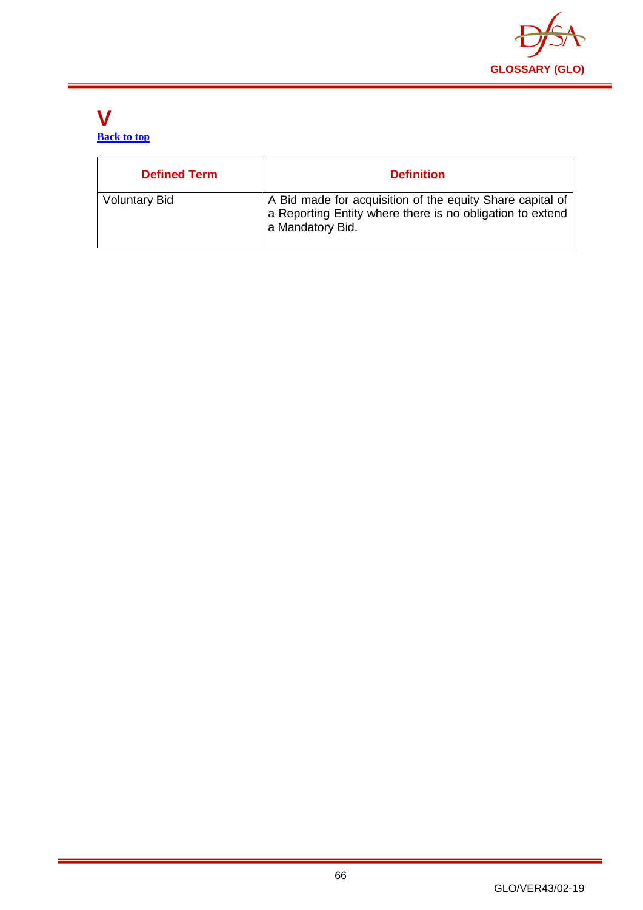# V

[Back to top]

| Defined Term | Definition |
| --- | --- |
| Voluntary Bid | A Bid made for acquisition of the equity Share capital of a Reporting Entity where there is no obligation to extend a Mandatory Bid. |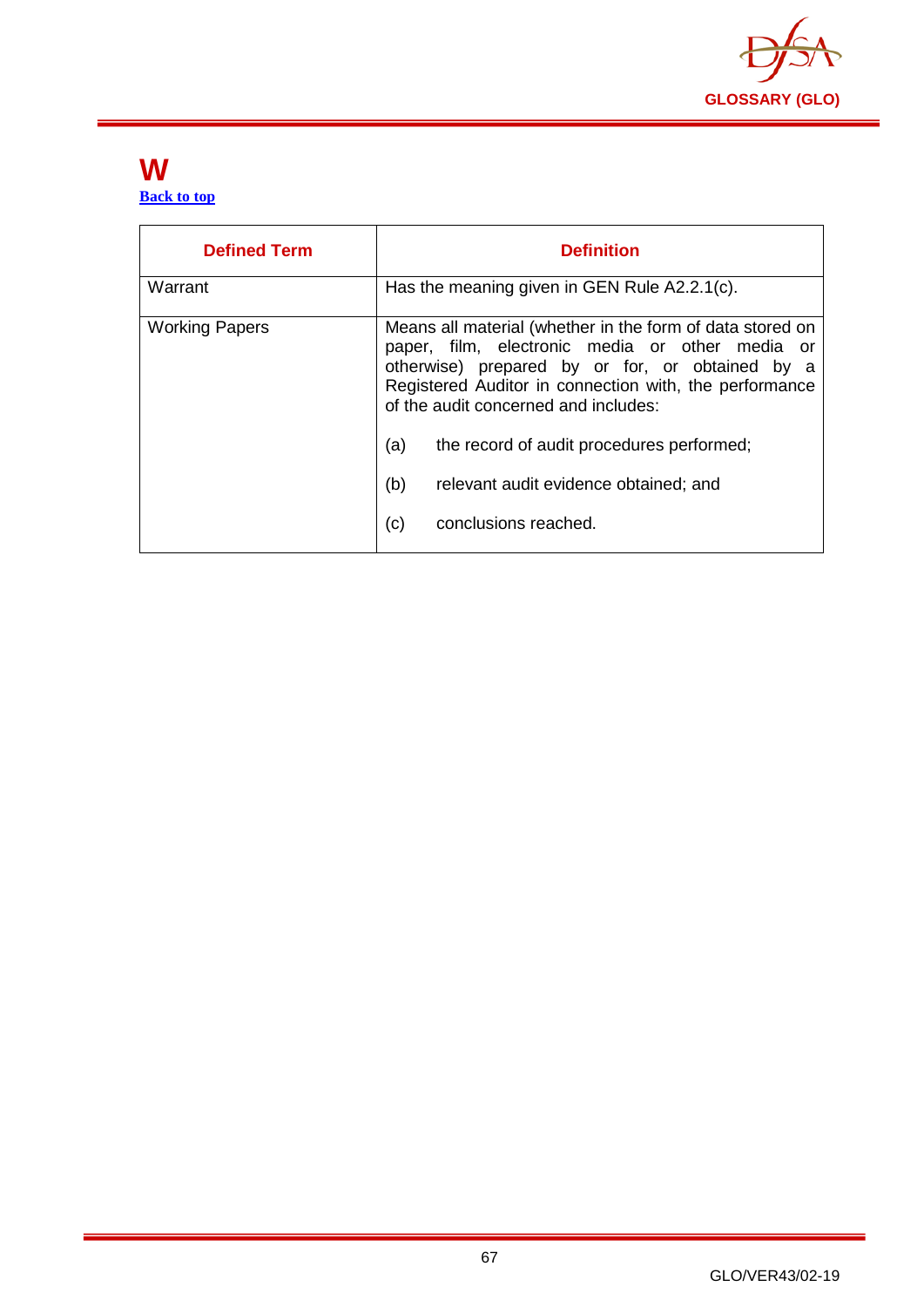# W

Back to top

| Defined Term | Definition |
|---|---|
| Warrant | Has the meaning given in GEN Rule A2.2.1(c). |
| Working Papers | Means all material (whether in the form of data stored on paper, film, electronic media or other media or otherwise) prepared by or for, or obtained by a Registered Auditor in connection with, the performance of the audit concerned and includes:<br><br>(a) the record of audit procedures performed;<br><br>(b) relevant audit evidence obtained; and<br><br>(c) conclusions reached. |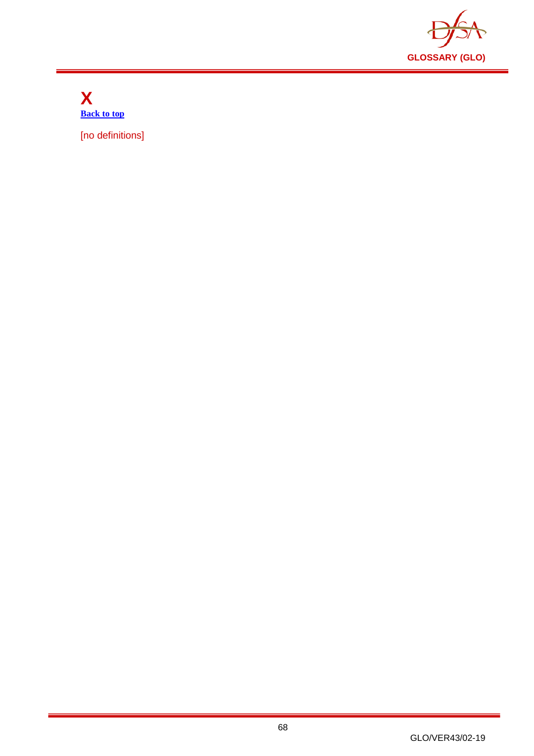# X

[Back to top](#)

[no definitions]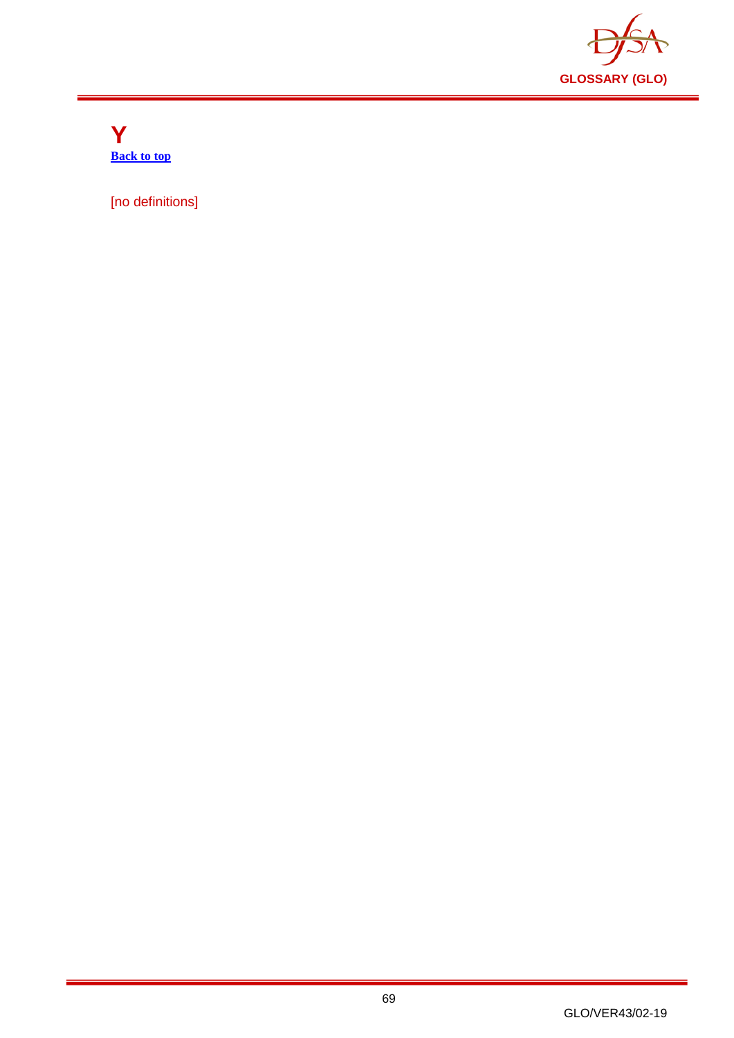# Y

**[Back to top]**

[no definitions]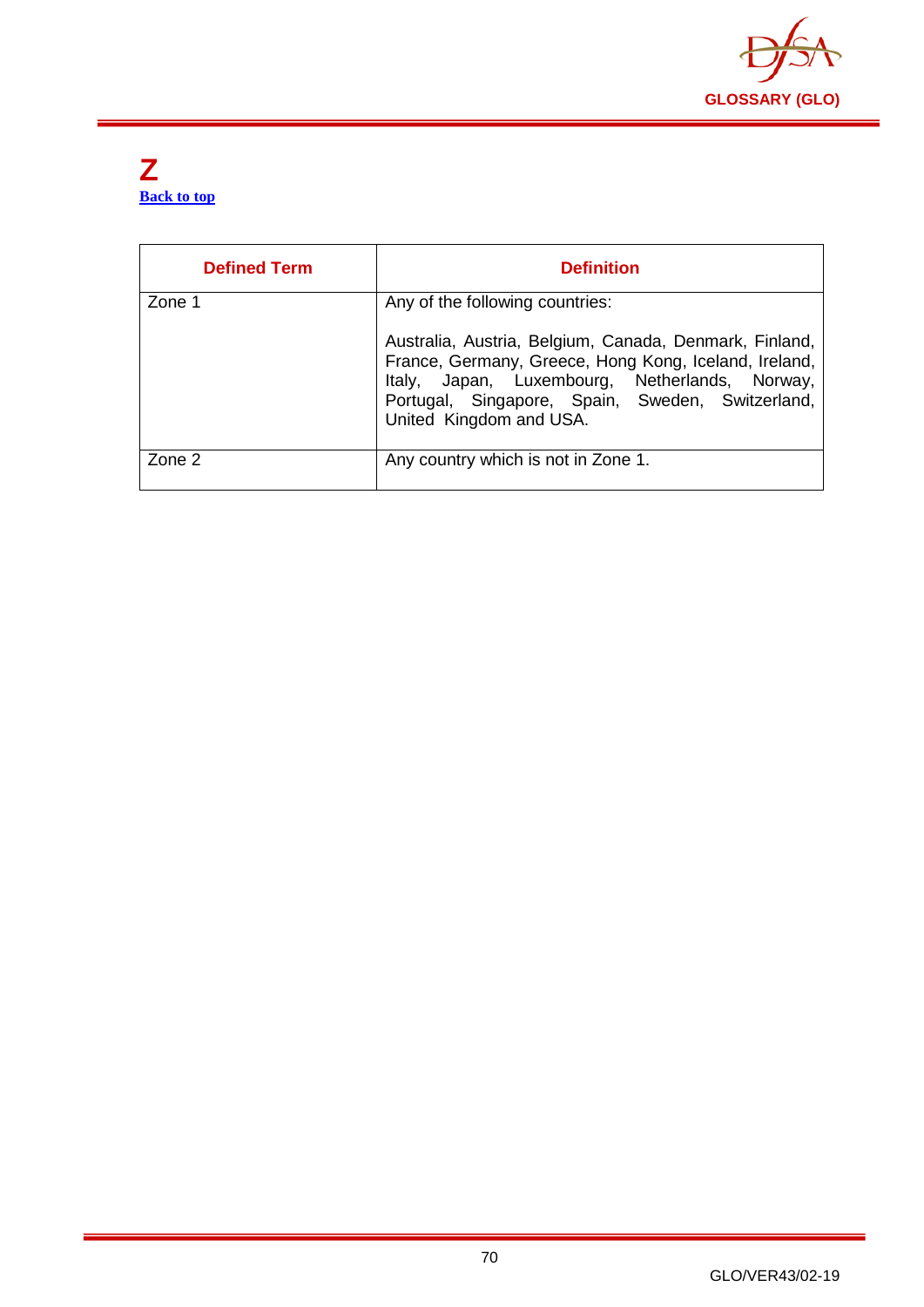# Z

[Back to top]

| Defined Term | Definition |
|---|---|
| Zone 1 | Any of the following countries:<br><br>Australia, Austria, Belgium, Canada, Denmark, Finland, France, Germany, Greece, Hong Kong, Iceland, Ireland, Italy, Japan, Luxembourg, Netherlands, Norway, Portugal, Singapore, Spain, Sweden, Switzerland, United Kingdom and USA. |
| Zone 2 | Any country which is not in Zone 1. |